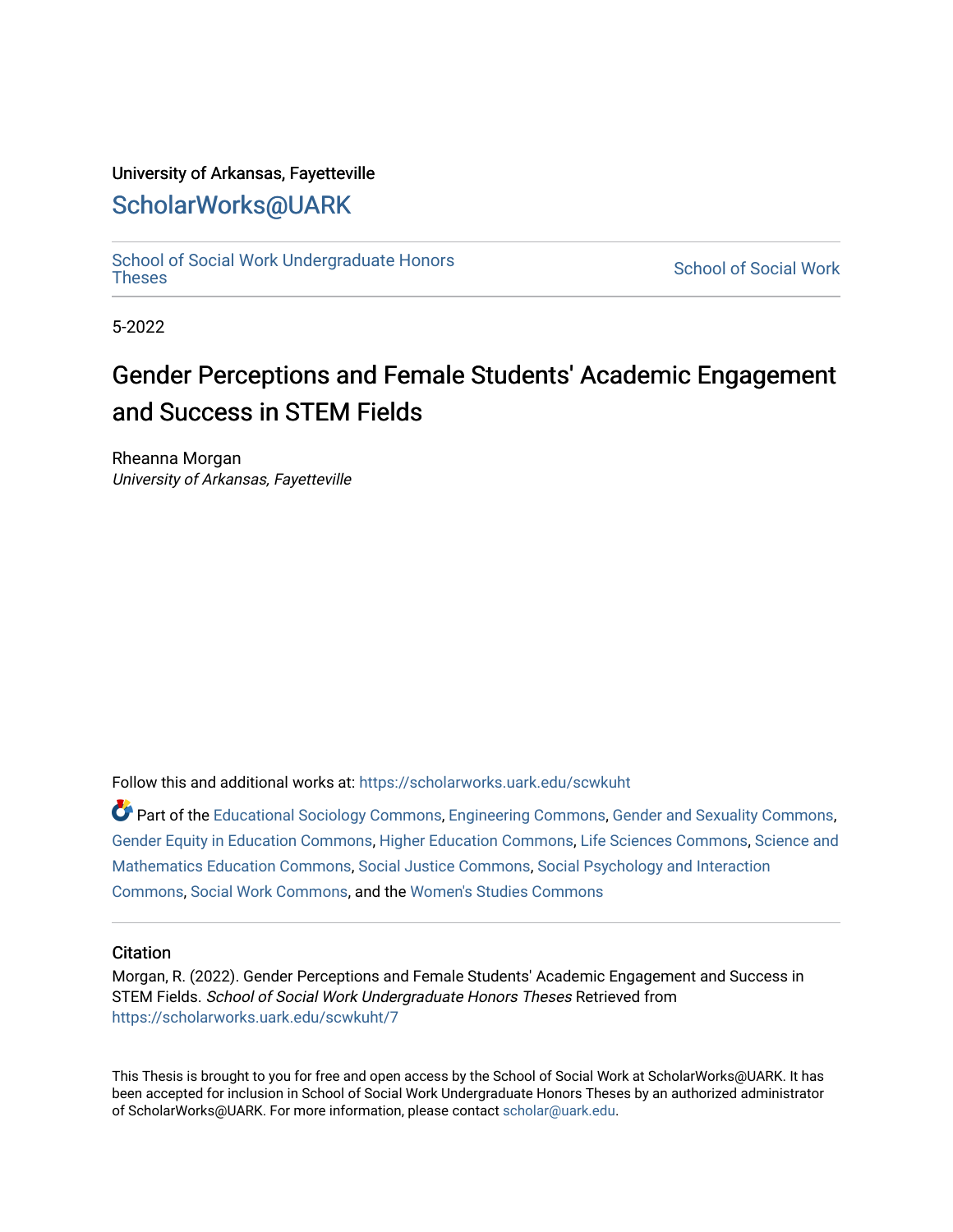University of Arkansas, Fayetteville

# ScholarWorks@UARK

School of Social Work Undergraduate Honors Theses

School of Social Work

5-2022

# Gender Perceptions and Female Students' Academic Engagement and Success in STEM Fields

Rheanna Morgan
*University of Arkansas, Fayetteville*

Follow this and additional works at: https://scholarworks.uark.edu/scwkuht

Part of the Educational Sociology Commons, Engineering Commons, Gender and Sexuality Commons, Gender Equity in Education Commons, Higher Education Commons, Life Sciences Commons, Science and Mathematics Education Commons, Social Justice Commons, Social Psychology and Interaction Commons, Social Work Commons, and the Women's Studies Commons

## Citation

Morgan, R. (2022). Gender Perceptions and Female Students' Academic Engagement and Success in STEM Fields. *School of Social Work Undergraduate Honors Theses* Retrieved from https://scholarworks.uark.edu/scwkuht/7

This Thesis is brought to you for free and open access by the School of Social Work at ScholarWorks@UARK. It has been accepted for inclusion in School of Social Work Undergraduate Honors Theses by an authorized administrator of ScholarWorks@UARK. For more information, please contact scholar@uark.edu.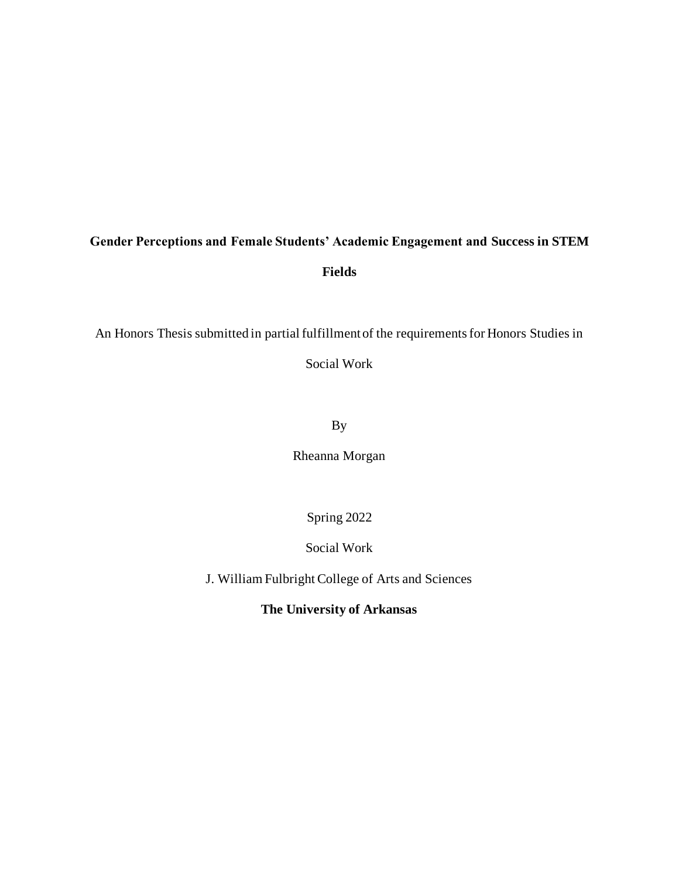# Gender Perceptions and Female Students' Academic Engagement and Success in STEM Fields

An Honors Thesis submitted in partial fulfillment of the requirements for Honors Studies in Social Work

By

Rheanna Morgan

Spring 2022

Social Work

J. William Fulbright College of Arts and Sciences

**The University of Arkansas**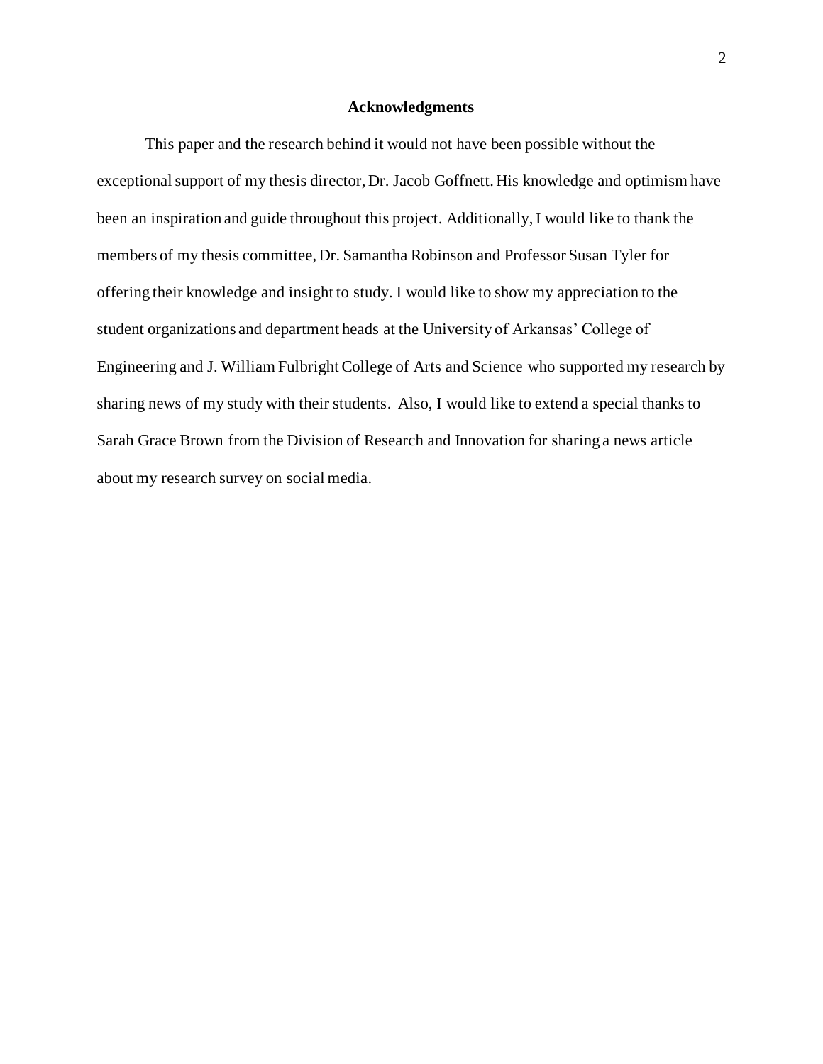# Acknowledgments

This paper and the research behind it would not have been possible without the exceptional support of my thesis director, Dr. Jacob Goffnett. His knowledge and optimism have been an inspiration and guide throughout this project. Additionally, I would like to thank the members of my thesis committee, Dr. Samantha Robinson and Professor Susan Tyler for offering their knowledge and insight to study. I would like to show my appreciation to the student organizations and department heads at the University of Arkansas' College of Engineering and J. William Fulbright College of Arts and Science who supported my research by sharing news of my study with their students. Also, I would like to extend a special thanks to Sarah Grace Brown from the Division of Research and Innovation for sharing a news article about my research survey on social media.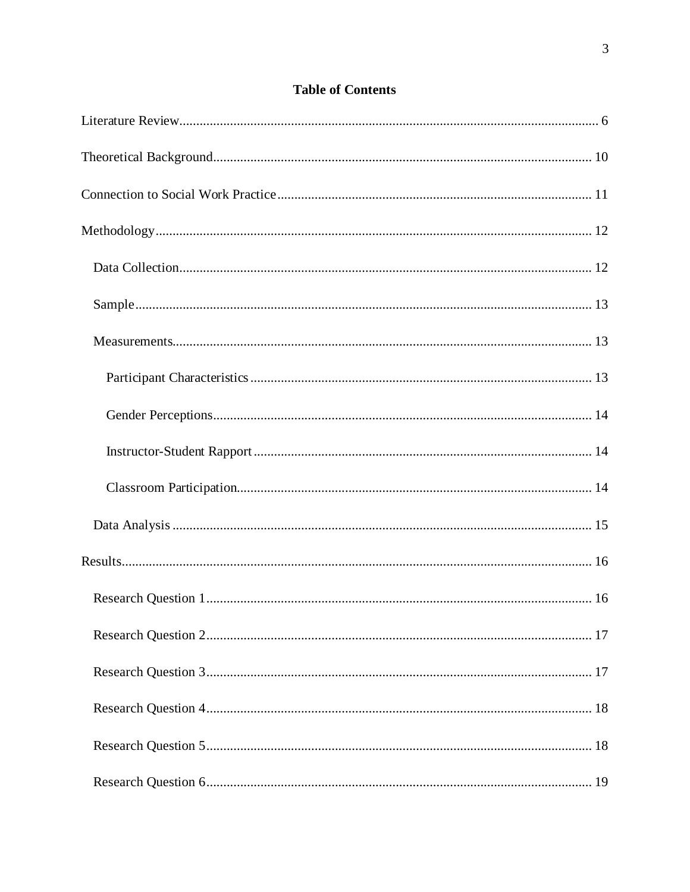# Table of Contents

Literature Review ........................................................................................................................ 6

Theoretical Background ............................................................................................................. 10

Connection to Social Work Practice .......................................................................................... 11

Methodology ............................................................................................................................... 12

- Data Collection ....................................................................................................................... 12
- Sample .................................................................................................................................... 13
- Measurements ......................................................................................................................... 13
  - Participant Characteristics ................................................................................................. 13
  - Gender Perceptions ............................................................................................................ 14
  - Instructor-Student Rapport ................................................................................................ 14
  - Classroom Participation ..................................................................................................... 14
- Data Analysis .......................................................................................................................... 15

Results ......................................................................................................................................... 16

- Research Question 1 ............................................................................................................... 16
- Research Question 2 ............................................................................................................... 17
- Research Question 3 ............................................................................................................... 17
- Research Question 4 ............................................................................................................... 18
- Research Question 5 ............................................................................................................... 18
- Research Question 6 ............................................................................................................... 19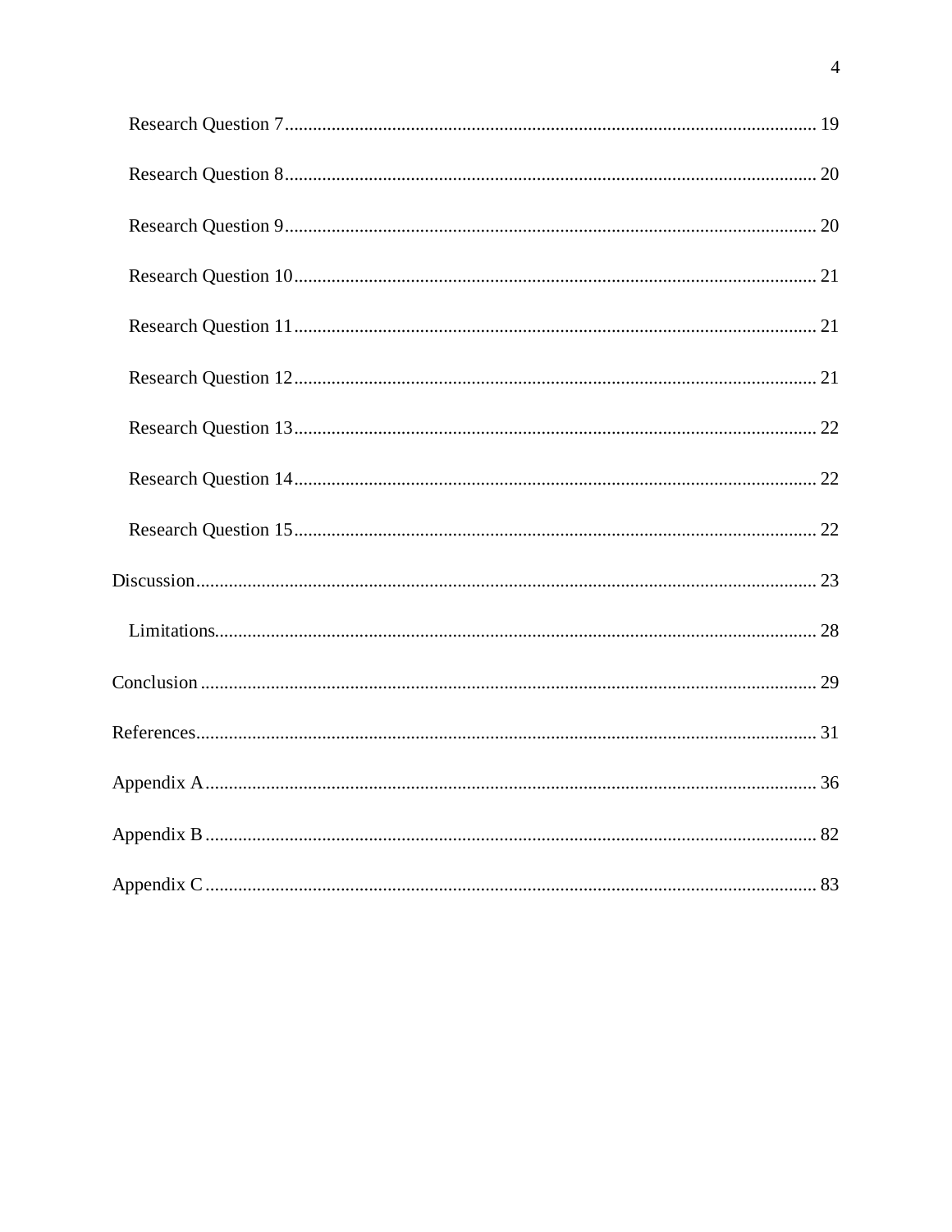Research Question 7 ................................................................................................................ 19

Research Question 8 ................................................................................................................ 20

Research Question 9 ................................................................................................................ 20

Research Question 10 .............................................................................................................. 21

Research Question 11 .............................................................................................................. 21

Research Question 12 .............................................................................................................. 21

Research Question 13 .............................................................................................................. 22

Research Question 14 .............................................................................................................. 22

Research Question 15 .............................................................................................................. 22

Discussion ..................................................................................................................................... 23

Limitations .............................................................................................................................. 28

Conclusion .................................................................................................................................... 29

References ..................................................................................................................................... 31

Appendix A ................................................................................................................................... 36

Appendix B ................................................................................................................................... 82

Appendix C ................................................................................................................................... 83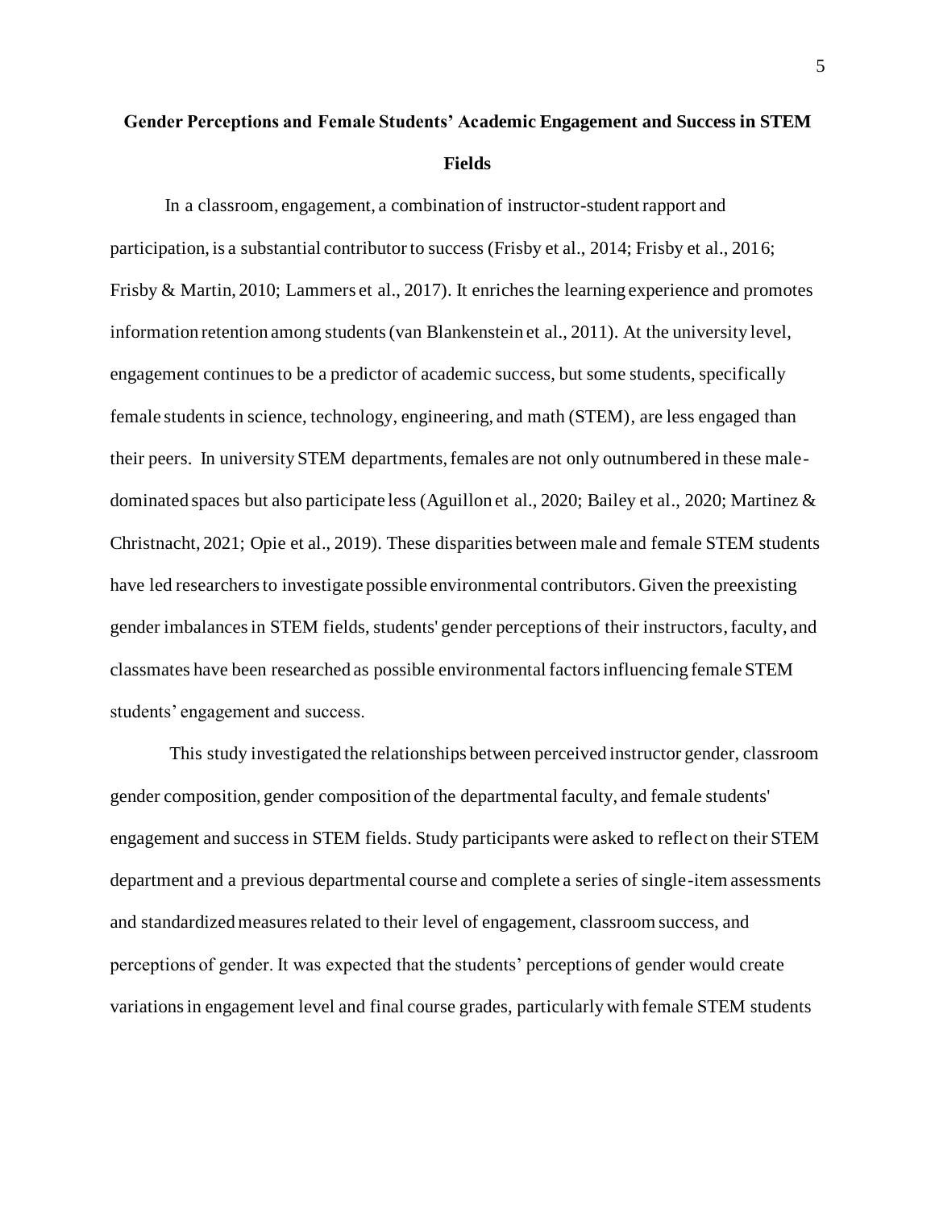## Gender Perceptions and Female Students' Academic Engagement and Success in STEM Fields

In a classroom, engagement, a combination of instructor-student rapport and participation, is a substantial contributor to success (Frisby et al., 2014; Frisby et al., 2016; Frisby & Martin, 2010; Lammers et al., 2017). It enriches the learning experience and promotes information retention among students (van Blankenstein et al., 2011). At the university level, engagement continues to be a predictor of academic success, but some students, specifically female students in science, technology, engineering, and math (STEM), are less engaged than their peers. In university STEM departments, females are not only outnumbered in these male-dominated spaces but also participate less (Aguillon et al., 2020; Bailey et al., 2020; Martinez & Christnacht, 2021; Opie et al., 2019). These disparities between male and female STEM students have led researchers to investigate possible environmental contributors. Given the preexisting gender imbalances in STEM fields, students' gender perceptions of their instructors, faculty, and classmates have been researched as possible environmental factors influencing female STEM students' engagement and success.

This study investigated the relationships between perceived instructor gender, classroom gender composition, gender composition of the departmental faculty, and female students' engagement and success in STEM fields. Study participants were asked to reflect on their STEM department and a previous departmental course and complete a series of single-item assessments and standardized measures related to their level of engagement, classroom success, and perceptions of gender. It was expected that the students' perceptions of gender would create variations in engagement level and final course grades, particularly with female STEM students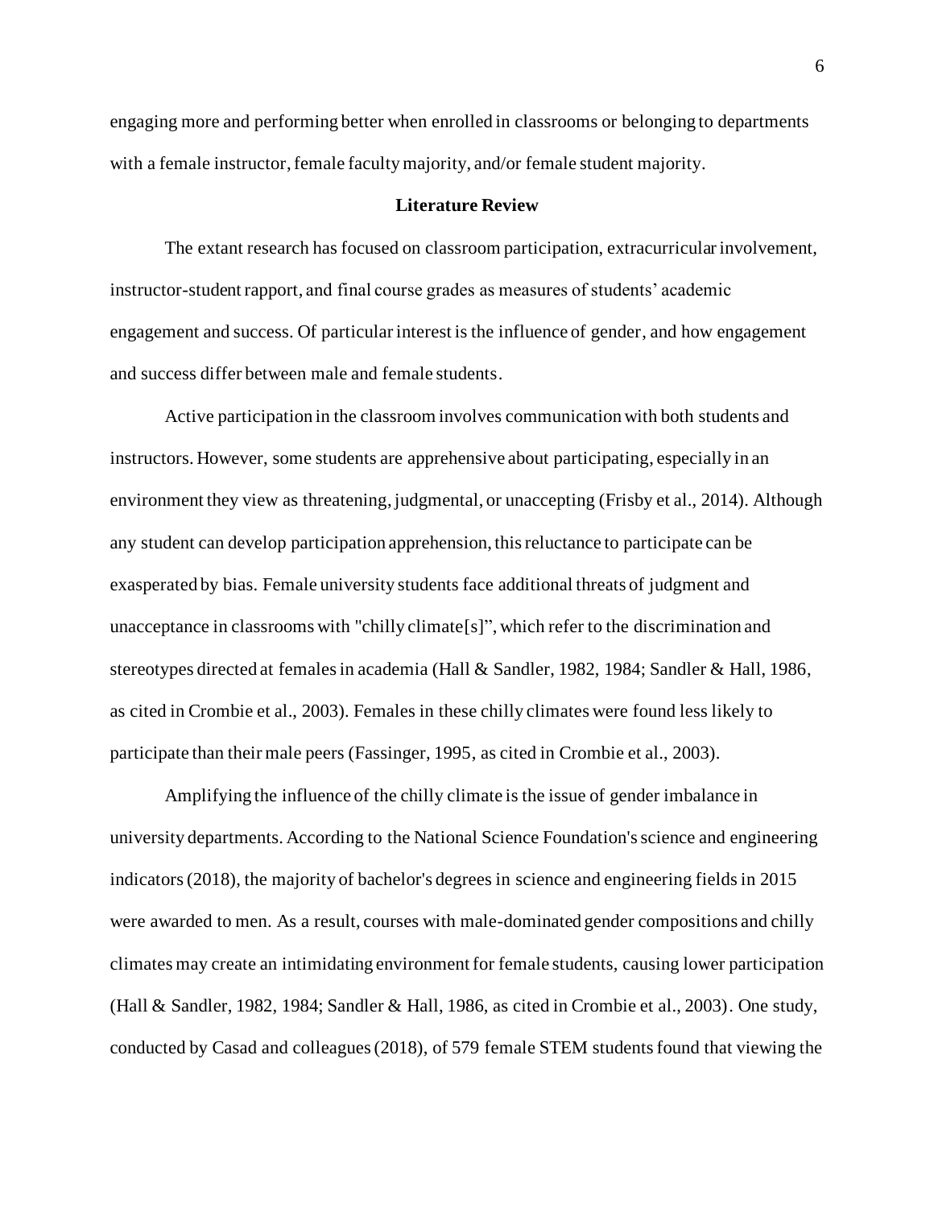engaging more and performing better when enrolled in classrooms or belonging to departments with a female instructor, female faculty majority, and/or female student majority.

## Literature Review

The extant research has focused on classroom participation, extracurricular involvement, instructor-student rapport, and final course grades as measures of students' academic engagement and success. Of particular interest is the influence of gender, and how engagement and success differ between male and female students.

Active participation in the classroom involves communication with both students and instructors. However, some students are apprehensive about participating, especially in an environment they view as threatening, judgmental, or unaccepting (Frisby et al., 2014). Although any student can develop participation apprehension, this reluctance to participate can be exasperated by bias. Female university students face additional threats of judgment and unacceptance in classrooms with "chilly climate[s]", which refer to the discrimination and stereotypes directed at females in academia (Hall & Sandler, 1982, 1984; Sandler & Hall, 1986, as cited in Crombie et al., 2003). Females in these chilly climates were found less likely to participate than their male peers (Fassinger, 1995, as cited in Crombie et al., 2003).

Amplifying the influence of the chilly climate is the issue of gender imbalance in university departments. According to the National Science Foundation's science and engineering indicators (2018), the majority of bachelor's degrees in science and engineering fields in 2015 were awarded to men. As a result, courses with male-dominated gender compositions and chilly climates may create an intimidating environment for female students, causing lower participation (Hall & Sandler, 1982, 1984; Sandler & Hall, 1986, as cited in Crombie et al., 2003). One study, conducted by Casad and colleagues (2018), of 579 female STEM students found that viewing the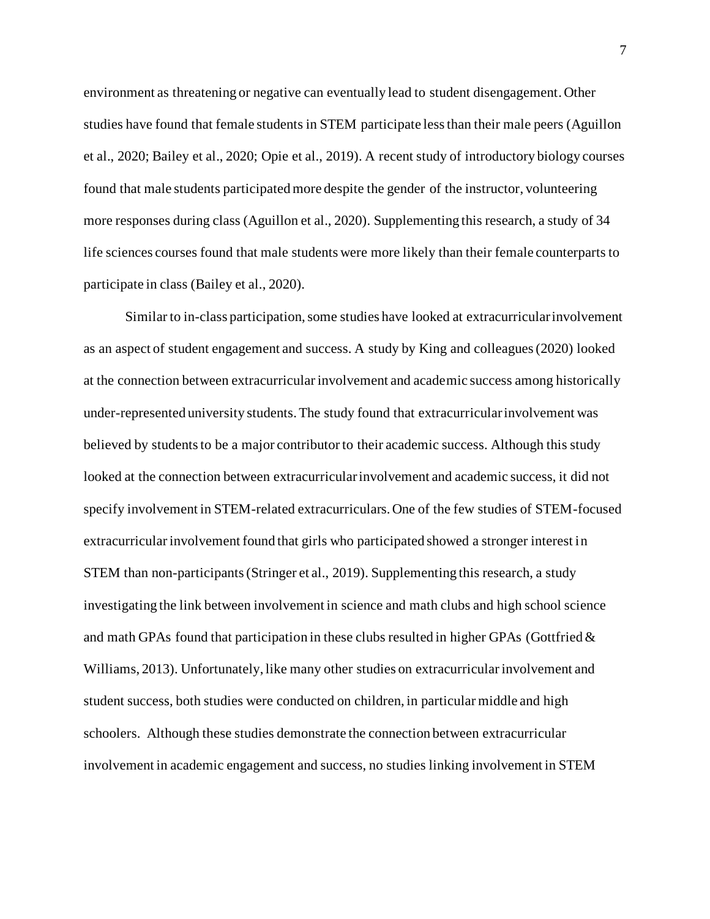environment as threatening or negative can eventually lead to student disengagement. Other studies have found that female students in STEM participate less than their male peers (Aguillon et al., 2020; Bailey et al., 2020; Opie et al., 2019). A recent study of introductory biology courses found that male students participated more despite the gender of the instructor, volunteering more responses during class (Aguillon et al., 2020). Supplementing this research, a study of 34 life sciences courses found that male students were more likely than their female counterparts to participate in class (Bailey et al., 2020).

Similar to in-class participation, some studies have looked at extracurricular involvement as an aspect of student engagement and success. A study by King and colleagues (2020) looked at the connection between extracurricular involvement and academic success among historically under-represented university students. The study found that extracurricular involvement was believed by students to be a major contributor to their academic success. Although this study looked at the connection between extracurricular involvement and academic success, it did not specify involvement in STEM-related extracurriculars. One of the few studies of STEM-focused extracurricular involvement found that girls who participated showed a stronger interest in STEM than non-participants (Stringer et al., 2019). Supplementing this research, a study investigating the link between involvement in science and math clubs and high school science and math GPAs found that participation in these clubs resulted in higher GPAs (Gottfried & Williams, 2013). Unfortunately, like many other studies on extracurricular involvement and student success, both studies were conducted on children, in particular middle and high schoolers. Although these studies demonstrate the connection between extracurricular involvement in academic engagement and success, no studies linking involvement in STEM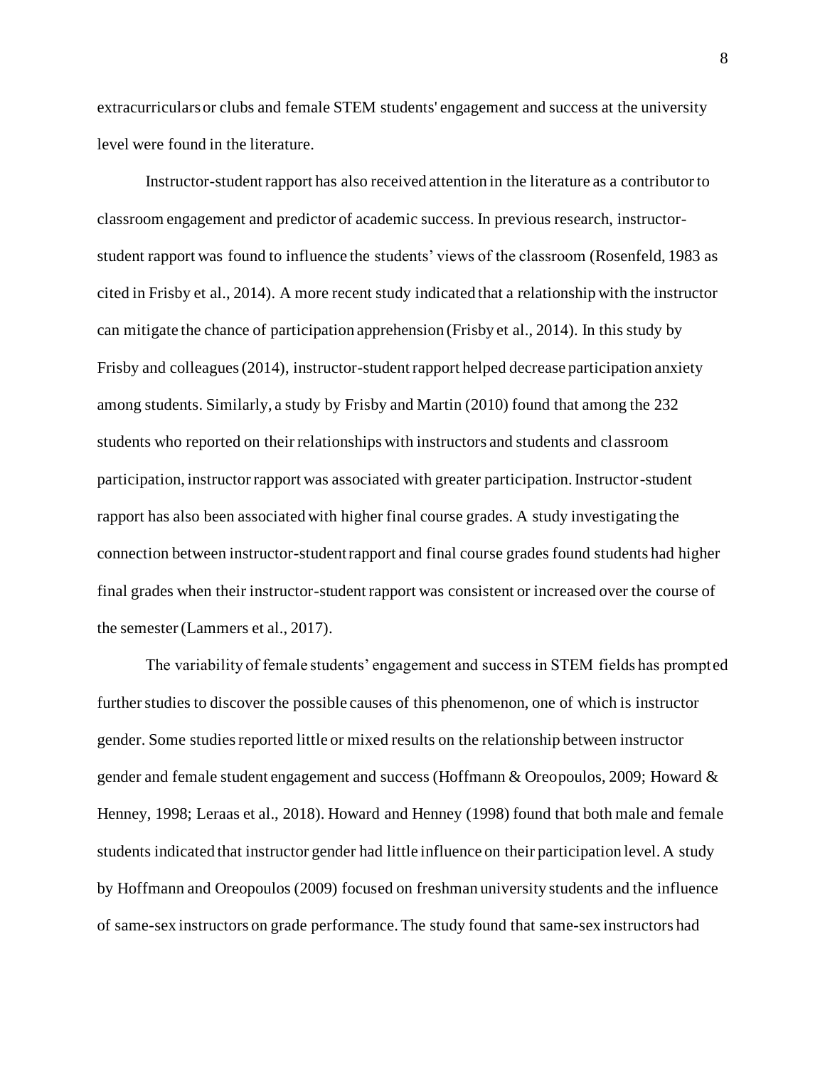extracurriculars or clubs and female STEM students' engagement and success at the university level were found in the literature.

Instructor-student rapport has also received attention in the literature as a contributor to classroom engagement and predictor of academic success. In previous research, instructor-student rapport was found to influence the students' views of the classroom (Rosenfeld, 1983 as cited in Frisby et al., 2014). A more recent study indicated that a relationship with the instructor can mitigate the chance of participation apprehension (Frisby et al., 2014). In this study by Frisby and colleagues (2014), instructor-student rapport helped decrease participation anxiety among students. Similarly, a study by Frisby and Martin (2010) found that among the 232 students who reported on their relationships with instructors and students and classroom participation, instructor rapport was associated with greater participation. Instructor-student rapport has also been associated with higher final course grades. A study investigating the connection between instructor-student rapport and final course grades found students had higher final grades when their instructor-student rapport was consistent or increased over the course of the semester (Lammers et al., 2017).

The variability of female students' engagement and success in STEM fields has prompted further studies to discover the possible causes of this phenomenon, one of which is instructor gender. Some studies reported little or mixed results on the relationship between instructor gender and female student engagement and success (Hoffmann & Oreopoulos, 2009; Howard & Henney, 1998; Leraas et al., 2018). Howard and Henney (1998) found that both male and female students indicated that instructor gender had little influence on their participation level. A study by Hoffmann and Oreopoulos (2009) focused on freshman university students and the influence of same-sex instructors on grade performance. The study found that same-sex instructors had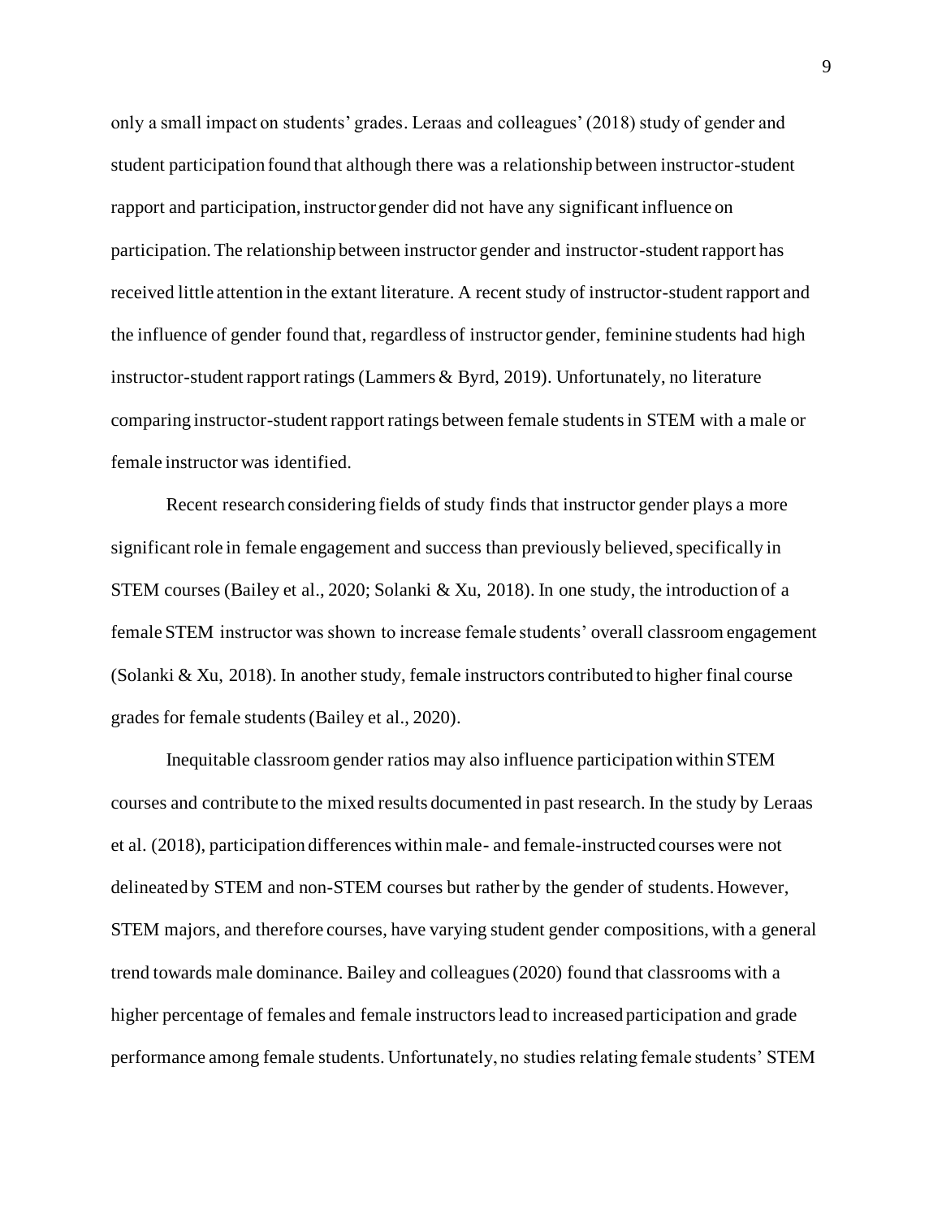only a small impact on students' grades. Leraas and colleagues' (2018) study of gender and student participation found that although there was a relationship between instructor-student rapport and participation, instructor gender did not have any significant influence on participation. The relationship between instructor gender and instructor-student rapport has received little attention in the extant literature. A recent study of instructor-student rapport and the influence of gender found that, regardless of instructor gender, feminine students had high instructor-student rapport ratings (Lammers & Byrd, 2019). Unfortunately, no literature comparing instructor-student rapport ratings between female students in STEM with a male or female instructor was identified.

Recent research considering fields of study finds that instructor gender plays a more significant role in female engagement and success than previously believed, specifically in STEM courses (Bailey et al., 2020; Solanki & Xu, 2018). In one study, the introduction of a female STEM instructor was shown to increase female students' overall classroom engagement (Solanki & Xu, 2018). In another study, female instructors contributed to higher final course grades for female students (Bailey et al., 2020).

Inequitable classroom gender ratios may also influence participation within STEM courses and contribute to the mixed results documented in past research. In the study by Leraas et al. (2018), participation differences within male- and female-instructed courses were not delineated by STEM and non-STEM courses but rather by the gender of students. However, STEM majors, and therefore courses, have varying student gender compositions, with a general trend towards male dominance. Bailey and colleagues (2020) found that classrooms with a higher percentage of females and female instructors lead to increased participation and grade performance among female students. Unfortunately, no studies relating female students' STEM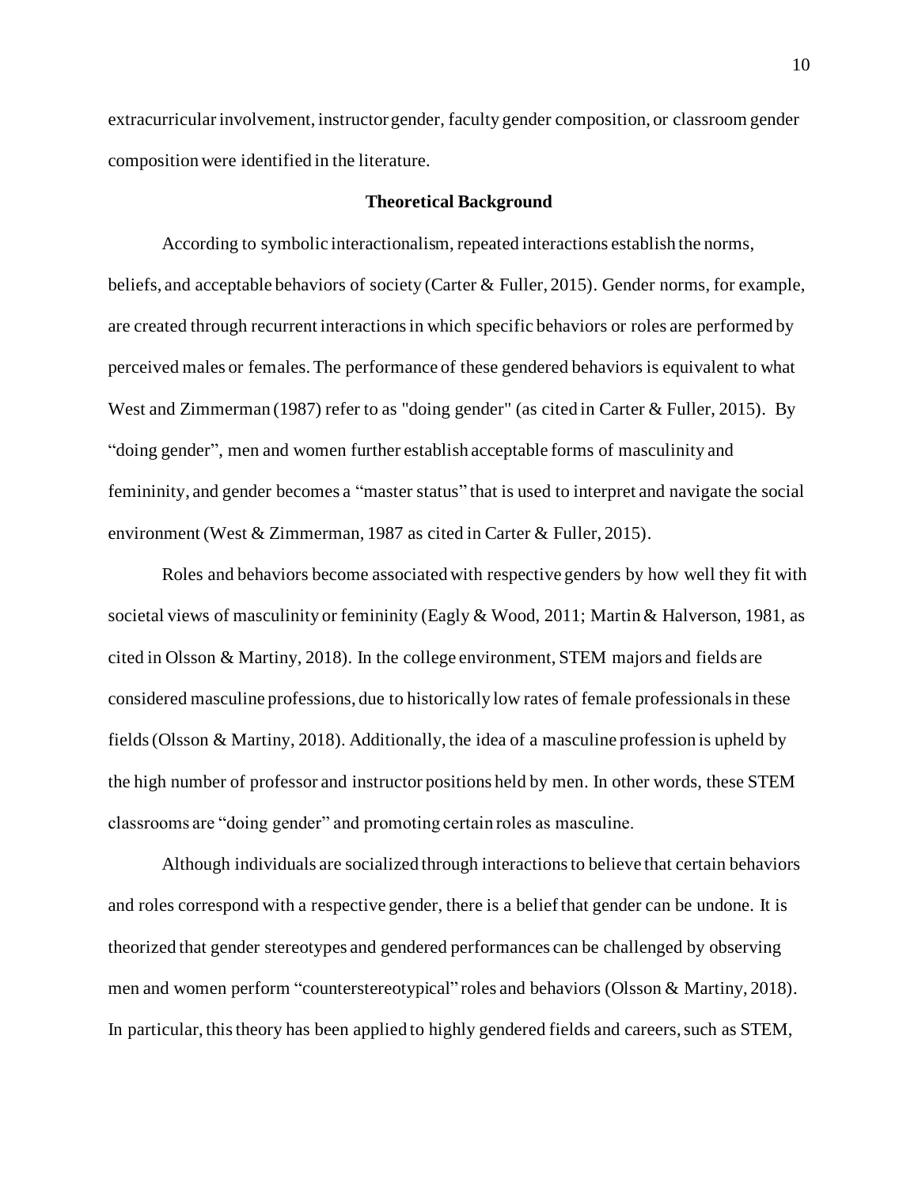extracurricular involvement, instructor gender, faculty gender composition, or classroom gender composition were identified in the literature.

## Theoretical Background

According to symbolic interactionalism, repeated interactions establish the norms, beliefs, and acceptable behaviors of society (Carter & Fuller, 2015). Gender norms, for example, are created through recurrent interactions in which specific behaviors or roles are performed by perceived males or females. The performance of these gendered behaviors is equivalent to what West and Zimmerman (1987) refer to as "doing gender" (as cited in Carter & Fuller, 2015). By "doing gender", men and women further establish acceptable forms of masculinity and femininity, and gender becomes a "master status" that is used to interpret and navigate the social environment (West & Zimmerman, 1987 as cited in Carter & Fuller, 2015).

Roles and behaviors become associated with respective genders by how well they fit with societal views of masculinity or femininity (Eagly & Wood, 2011; Martin & Halverson, 1981, as cited in Olsson & Martiny, 2018). In the college environment, STEM majors and fields are considered masculine professions, due to historically low rates of female professionals in these fields (Olsson & Martiny, 2018). Additionally, the idea of a masculine profession is upheld by the high number of professor and instructor positions held by men. In other words, these STEM classrooms are "doing gender" and promoting certain roles as masculine.

Although individuals are socialized through interactions to believe that certain behaviors and roles correspond with a respective gender, there is a belief that gender can be undone. It is theorized that gender stereotypes and gendered performances can be challenged by observing men and women perform "counterstereotypical" roles and behaviors (Olsson & Martiny, 2018). In particular, this theory has been applied to highly gendered fields and careers, such as STEM,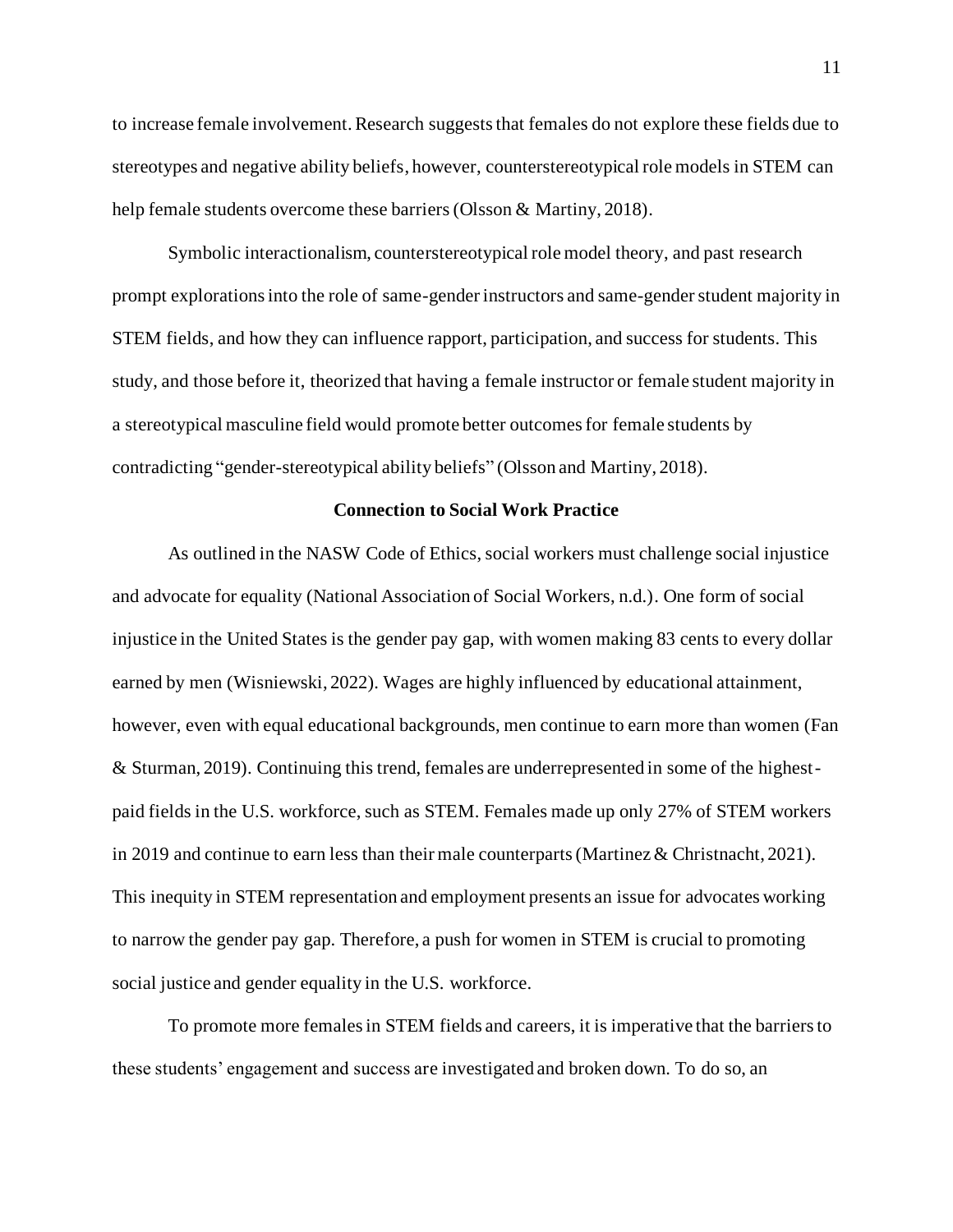to increase female involvement. Research suggests that females do not explore these fields due to stereotypes and negative ability beliefs, however, counterstereotypical role models in STEM can help female students overcome these barriers (Olsson & Martiny, 2018).

Symbolic interactionalism, counterstereotypical role model theory, and past research prompt explorations into the role of same-gender instructors and same-gender student majority in STEM fields, and how they can influence rapport, participation, and success for students. This study, and those before it, theorized that having a female instructor or female student majority in a stereotypical masculine field would promote better outcomes for female students by contradicting "gender-stereotypical ability beliefs" (Olsson and Martiny, 2018).

**Connection to Social Work Practice**

As outlined in the NASW Code of Ethics, social workers must challenge social injustice and advocate for equality (National Association of Social Workers, n.d.). One form of social injustice in the United States is the gender pay gap, with women making 83 cents to every dollar earned by men (Wisniewski, 2022). Wages are highly influenced by educational attainment, however, even with equal educational backgrounds, men continue to earn more than women (Fan & Sturman, 2019). Continuing this trend, females are underrepresented in some of the highest-paid fields in the U.S. workforce, such as STEM. Females made up only 27% of STEM workers in 2019 and continue to earn less than their male counterparts (Martinez & Christnacht, 2021). This inequity in STEM representation and employment presents an issue for advocates working to narrow the gender pay gap. Therefore, a push for women in STEM is crucial to promoting social justice and gender equality in the U.S. workforce.

To promote more females in STEM fields and careers, it is imperative that the barriers to these students' engagement and success are investigated and broken down. To do so, an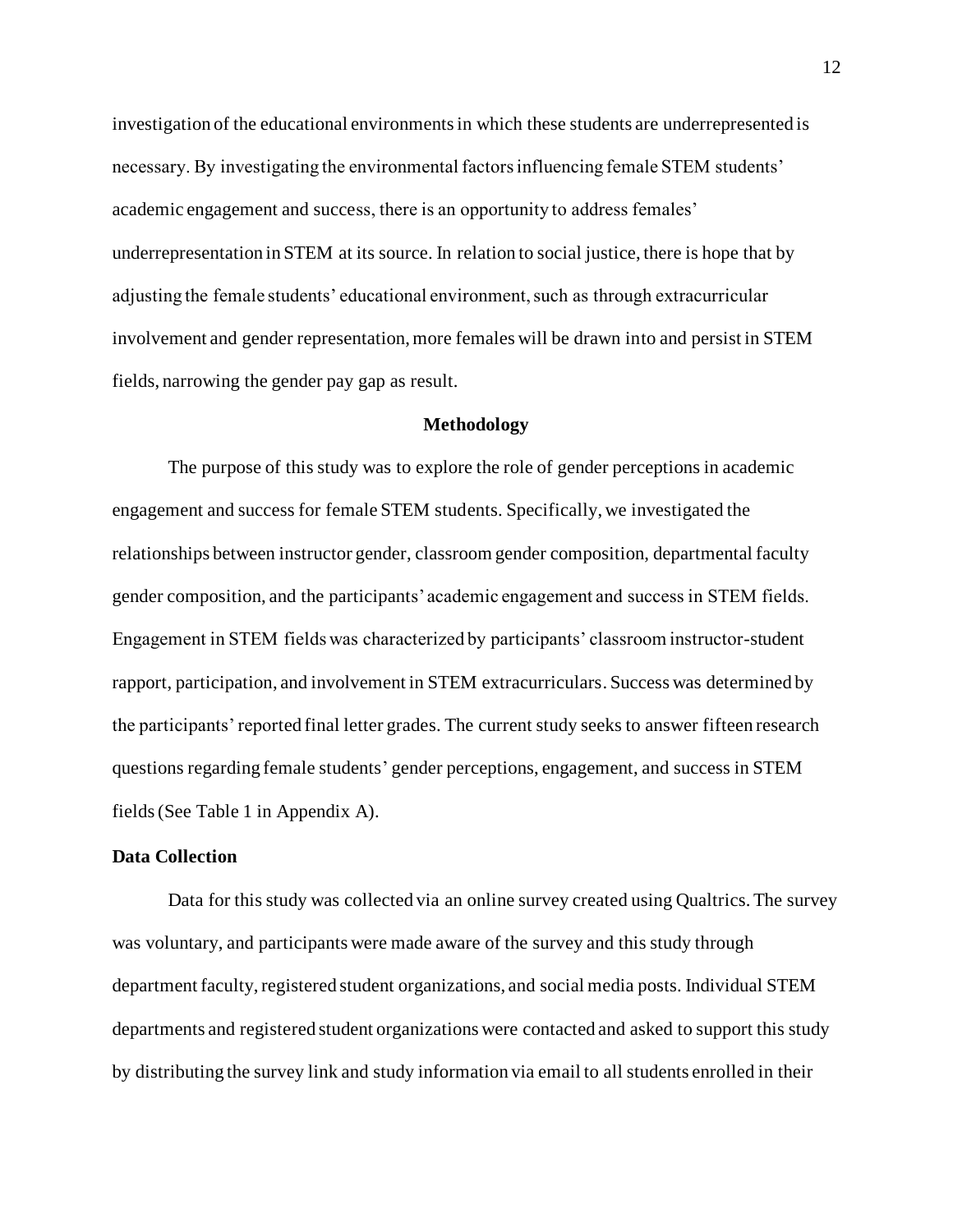investigation of the educational environments in which these students are underrepresented is necessary. By investigating the environmental factors influencing female STEM students' academic engagement and success, there is an opportunity to address females' underrepresentation in STEM at its source. In relation to social justice, there is hope that by adjusting the female students' educational environment, such as through extracurricular involvement and gender representation, more females will be drawn into and persist in STEM fields, narrowing the gender pay gap as result.

## Methodology

The purpose of this study was to explore the role of gender perceptions in academic engagement and success for female STEM students. Specifically, we investigated the relationships between instructor gender, classroom gender composition, departmental faculty gender composition, and the participants' academic engagement and success in STEM fields. Engagement in STEM fields was characterized by participants' classroom instructor-student rapport, participation, and involvement in STEM extracurriculars. Success was determined by the participants' reported final letter grades. The current study seeks to answer fifteen research questions regarding female students' gender perceptions, engagement, and success in STEM fields (See Table 1 in Appendix A).

### Data Collection

Data for this study was collected via an online survey created using Qualtrics. The survey was voluntary, and participants were made aware of the survey and this study through department faculty, registered student organizations, and social media posts. Individual STEM departments and registered student organizations were contacted and asked to support this study by distributing the survey link and study information via email to all students enrolled in their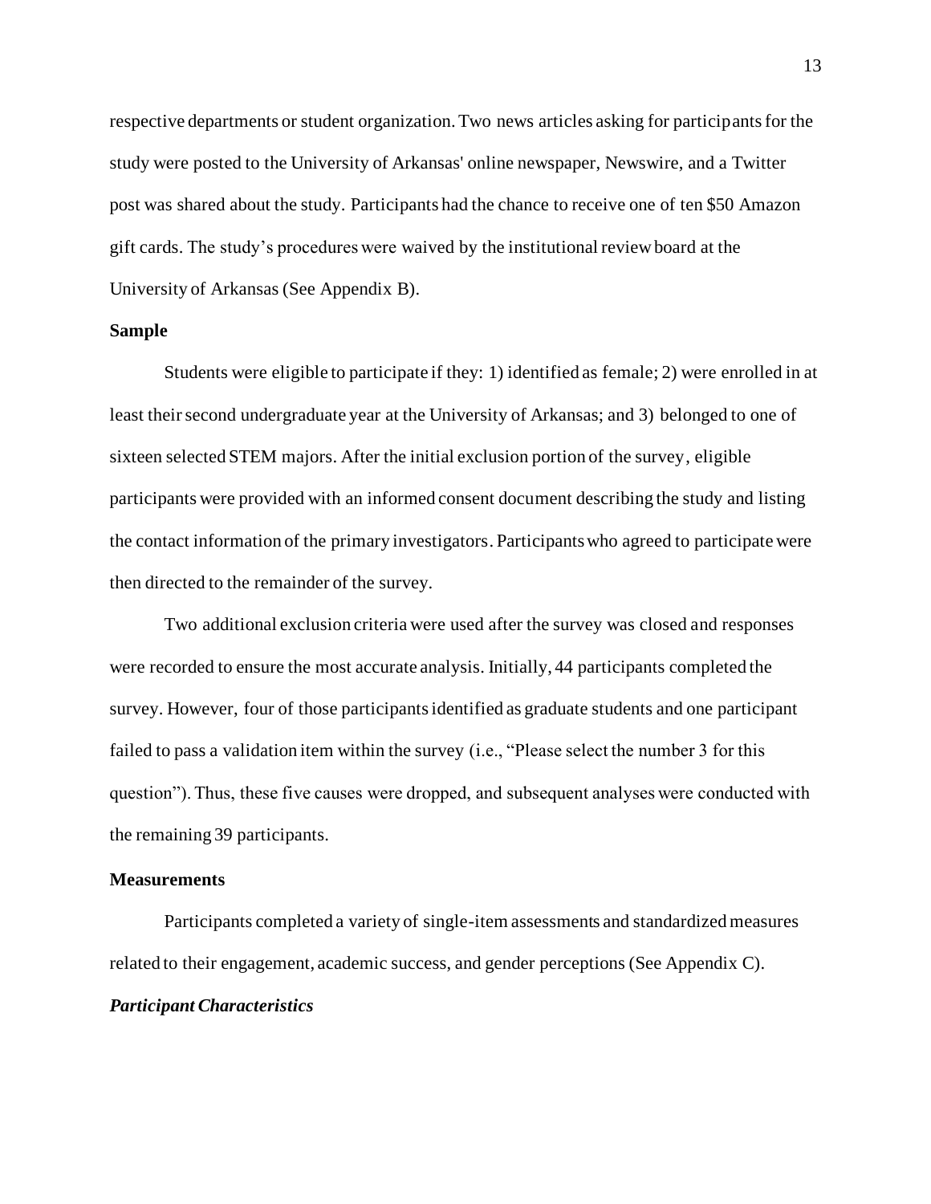respective departments or student organization. Two news articles asking for participants for the study were posted to the University of Arkansas' online newspaper, Newswire, and a Twitter post was shared about the study. Participants had the chance to receive one of ten $50 Amazon gift cards. The study's procedures were waived by the institutional review board at the University of Arkansas (See Appendix B).

## Sample

Students were eligible to participate if they: 1) identified as female; 2) were enrolled in at least their second undergraduate year at the University of Arkansas; and 3) belonged to one of sixteen selected STEM majors. After the initial exclusion portion of the survey, eligible participants were provided with an informed consent document describing the study and listing the contact information of the primary investigators. Participants who agreed to participate were then directed to the remainder of the survey.

Two additional exclusion criteria were used after the survey was closed and responses were recorded to ensure the most accurate analysis. Initially, 44 participants completed the survey. However, four of those participants identified as graduate students and one participant failed to pass a validation item within the survey (i.e., "Please select the number 3 for this question"). Thus, these five causes were dropped, and subsequent analyses were conducted with the remaining 39 participants.

## Measurements

Participants completed a variety of single-item assessments and standardized measures related to their engagement, academic success, and gender perceptions (See Appendix C).

### *Participant Characteristics*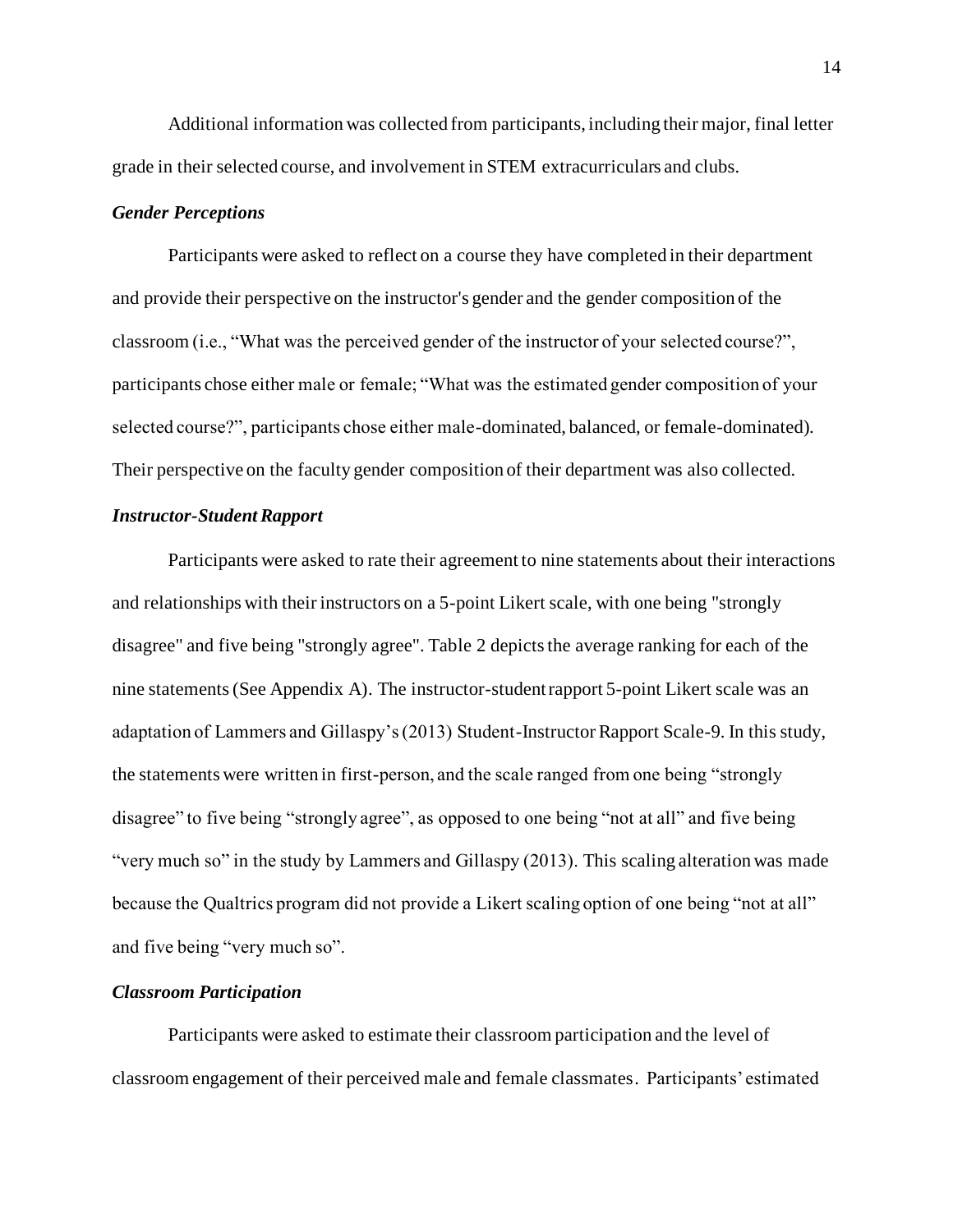Additional information was collected from participants, including their major, final letter grade in their selected course, and involvement in STEM extracurriculars and clubs.

### *Gender Perceptions*

Participants were asked to reflect on a course they have completed in their department and provide their perspective on the instructor's gender and the gender composition of the classroom (i.e., "What was the perceived gender of the instructor of your selected course?", participants chose either male or female; "What was the estimated gender composition of your selected course?", participants chose either male-dominated, balanced, or female-dominated). Their perspective on the faculty gender composition of their department was also collected.

### *Instructor-Student Rapport*

Participants were asked to rate their agreement to nine statements about their interactions and relationships with their instructors on a 5-point Likert scale, with one being "strongly disagree" and five being "strongly agree". Table 2 depicts the average ranking for each of the nine statements (See Appendix A). The instructor-student rapport 5-point Likert scale was an adaptation of Lammers and Gillaspy's (2013) Student-Instructor Rapport Scale-9. In this study, the statements were written in first-person, and the scale ranged from one being "strongly disagree" to five being "strongly agree", as opposed to one being "not at all" and five being "very much so" in the study by Lammers and Gillaspy (2013). This scaling alteration was made because the Qualtrics program did not provide a Likert scaling option of one being "not at all" and five being "very much so".

### *Classroom Participation*

Participants were asked to estimate their classroom participation and the level of classroom engagement of their perceived male and female classmates. Participants' estimated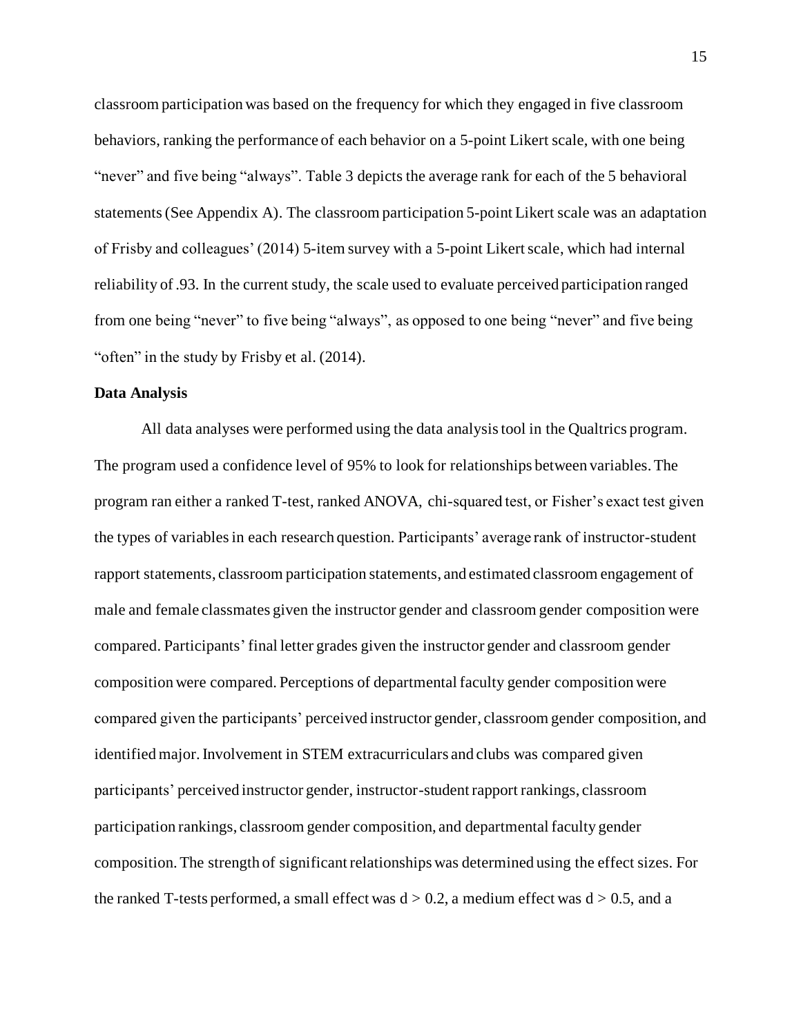classroom participation was based on the frequency for which they engaged in five classroom behaviors, ranking the performance of each behavior on a 5-point Likert scale, with one being "never" and five being "always". Table 3 depicts the average rank for each of the 5 behavioral statements (See Appendix A). The classroom participation 5-point Likert scale was an adaptation of Frisby and colleagues' (2014) 5-item survey with a 5-point Likert scale, which had internal reliability of .93. In the current study, the scale used to evaluate perceived participation ranged from one being "never" to five being "always", as opposed to one being "never" and five being "often" in the study by Frisby et al. (2014).

**Data Analysis**

All data analyses were performed using the data analysis tool in the Qualtrics program. The program used a confidence level of 95% to look for relationships between variables. The program ran either a ranked T-test, ranked ANOVA, chi-squared test, or Fisher's exact test given the types of variables in each research question. Participants' average rank of instructor-student rapport statements, classroom participation statements, and estimated classroom engagement of male and female classmates given the instructor gender and classroom gender composition were compared. Participants' final letter grades given the instructor gender and classroom gender composition were compared. Perceptions of departmental faculty gender composition were compared given the participants' perceived instructor gender, classroom gender composition, and identified major. Involvement in STEM extracurriculars and clubs was compared given participants' perceived instructor gender, instructor-student rapport rankings, classroom participation rankings, classroom gender composition, and departmental faculty gender composition. The strength of significant relationships was determined using the effect sizes. For the ranked T-tests performed, a small effect was $d > 0.2$, a medium effect was $d > 0.5$, and a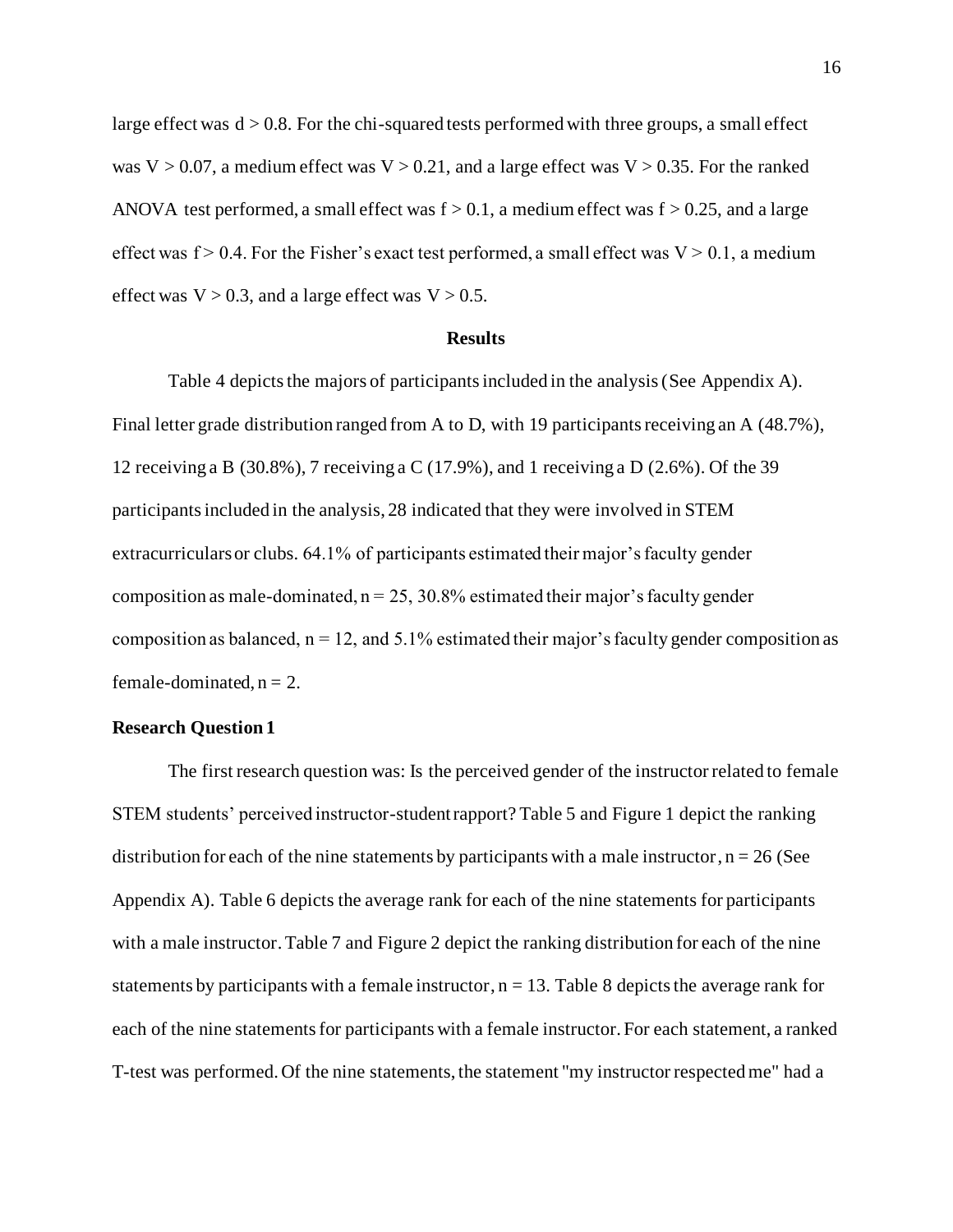large effect was $d > 0.8$. For the chi-squared tests performed with three groups, a small effect was $V > 0.07$, a medium effect was $V > 0.21$, and a large effect was $V > 0.35$. For the ranked ANOVA test performed, a small effect was $f > 0.1$, a medium effect was $f > 0.25$, and a large effect was $f > 0.4$. For the Fisher's exact test performed, a small effect was $V > 0.1$, a medium effect was $V > 0.3$, and a large effect was $V > 0.5$.

## Results

Table 4 depicts the majors of participants included in the analysis (See Appendix A). Final letter grade distribution ranged from A to D, with 19 participants receiving an A (48.7%), 12 receiving a B (30.8%), 7 receiving a C (17.9%), and 1 receiving a D (2.6%). Of the 39 participants included in the analysis, 28 indicated that they were involved in STEM extracurriculars or clubs. 64.1% of participants estimated their major's faculty gender composition as male-dominated, $n = 25$, 30.8% estimated their major's faculty gender composition as balanced, $n = 12$, and 5.1% estimated their major's faculty gender composition as female-dominated, $n = 2$.

### Research Question 1

The first research question was: Is the perceived gender of the instructor related to female STEM students' perceived instructor-student rapport? Table 5 and Figure 1 depict the ranking distribution for each of the nine statements by participants with a male instructor, $n = 26$ (See Appendix A). Table 6 depicts the average rank for each of the nine statements for participants with a male instructor. Table 7 and Figure 2 depict the ranking distribution for each of the nine statements by participants with a female instructor, $n = 13$. Table 8 depicts the average rank for each of the nine statements for participants with a female instructor. For each statement, a ranked T-test was performed. Of the nine statements, the statement "my instructor respected me" had a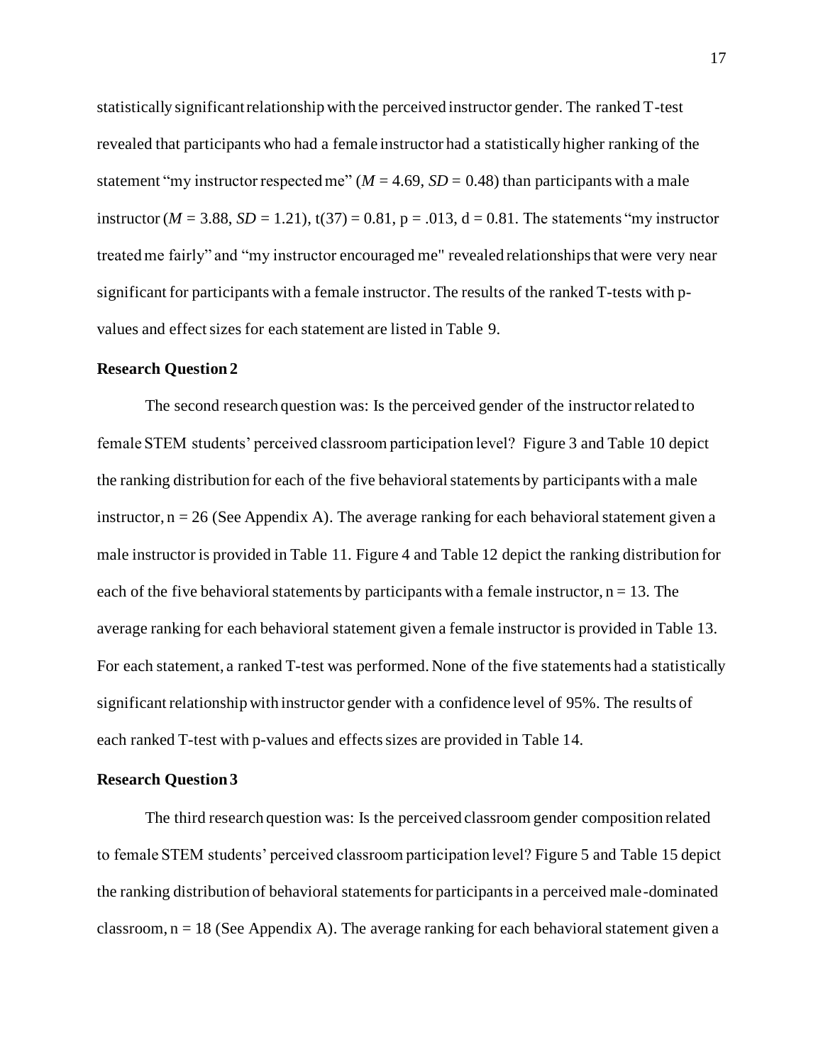statistically significant relationship with the perceived instructor gender. The ranked T-test revealed that participants who had a female instructor had a statistically higher ranking of the statement "my instructor respected me" (*M* = 4.69, *SD* = 0.48) than participants with a male instructor (*M* = 3.88, *SD* = 1.21), $t(37) = 0.81$, $p = .013$, $d = 0.81$. The statements "my instructor treated me fairly" and "my instructor encouraged me" revealed relationships that were very near significant for participants with a female instructor. The results of the ranked T-tests with p-values and effect sizes for each statement are listed in Table 9.

### Research Question 2

The second research question was: Is the perceived gender of the instructor related to female STEM students' perceived classroom participation level? Figure 3 and Table 10 depict the ranking distribution for each of the five behavioral statements by participants with a male instructor, $n = 26$ (See Appendix A). The average ranking for each behavioral statement given a male instructor is provided in Table 11. Figure 4 and Table 12 depict the ranking distribution for each of the five behavioral statements by participants with a female instructor, $n = 13$. The average ranking for each behavioral statement given a female instructor is provided in Table 13. For each statement, a ranked T-test was performed. None of the five statements had a statistically significant relationship with instructor gender with a confidence level of 95%. The results of each ranked T-test with p-values and effects sizes are provided in Table 14.

### Research Question 3

The third research question was: Is the perceived classroom gender composition related to female STEM students' perceived classroom participation level? Figure 5 and Table 15 depict the ranking distribution of behavioral statements for participants in a perceived male-dominated classroom, $n = 18$ (See Appendix A). The average ranking for each behavioral statement given a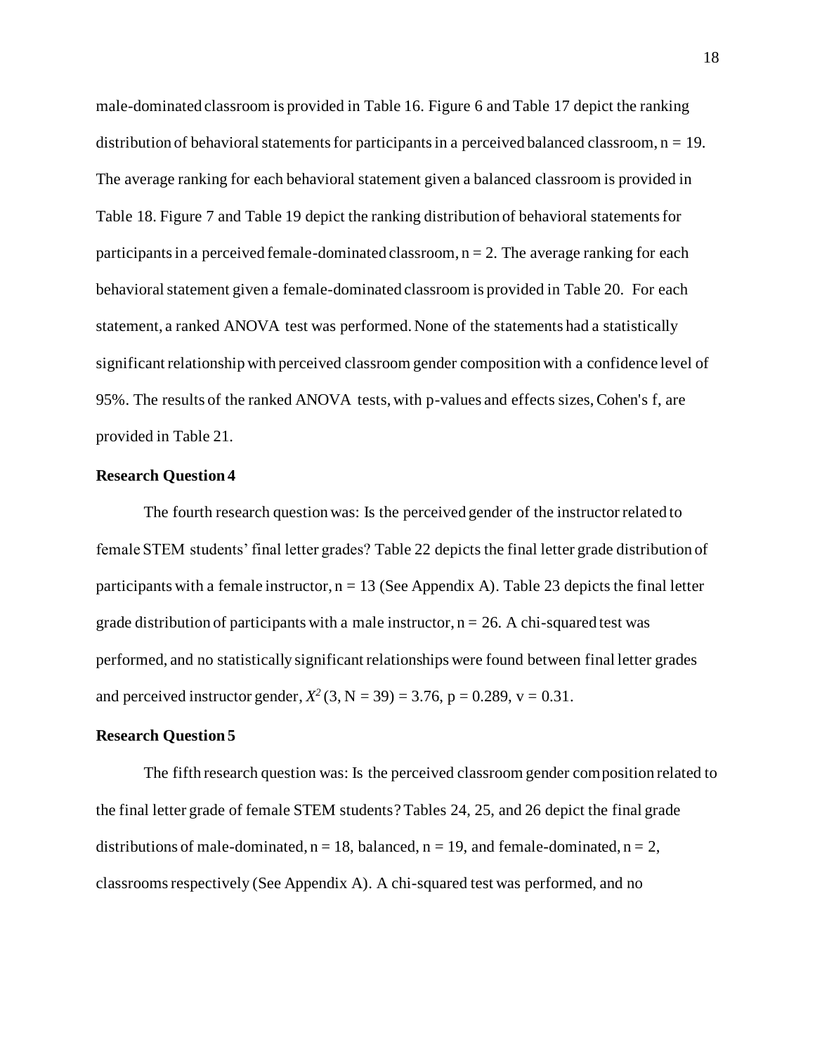male-dominated classroom is provided in Table 16. Figure 6 and Table 17 depict the ranking distribution of behavioral statements for participants in a perceived balanced classroom, $n = 19$. The average ranking for each behavioral statement given a balanced classroom is provided in Table 18. Figure 7 and Table 19 depict the ranking distribution of behavioral statements for participants in a perceived female-dominated classroom, $n = 2$. The average ranking for each behavioral statement given a female-dominated classroom is provided in Table 20. For each statement, a ranked ANOVA test was performed. None of the statements had a statistically significant relationship with perceived classroom gender composition with a confidence level of 95%. The results of the ranked ANOVA tests, with p-values and effects sizes, Cohen's f, are provided in Table 21.

### Research Question 4

The fourth research question was: Is the perceived gender of the instructor related to female STEM students' final letter grades? Table 22 depicts the final letter grade distribution of participants with a female instructor, $n = 13$ (See Appendix A). Table 23 depicts the final letter grade distribution of participants with a male instructor, $n = 26$. A chi-squared test was performed, and no statistically significant relationships were found between final letter grades and perceived instructor gender, $X^2(3, N = 39) = 3.76$, $p = 0.289$, $v = 0.31$.

### Research Question 5

The fifth research question was: Is the perceived classroom gender composition related to the final letter grade of female STEM students? Tables 24, 25, and 26 depict the final grade distributions of male-dominated, $n = 18$, balanced, $n = 19$, and female-dominated, $n = 2$, classrooms respectively (See Appendix A). A chi-squared test was performed, and no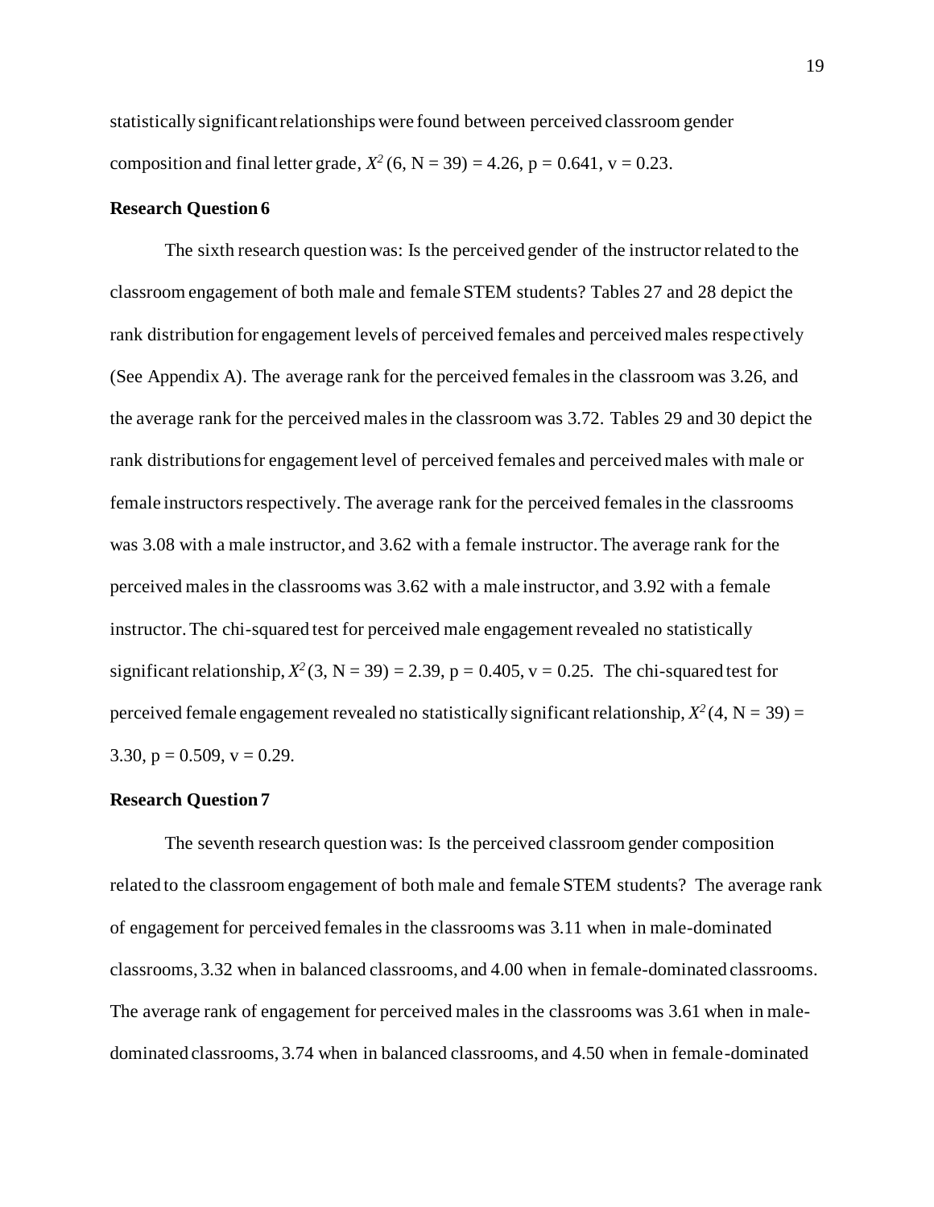statistically significant relationships were found between perceived classroom gender composition and final letter grade, $X^2(6, N = 39) = 4.26$, $p = 0.641$, $v = 0.23$.

### Research Question 6

The sixth research question was: Is the perceived gender of the instructor related to the classroom engagement of both male and female STEM students? Tables 27 and 28 depict the rank distribution for engagement levels of perceived females and perceived males respectively (See Appendix A). The average rank for the perceived females in the classroom was 3.26, and the average rank for the perceived males in the classroom was 3.72. Tables 29 and 30 depict the rank distributions for engagement level of perceived females and perceived males with male or female instructors respectively. The average rank for the perceived females in the classrooms was 3.08 with a male instructor, and 3.62 with a female instructor. The average rank for the perceived males in the classrooms was 3.62 with a male instructor, and 3.92 with a female instructor. The chi-squared test for perceived male engagement revealed no statistically significant relationship, $X^2(3, N = 39) = 2.39$, $p = 0.405$, $v = 0.25$. The chi-squared test for perceived female engagement revealed no statistically significant relationship, $X^2(4, N = 39) = 3.30$, $p = 0.509$, $v = 0.29$.

### Research Question 7

The seventh research question was: Is the perceived classroom gender composition related to the classroom engagement of both male and female STEM students? The average rank of engagement for perceived females in the classrooms was 3.11 when in male-dominated classrooms, 3.32 when in balanced classrooms, and 4.00 when in female-dominated classrooms. The average rank of engagement for perceived males in the classrooms was 3.61 when in male-dominated classrooms, 3.74 when in balanced classrooms, and 4.50 when in female-dominated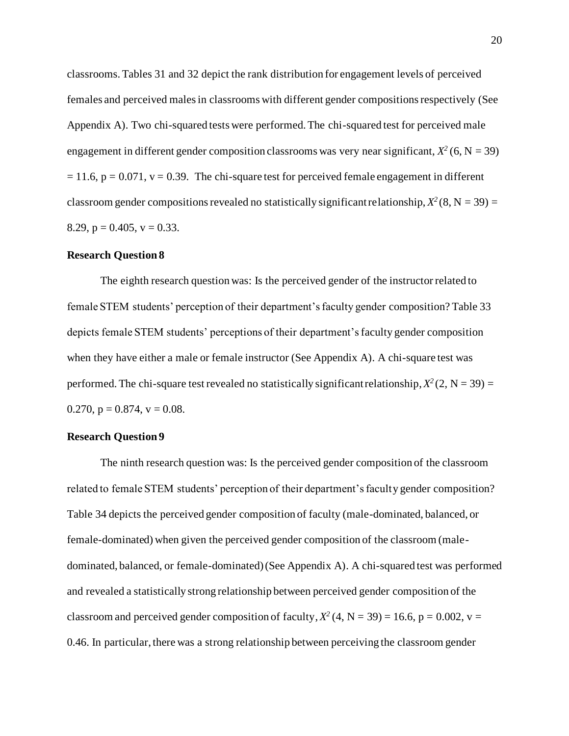classrooms. Tables 31 and 32 depict the rank distribution for engagement levels of perceived females and perceived males in classrooms with different gender compositions respectively (See Appendix A). Two chi-squared tests were performed. The chi-squared test for perceived male engagement in different gender composition classrooms was very near significant, $X^2$ (6, N = 39) = 11.6, p = 0.071, v = 0.39. The chi-square test for perceived female engagement in different classroom gender compositions revealed no statistically significant relationship, $X^2$ (8, N = 39) = 8.29, p = 0.405, v = 0.33.

### Research Question 8

The eighth research question was: Is the perceived gender of the instructor related to female STEM students' perception of their department's faculty gender composition? Table 33 depicts female STEM students' perceptions of their department's faculty gender composition when they have either a male or female instructor (See Appendix A). A chi-square test was performed. The chi-square test revealed no statistically significant relationship, $X^2$ (2, N = 39) = 0.270, p = 0.874, v = 0.08.

### Research Question 9

The ninth research question was: Is the perceived gender composition of the classroom related to female STEM students' perception of their department's faculty gender composition? Table 34 depicts the perceived gender composition of faculty (male-dominated, balanced, or female-dominated) when given the perceived gender composition of the classroom (male-dominated, balanced, or female-dominated) (See Appendix A). A chi-squared test was performed and revealed a statistically strong relationship between perceived gender composition of the classroom and perceived gender composition of faculty, $X^2$ (4, N = 39) = 16.6, p = 0.002, v = 0.46. In particular, there was a strong relationship between perceiving the classroom gender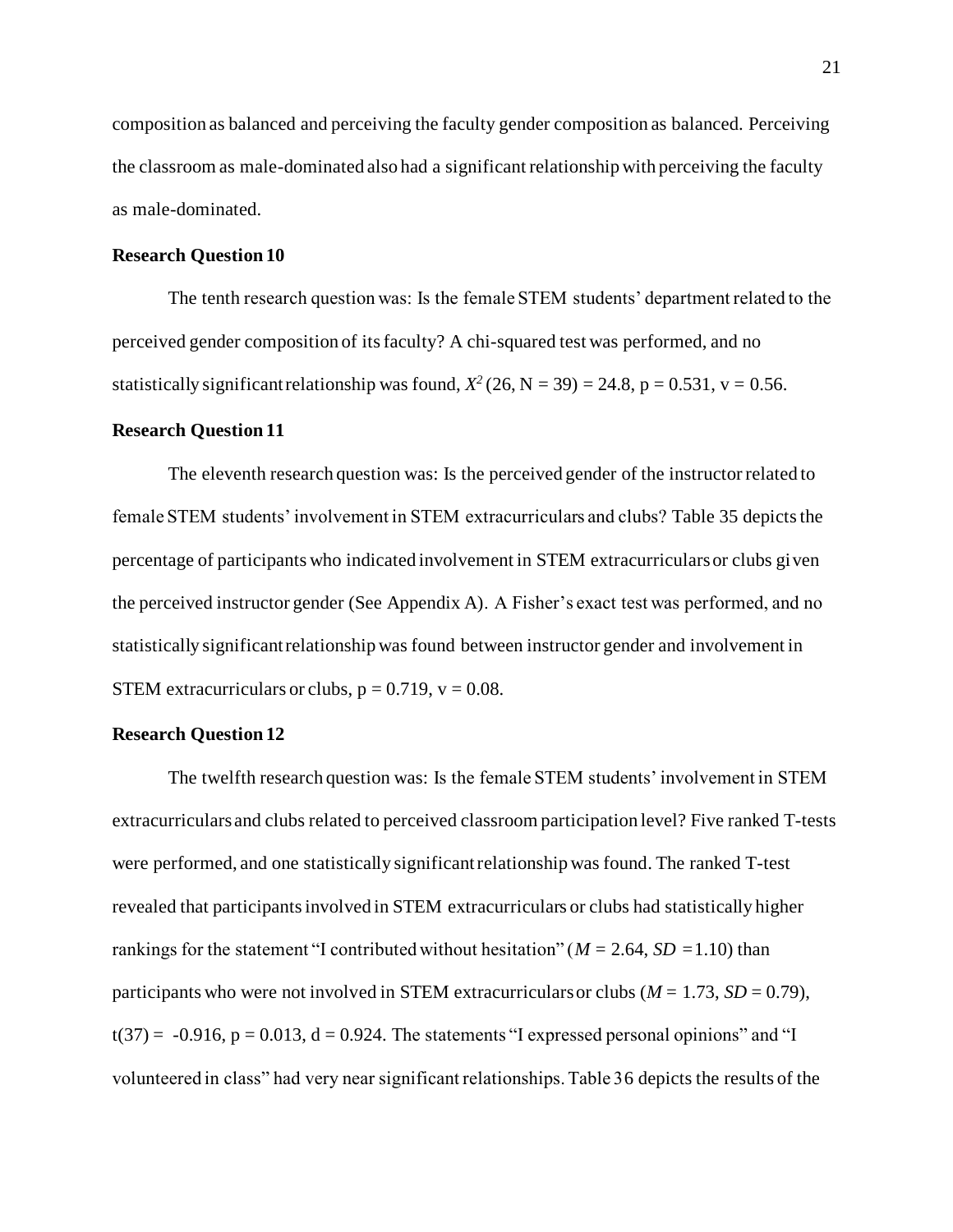composition as balanced and perceiving the faculty gender composition as balanced. Perceiving the classroom as male-dominated also had a significant relationship with perceiving the faculty as male-dominated.

### Research Question 10

The tenth research question was: Is the female STEM students' department related to the perceived gender composition of its faculty? A chi-squared test was performed, and no statistically significant relationship was found, $X^2$ (26, N = 39) = 24.8, p = 0.531, v = 0.56.

### Research Question 11

The eleventh research question was: Is the perceived gender of the instructor related to female STEM students' involvement in STEM extracurriculars and clubs? Table 35 depicts the percentage of participants who indicated involvement in STEM extracurriculars or clubs given the perceived instructor gender (See Appendix A). A Fisher's exact test was performed, and no statistically significant relationship was found between instructor gender and involvement in STEM extracurriculars or clubs, p = 0.719, v = 0.08.

### Research Question 12

The twelfth research question was: Is the female STEM students' involvement in STEM extracurriculars and clubs related to perceived classroom participation level? Five ranked T-tests were performed, and one statistically significant relationship was found. The ranked T-test revealed that participants involved in STEM extracurriculars or clubs had statistically higher rankings for the statement "I contributed without hesitation" (*M* = 2.64, *SD* =1.10) than participants who were not involved in STEM extracurriculars or clubs (*M* = 1.73, *SD* = 0.79), t(37) = -0.916, p = 0.013, d = 0.924. The statements "I expressed personal opinions" and "I volunteered in class" had very near significant relationships. Table 36 depicts the results of the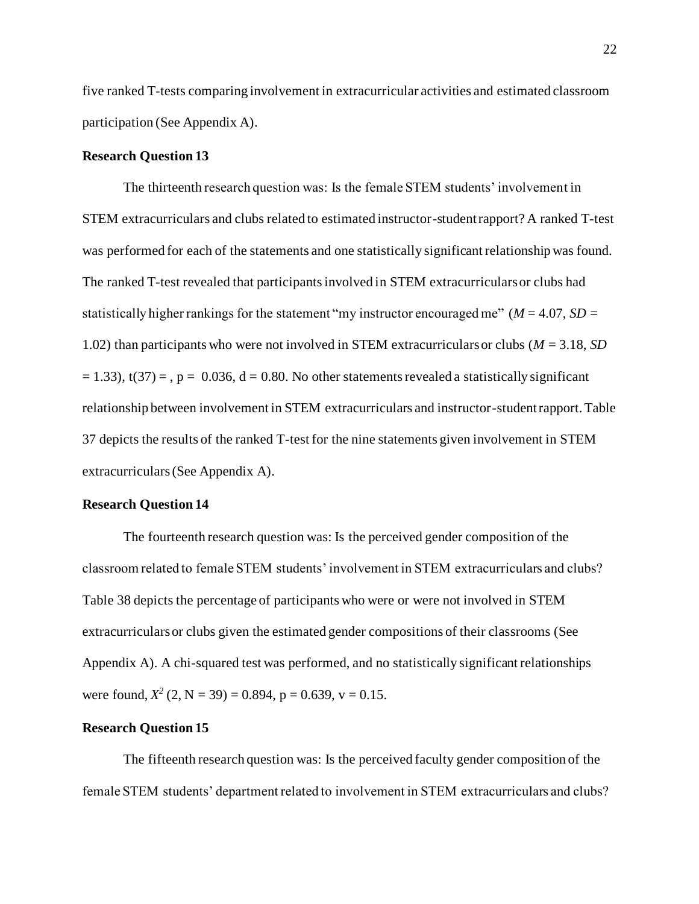five ranked T-tests comparing involvement in extracurricular activities and estimated classroom participation (See Appendix A).

### Research Question 13

The thirteenth research question was: Is the female STEM students' involvement in STEM extracurriculars and clubs related to estimated instructor-student rapport? A ranked T-test was performed for each of the statements and one statistically significant relationship was found. The ranked T-test revealed that participants involved in STEM extracurriculars or clubs had statistically higher rankings for the statement "my instructor encouraged me" ($M$ = 4.07, $SD$ = 1.02) than participants who were not involved in STEM extracurriculars or clubs ($M$ = 3.18, $SD$ = 1.33), t(37) = , p = 0.036, d = 0.80. No other statements revealed a statistically significant relationship between involvement in STEM extracurriculars and instructor-student rapport. Table 37 depicts the results of the ranked T-test for the nine statements given involvement in STEM extracurriculars (See Appendix A).

### Research Question 14

The fourteenth research question was: Is the perceived gender composition of the classroom related to female STEM students' involvement in STEM extracurriculars and clubs? Table 38 depicts the percentage of participants who were or were not involved in STEM extracurriculars or clubs given the estimated gender compositions of their classrooms (See Appendix A). A chi-squared test was performed, and no statistically significant relationships were found, $X^2$ (2, N = 39) = 0.894, p = 0.639, v = 0.15.

### Research Question 15

The fifteenth research question was: Is the perceived faculty gender composition of the female STEM students' department related to involvement in STEM extracurriculars and clubs?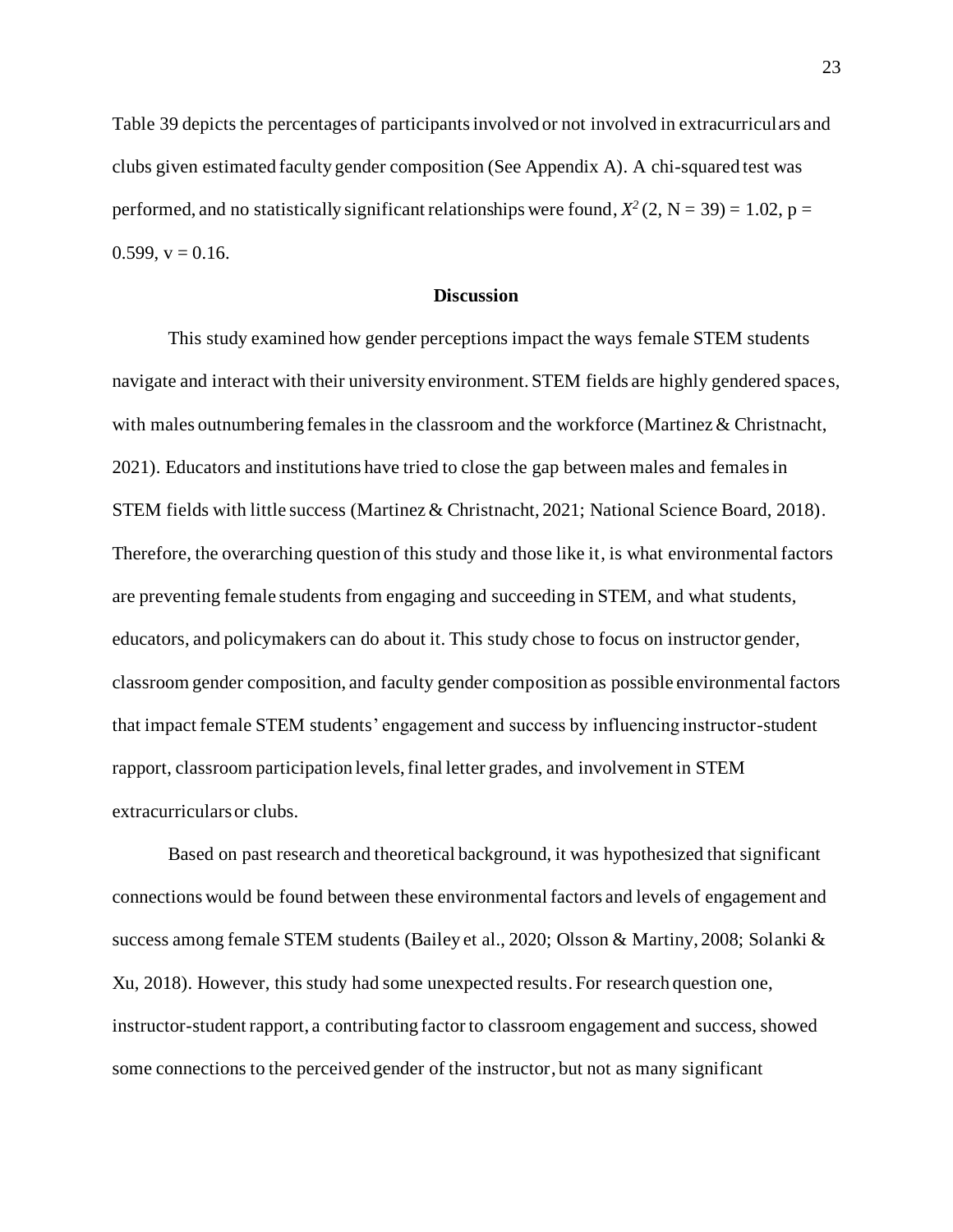Table 39 depicts the percentages of participants involved or not involved in extracurriculars and clubs given estimated faculty gender composition (See Appendix A). A chi-squared test was performed, and no statistically significant relationships were found, $X^2$ (2, N = 39) = 1.02, p = 0.599, v = 0.16.

## Discussion

This study examined how gender perceptions impact the ways female STEM students navigate and interact with their university environment. STEM fields are highly gendered spaces, with males outnumbering females in the classroom and the workforce (Martinez & Christnacht, 2021). Educators and institutions have tried to close the gap between males and females in STEM fields with little success (Martinez & Christnacht, 2021; National Science Board, 2018). Therefore, the overarching question of this study and those like it, is what environmental factors are preventing female students from engaging and succeeding in STEM, and what students, educators, and policymakers can do about it. This study chose to focus on instructor gender, classroom gender composition, and faculty gender composition as possible environmental factors that impact female STEM students' engagement and success by influencing instructor-student rapport, classroom participation levels, final letter grades, and involvement in STEM extracurriculars or clubs.

Based on past research and theoretical background, it was hypothesized that significant connections would be found between these environmental factors and levels of engagement and success among female STEM students (Bailey et al., 2020; Olsson & Martiny, 2008; Solanki & Xu, 2018). However, this study had some unexpected results. For research question one, instructor-student rapport, a contributing factor to classroom engagement and success, showed some connections to the perceived gender of the instructor, but not as many significant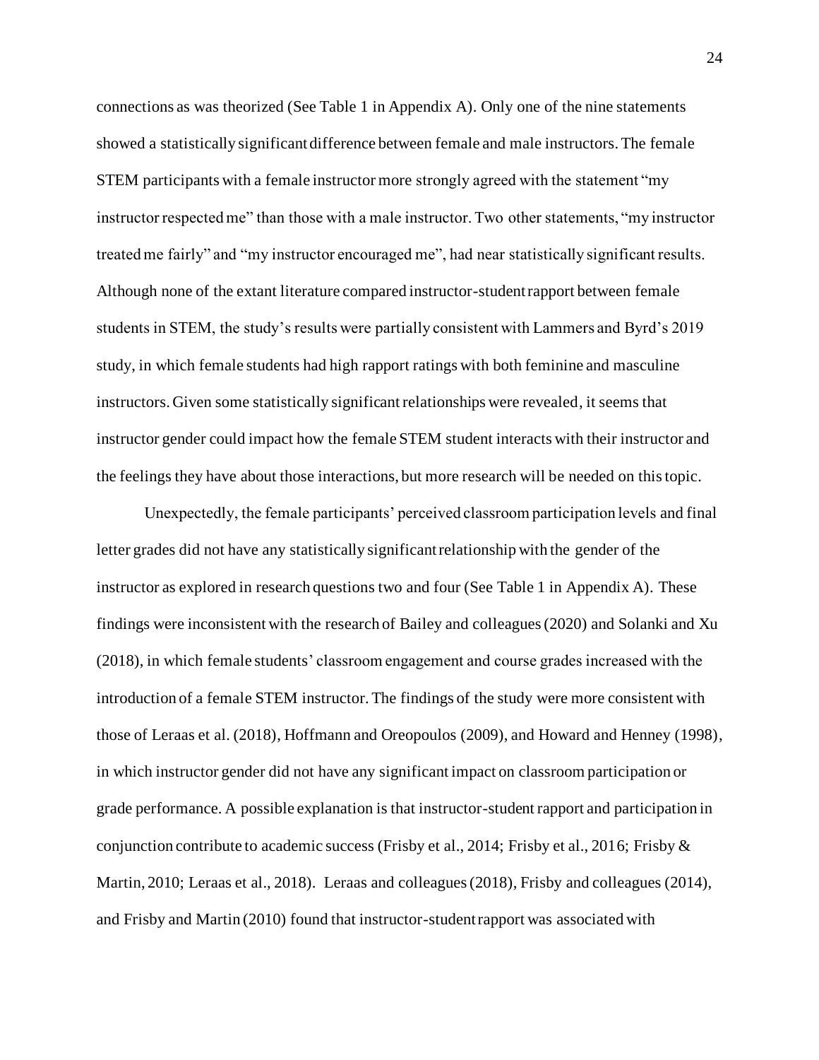connections as was theorized (See Table 1 in Appendix A). Only one of the nine statements showed a statistically significant difference between female and male instructors. The female STEM participants with a female instructor more strongly agreed with the statement "my instructor respected me" than those with a male instructor. Two other statements, "my instructor treated me fairly" and "my instructor encouraged me", had near statistically significant results. Although none of the extant literature compared instructor-student rapport between female students in STEM, the study's results were partially consistent with Lammers and Byrd's 2019 study, in which female students had high rapport ratings with both feminine and masculine instructors. Given some statistically significant relationships were revealed, it seems that instructor gender could impact how the female STEM student interacts with their instructor and the feelings they have about those interactions, but more research will be needed on this topic.

Unexpectedly, the female participants' perceived classroom participation levels and final letter grades did not have any statistically significant relationship with the gender of the instructor as explored in research questions two and four (See Table 1 in Appendix A). These findings were inconsistent with the research of Bailey and colleagues (2020) and Solanki and Xu (2018), in which female students' classroom engagement and course grades increased with the introduction of a female STEM instructor. The findings of the study were more consistent with those of Leraas et al. (2018), Hoffmann and Oreopoulos (2009), and Howard and Henney (1998), in which instructor gender did not have any significant impact on classroom participation or grade performance. A possible explanation is that instructor-student rapport and participation in conjunction contribute to academic success (Frisby et al., 2014; Frisby et al., 2016; Frisby & Martin, 2010; Leraas et al., 2018). Leraas and colleagues (2018), Frisby and colleagues (2014), and Frisby and Martin (2010) found that instructor-student rapport was associated with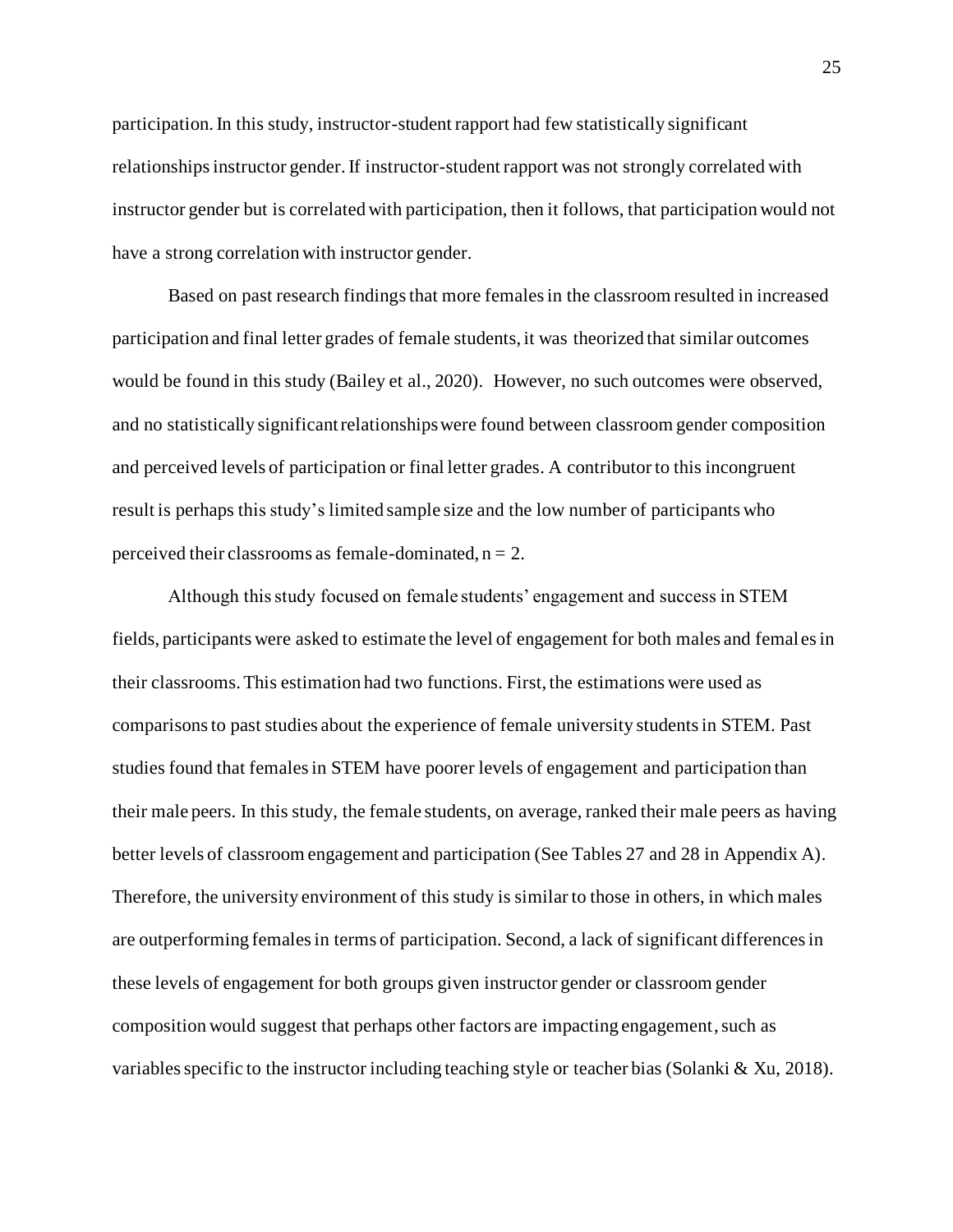participation. In this study, instructor-student rapport had few statistically significant relationships instructor gender. If instructor-student rapport was not strongly correlated with instructor gender but is correlated with participation, then it follows, that participation would not have a strong correlation with instructor gender.

Based on past research findings that more females in the classroom resulted in increased participation and final letter grades of female students, it was theorized that similar outcomes would be found in this study (Bailey et al., 2020). However, no such outcomes were observed, and no statistically significant relationships were found between classroom gender composition and perceived levels of participation or final letter grades. A contributor to this incongruent result is perhaps this study's limited sample size and the low number of participants who perceived their classrooms as female-dominated, $n = 2$.

Although this study focused on female students' engagement and success in STEM fields, participants were asked to estimate the level of engagement for both males and females in their classrooms. This estimation had two functions. First, the estimations were used as comparisons to past studies about the experience of female university students in STEM. Past studies found that females in STEM have poorer levels of engagement and participation than their male peers. In this study, the female students, on average, ranked their male peers as having better levels of classroom engagement and participation (See Tables 27 and 28 in Appendix A). Therefore, the university environment of this study is similar to those in others, in which males are outperforming females in terms of participation. Second, a lack of significant differences in these levels of engagement for both groups given instructor gender or classroom gender composition would suggest that perhaps other factors are impacting engagement, such as variables specific to the instructor including teaching style or teacher bias (Solanki & Xu, 2018).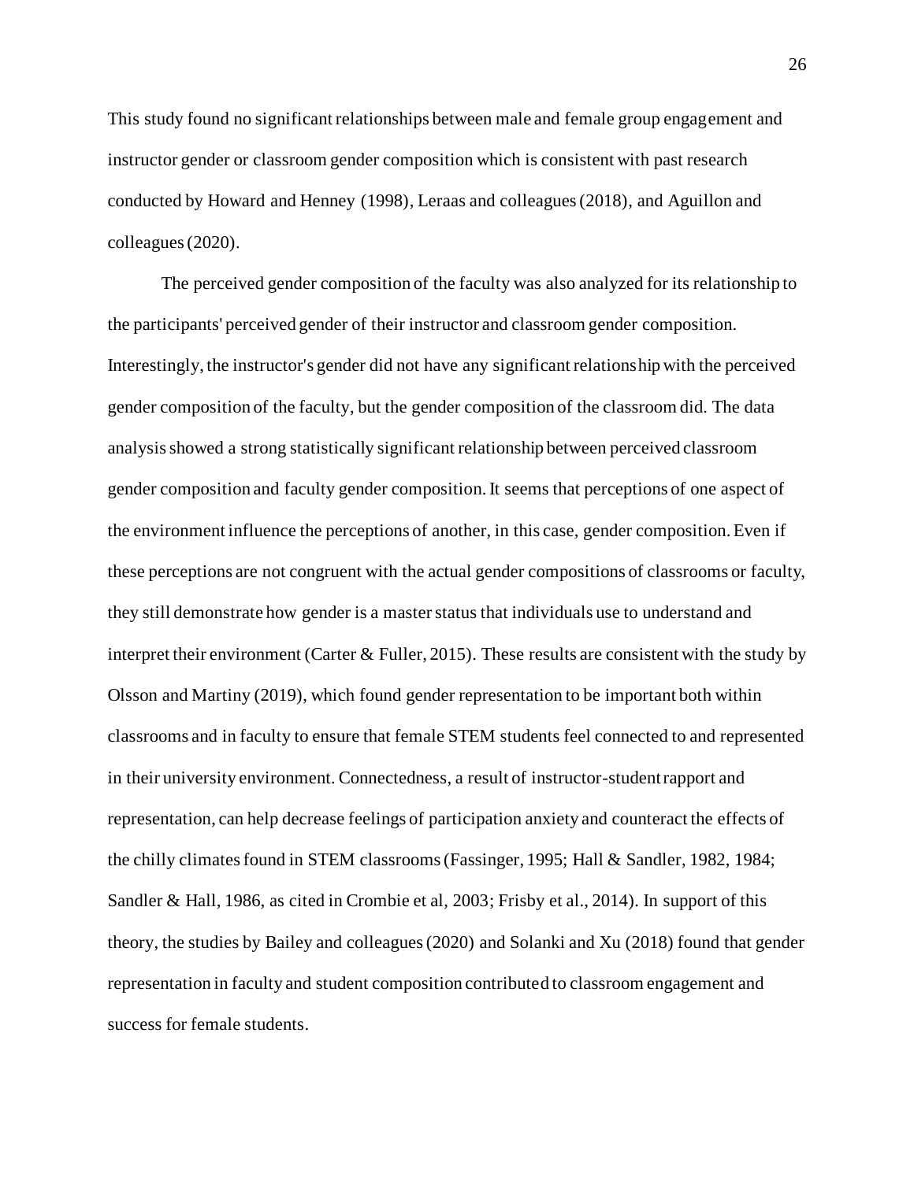This study found no significant relationships between male and female group engagement and instructor gender or classroom gender composition which is consistent with past research conducted by Howard and Henney (1998), Leraas and colleagues (2018), and Aguillon and colleagues (2020).

The perceived gender composition of the faculty was also analyzed for its relationship to the participants' perceived gender of their instructor and classroom gender composition. Interestingly, the instructor's gender did not have any significant relationship with the perceived gender composition of the faculty, but the gender composition of the classroom did. The data analysis showed a strong statistically significant relationship between perceived classroom gender composition and faculty gender composition. It seems that perceptions of one aspect of the environment influence the perceptions of another, in this case, gender composition. Even if these perceptions are not congruent with the actual gender compositions of classrooms or faculty, they still demonstrate how gender is a master status that individuals use to understand and interpret their environment (Carter & Fuller, 2015). These results are consistent with the study by Olsson and Martiny (2019), which found gender representation to be important both within classrooms and in faculty to ensure that female STEM students feel connected to and represented in their university environment. Connectedness, a result of instructor-student rapport and representation, can help decrease feelings of participation anxiety and counteract the effects of the chilly climates found in STEM classrooms (Fassinger, 1995; Hall & Sandler, 1982, 1984; Sandler & Hall, 1986, as cited in Crombie et al, 2003; Frisby et al., 2014). In support of this theory, the studies by Bailey and colleagues (2020) and Solanki and Xu (2018) found that gender representation in faculty and student composition contributed to classroom engagement and success for female students.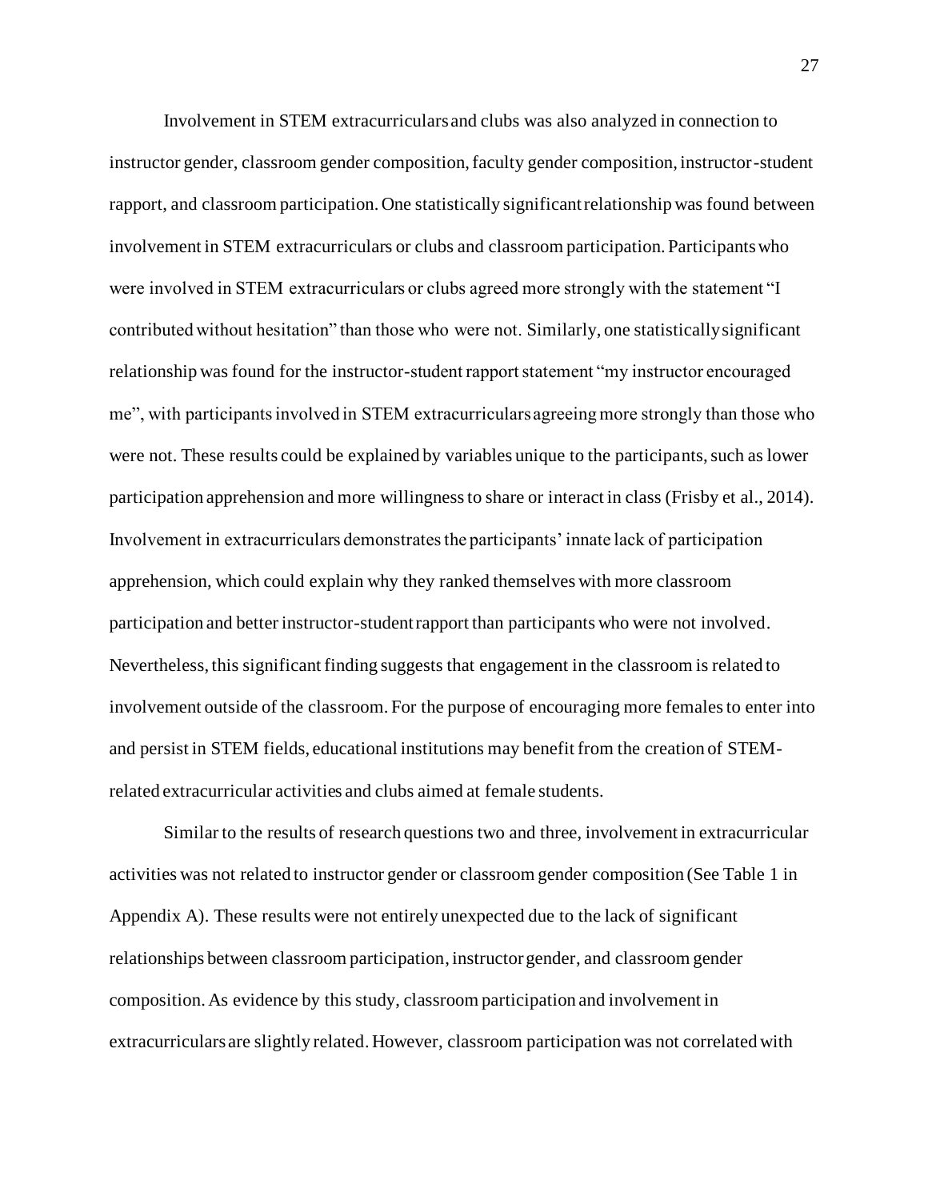Involvement in STEM extracurriculars and clubs was also analyzed in connection to instructor gender, classroom gender composition, faculty gender composition, instructor-student rapport, and classroom participation. One statistically significant relationship was found between involvement in STEM extracurriculars or clubs and classroom participation. Participants who were involved in STEM extracurriculars or clubs agreed more strongly with the statement "I contributed without hesitation" than those who were not. Similarly, one statistically significant relationship was found for the instructor-student rapport statement "my instructor encouraged me", with participants involved in STEM extracurriculars agreeing more strongly than those who were not. These results could be explained by variables unique to the participants, such as lower participation apprehension and more willingness to share or interact in class (Frisby et al., 2014). Involvement in extracurriculars demonstrates the participants' innate lack of participation apprehension, which could explain why they ranked themselves with more classroom participation and better instructor-student rapport than participants who were not involved. Nevertheless, this significant finding suggests that engagement in the classroom is related to involvement outside of the classroom. For the purpose of encouraging more females to enter into and persist in STEM fields, educational institutions may benefit from the creation of STEM-related extracurricular activities and clubs aimed at female students.

Similar to the results of research questions two and three, involvement in extracurricular activities was not related to instructor gender or classroom gender composition (See Table 1 in Appendix A). These results were not entirely unexpected due to the lack of significant relationships between classroom participation, instructor gender, and classroom gender composition. As evidence by this study, classroom participation and involvement in extracurriculars are slightly related. However, classroom participation was not correlated with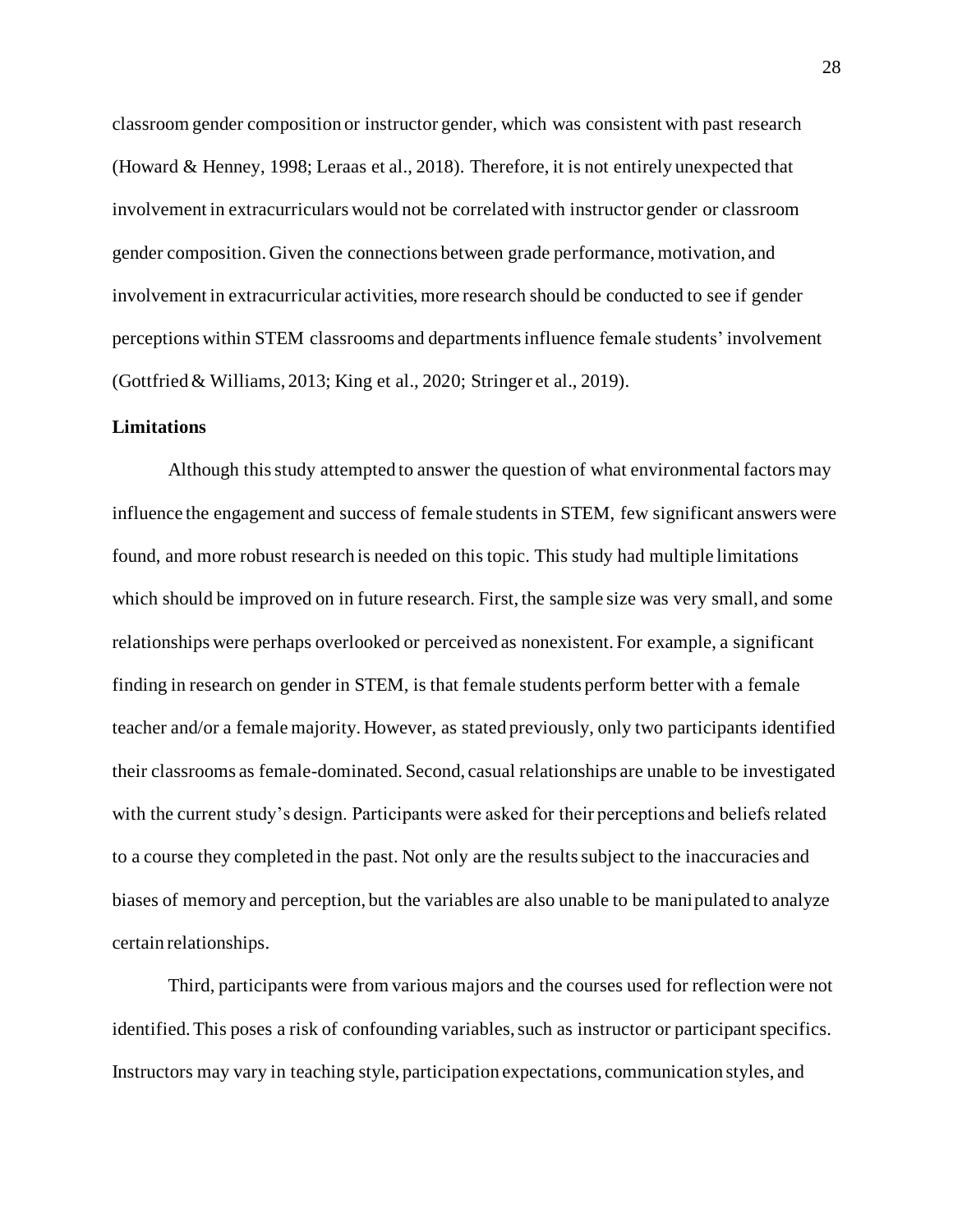classroom gender composition or instructor gender, which was consistent with past research (Howard & Henney, 1998; Leraas et al., 2018). Therefore, it is not entirely unexpected that involvement in extracurriculars would not be correlated with instructor gender or classroom gender composition. Given the connections between grade performance, motivation, and involvement in extracurricular activities, more research should be conducted to see if gender perceptions within STEM classrooms and departments influence female students' involvement (Gottfried & Williams, 2013; King et al., 2020; Stringer et al., 2019).

## Limitations

Although this study attempted to answer the question of what environmental factors may influence the engagement and success of female students in STEM, few significant answers were found, and more robust research is needed on this topic. This study had multiple limitations which should be improved on in future research. First, the sample size was very small, and some relationships were perhaps overlooked or perceived as nonexistent. For example, a significant finding in research on gender in STEM, is that female students perform better with a female teacher and/or a female majority. However, as stated previously, only two participants identified their classrooms as female-dominated. Second, casual relationships are unable to be investigated with the current study's design. Participants were asked for their perceptions and beliefs related to a course they completed in the past. Not only are the results subject to the inaccuracies and biases of memory and perception, but the variables are also unable to be manipulated to analyze certain relationships.

Third, participants were from various majors and the courses used for reflection were not identified. This poses a risk of confounding variables, such as instructor or participant specifics. Instructors may vary in teaching style, participation expectations, communication styles, and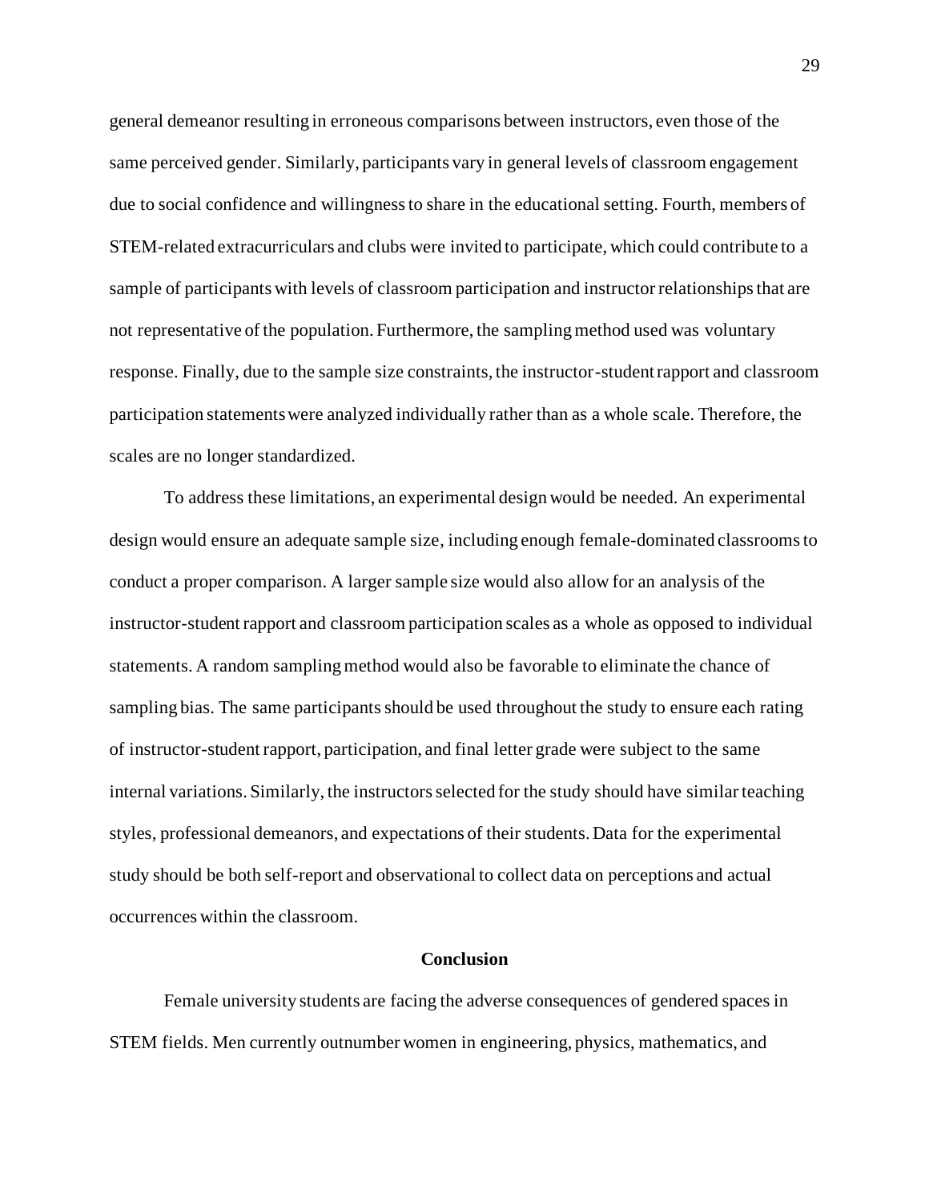general demeanor resulting in erroneous comparisons between instructors, even those of the same perceived gender. Similarly, participants vary in general levels of classroom engagement due to social confidence and willingness to share in the educational setting. Fourth, members of STEM-related extracurriculars and clubs were invited to participate, which could contribute to a sample of participants with levels of classroom participation and instructor relationships that are not representative of the population. Furthermore, the sampling method used was voluntary response. Finally, due to the sample size constraints, the instructor-student rapport and classroom participation statements were analyzed individually rather than as a whole scale. Therefore, the scales are no longer standardized.

To address these limitations, an experimental design would be needed. An experimental design would ensure an adequate sample size, including enough female-dominated classrooms to conduct a proper comparison. A larger sample size would also allow for an analysis of the instructor-student rapport and classroom participation scales as a whole as opposed to individual statements. A random sampling method would also be favorable to eliminate the chance of sampling bias. The same participants should be used throughout the study to ensure each rating of instructor-student rapport, participation, and final letter grade were subject to the same internal variations. Similarly, the instructors selected for the study should have similar teaching styles, professional demeanors, and expectations of their students. Data for the experimental study should be both self-report and observational to collect data on perceptions and actual occurrences within the classroom.

## Conclusion

Female university students are facing the adverse consequences of gendered spaces in STEM fields. Men currently outnumber women in engineering, physics, mathematics, and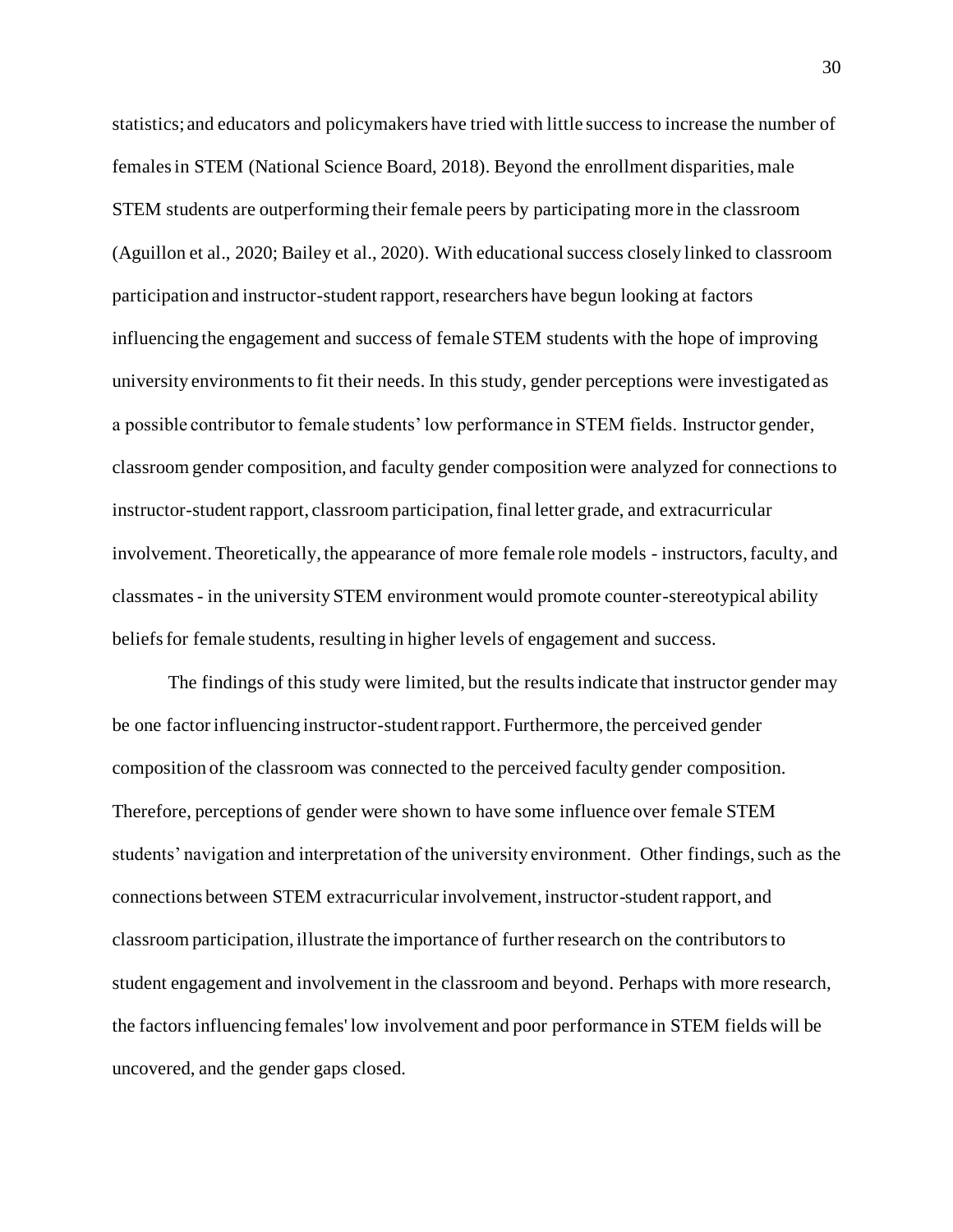statistics; and educators and policymakers have tried with little success to increase the number of females in STEM (National Science Board, 2018). Beyond the enrollment disparities, male STEM students are outperforming their female peers by participating more in the classroom (Aguillon et al., 2020; Bailey et al., 2020). With educational success closely linked to classroom participation and instructor-student rapport, researchers have begun looking at factors influencing the engagement and success of female STEM students with the hope of improving university environments to fit their needs. In this study, gender perceptions were investigated as a possible contributor to female students' low performance in STEM fields. Instructor gender, classroom gender composition, and faculty gender composition were analyzed for connections to instructor-student rapport, classroom participation, final letter grade, and extracurricular involvement. Theoretically, the appearance of more female role models - instructors, faculty, and classmates - in the university STEM environment would promote counter-stereotypical ability beliefs for female students, resulting in higher levels of engagement and success.

The findings of this study were limited, but the results indicate that instructor gender may be one factor influencing instructor-student rapport. Furthermore, the perceived gender composition of the classroom was connected to the perceived faculty gender composition. Therefore, perceptions of gender were shown to have some influence over female STEM students' navigation and interpretation of the university environment. Other findings, such as the connections between STEM extracurricular involvement, instructor-student rapport, and classroom participation, illustrate the importance of further research on the contributors to student engagement and involvement in the classroom and beyond. Perhaps with more research, the factors influencing females' low involvement and poor performance in STEM fields will be uncovered, and the gender gaps closed.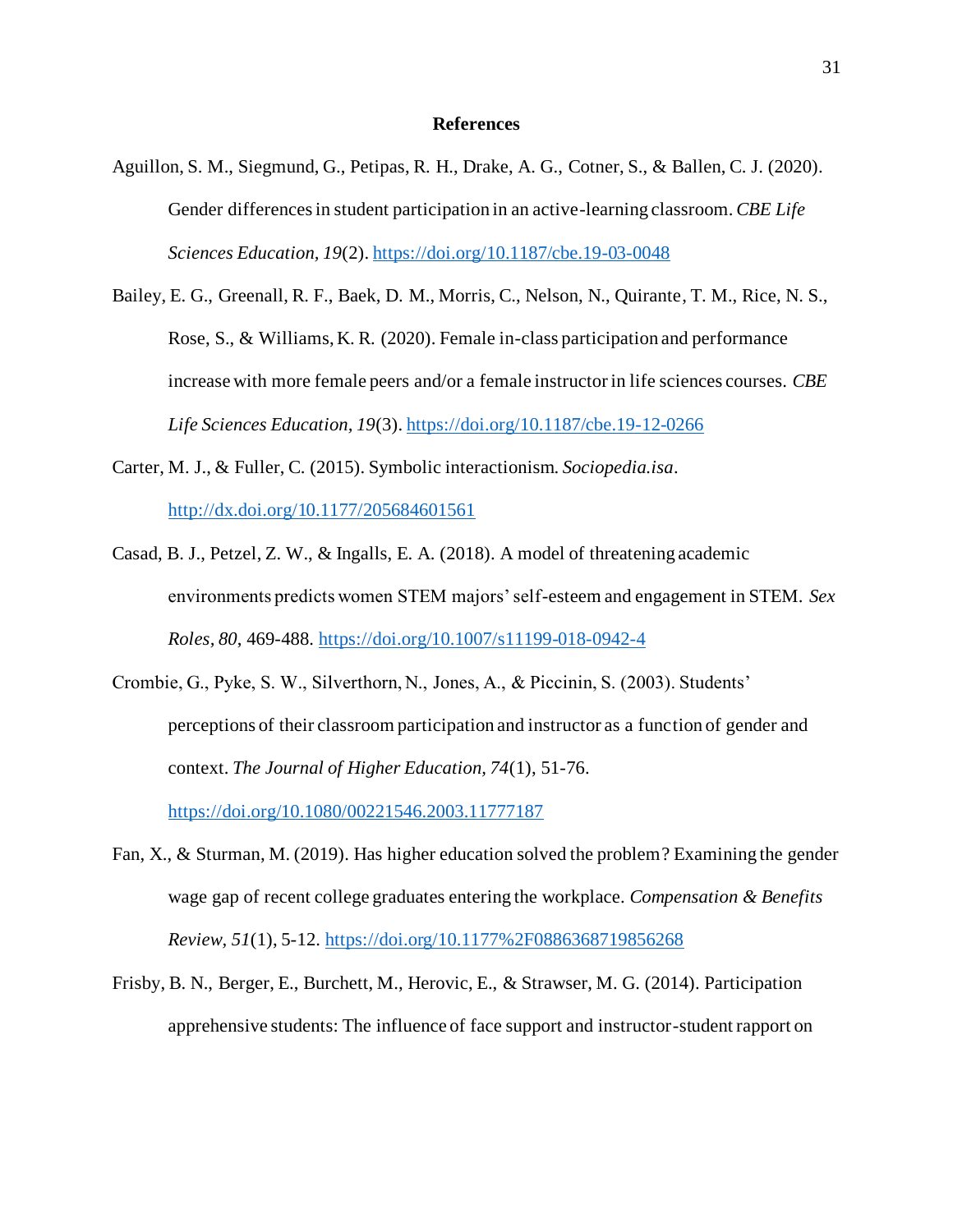## References

Aguillon, S. M., Siegmund, G., Petipas, R. H., Drake, A. G., Cotner, S., & Ballen, C. J. (2020). Gender differences in student participation in an active-learning classroom. *CBE Life Sciences Education, 19*(2). https://doi.org/10.1187/cbe.19-03-0048

Bailey, E. G., Greenall, R. F., Baek, D. M., Morris, C., Nelson, N., Quirante, T. M., Rice, N. S., Rose, S., & Williams, K. R. (2020). Female in-class participation and performance increase with more female peers and/or a female instructor in life sciences courses. *CBE Life Sciences Education, 19*(3). https://doi.org/10.1187/cbe.19-12-0266

Carter, M. J., & Fuller, C. (2015). Symbolic interactionism. *Sociopedia.isa*. http://dx.doi.org/10.1177/205684601561

Casad, B. J., Petzel, Z. W., & Ingalls, E. A. (2018). A model of threatening academic environments predicts women STEM majors' self-esteem and engagement in STEM. *Sex Roles, 80*, 469-488. https://doi.org/10.1007/s11199-018-0942-4

Crombie, G., Pyke, S. W., Silverthorn, N., Jones, A., & Piccinin, S. (2003). Students' perceptions of their classroom participation and instructor as a function of gender and context. *The Journal of Higher Education, 74*(1), 51-76. https://doi.org/10.1080/00221546.2003.11777187

Fan, X., & Sturman, M. (2019). Has higher education solved the problem? Examining the gender wage gap of recent college graduates entering the workplace. *Compensation & Benefits Review, 51*(1), 5-12. https://doi.org/10.1177%2F0886368719856268

Frisby, B. N., Berger, E., Burchett, M., Herovic, E., & Strawser, M. G. (2014). Participation apprehensive students: The influence of face support and instructor-student rapport on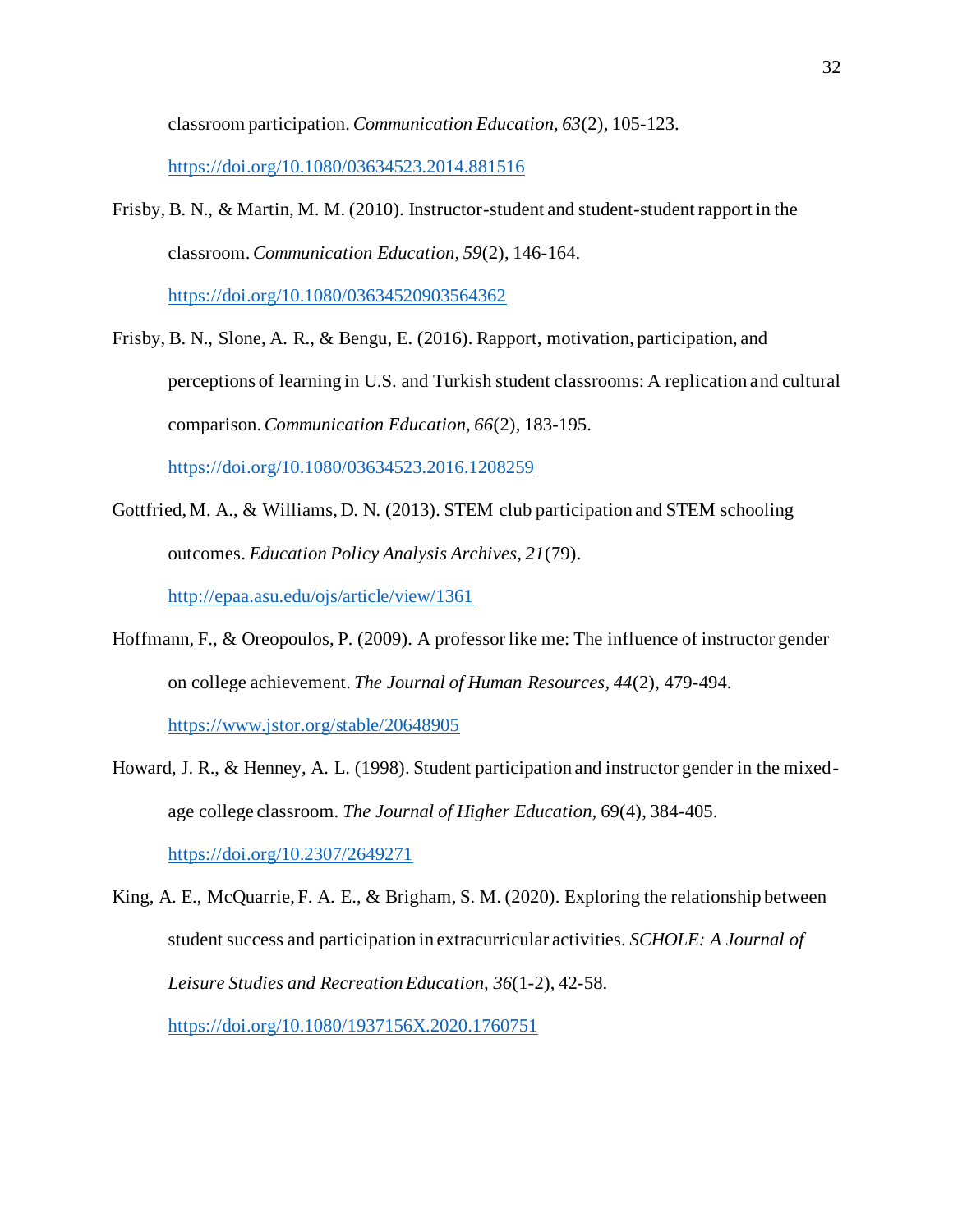classroom participation. *Communication Education, 63*(2), 105-123. https://doi.org/10.1080/03634523.2014.881516

Frisby, B. N., & Martin, M. M. (2010). Instructor-student and student-student rapport in the classroom. *Communication Education, 59*(2), 146-164. https://doi.org/10.1080/03634520903564362

Frisby, B. N., Slone, A. R., & Bengu, E. (2016). Rapport, motivation, participation, and perceptions of learning in U.S. and Turkish student classrooms: A replication and cultural comparison. *Communication Education, 66*(2), 183-195. https://doi.org/10.1080/03634523.2016.1208259

Gottfried, M. A., & Williams, D. N. (2013). STEM club participation and STEM schooling outcomes. *Education Policy Analysis Archives, 21*(79). http://epaa.asu.edu/ojs/article/view/1361

Hoffmann, F., & Oreopoulos, P. (2009). A professor like me: The influence of instructor gender on college achievement. *The Journal of Human Resources, 44*(2), 479-494. https://www.jstor.org/stable/20648905

Howard, J. R., & Henney, A. L. (1998). Student participation and instructor gender in the mixed-age college classroom. *The Journal of Higher Education,* 69(4), 384-405. https://doi.org/10.2307/2649271

King, A. E., McQuarrie, F. A. E., & Brigham, S. M. (2020). Exploring the relationship between student success and participation in extracurricular activities. *SCHOLE: A Journal of Leisure Studies and Recreation Education, 36*(1-2), 42-58. https://doi.org/10.1080/1937156X.2020.1760751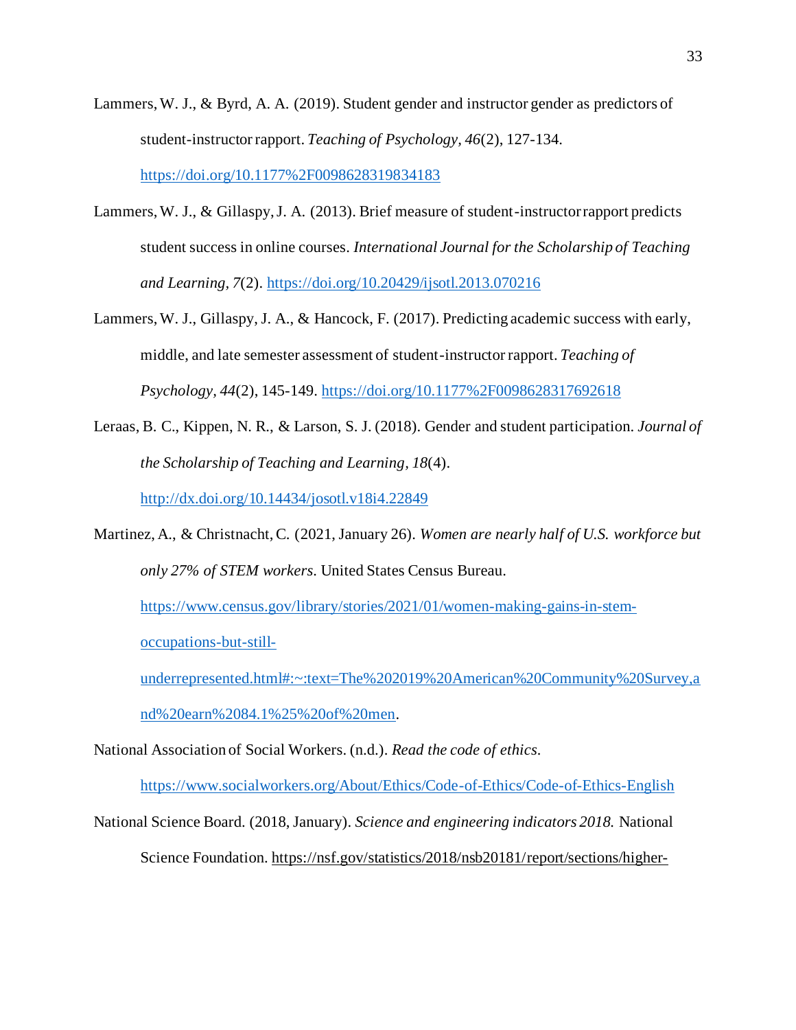Lammers, W. J., & Byrd, A. A. (2019). Student gender and instructor gender as predictors of student-instructor rapport. *Teaching of Psychology*, *46*(2), 127-134. https://doi.org/10.1177%2F0098628319834183

Lammers, W. J., & Gillaspy, J. A. (2013). Brief measure of student-instructor rapport predicts student success in online courses. *International Journal for the Scholarship of Teaching and Learning*, *7*(2). https://doi.org/10.20429/ijsotl.2013.070216

Lammers, W. J., Gillaspy, J. A., & Hancock, F. (2017). Predicting academic success with early, middle, and late semester assessment of student-instructor rapport. *Teaching of Psychology*, *44*(2), 145-149. https://doi.org/10.1177%2F0098628317692618

Leraas, B. C., Kippen, N. R., & Larson, S. J. (2018). Gender and student participation. *Journal of the Scholarship of Teaching and Learning*, *18*(4). http://dx.doi.org/10.14434/josotl.v18i4.22849

Martinez, A., & Christnacht, C. (2021, January 26). *Women are nearly half of U.S. workforce but only 27% of STEM workers*. United States Census Bureau. https://www.census.gov/library/stories/2021/01/women-making-gains-in-stem-occupations-but-still-underrepresented.html#:~:text=The%202019%20American%20Community%20Survey,and%20earn%2084.1%25%20of%20men.

National Association of Social Workers. (n.d.). *Read the code of ethics*. https://www.socialworkers.org/About/Ethics/Code-of-Ethics/Code-of-Ethics-English

National Science Board. (2018, January). *Science and engineering indicators 2018.* National Science Foundation. https://nsf.gov/statistics/2018/nsb20181/report/sections/higher-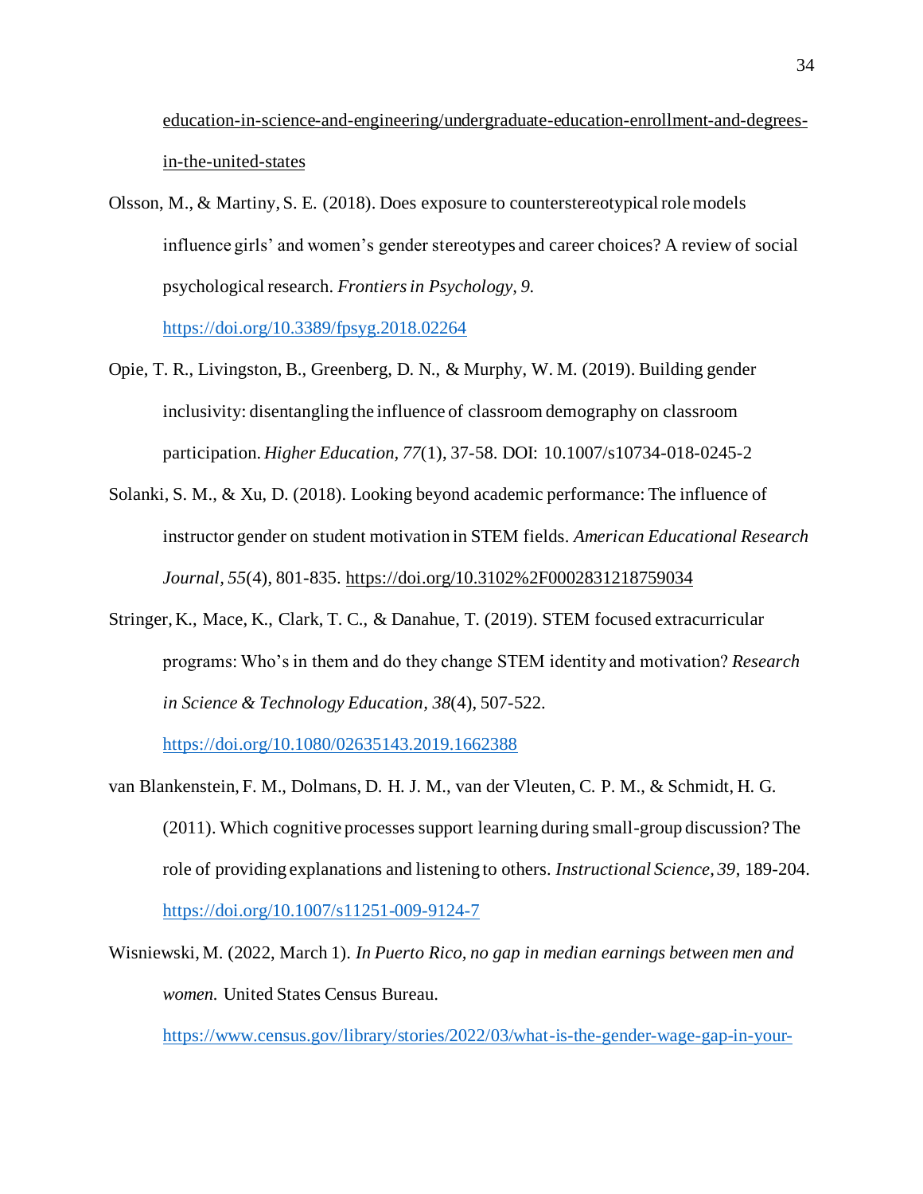education-in-science-and-engineering/undergraduate-education-enrollment-and-degrees-in-the-united-states

Olsson, M., & Martiny, S. E. (2018). Does exposure to counterstereotypical role models influence girls' and women's gender stereotypes and career choices? A review of social psychological research. *Frontiers in Psychology, 9.* https://doi.org/10.3389/fpsyg.2018.02264

Opie, T. R., Livingston, B., Greenberg, D. N., & Murphy, W. M. (2019). Building gender inclusivity: disentangling the influence of classroom demography on classroom participation. *Higher Education*, *77*(1), 37-58. DOI: 10.1007/s10734-018-0245-2

Solanki, S. M., & Xu, D. (2018). Looking beyond academic performance: The influence of instructor gender on student motivation in STEM fields. *American Educational Research Journal*, *55*(4), 801-835. https://doi.org/10.3102%2F0002831218759034

Stringer, K., Mace, K., Clark, T. C., & Danahue, T. (2019). STEM focused extracurricular programs: Who's in them and do they change STEM identity and motivation? *Research in Science & Technology Education*, *38*(4), 507-522. https://doi.org/10.1080/02635143.2019.1662388

van Blankenstein, F. M., Dolmans, D. H. J. M., van der Vleuten, C. P. M., & Schmidt, H. G. (2011). Which cognitive processes support learning during small-group discussion? The role of providing explanations and listening to others. *Instructional Science*, *39*, 189-204. https://doi.org/10.1007/s11251-009-9124-7

Wisniewski, M. (2022, March 1). *In Puerto Rico, no gap in median earnings between men and women.* United States Census Bureau. https://www.census.gov/library/stories/2022/03/what-is-the-gender-wage-gap-in-your-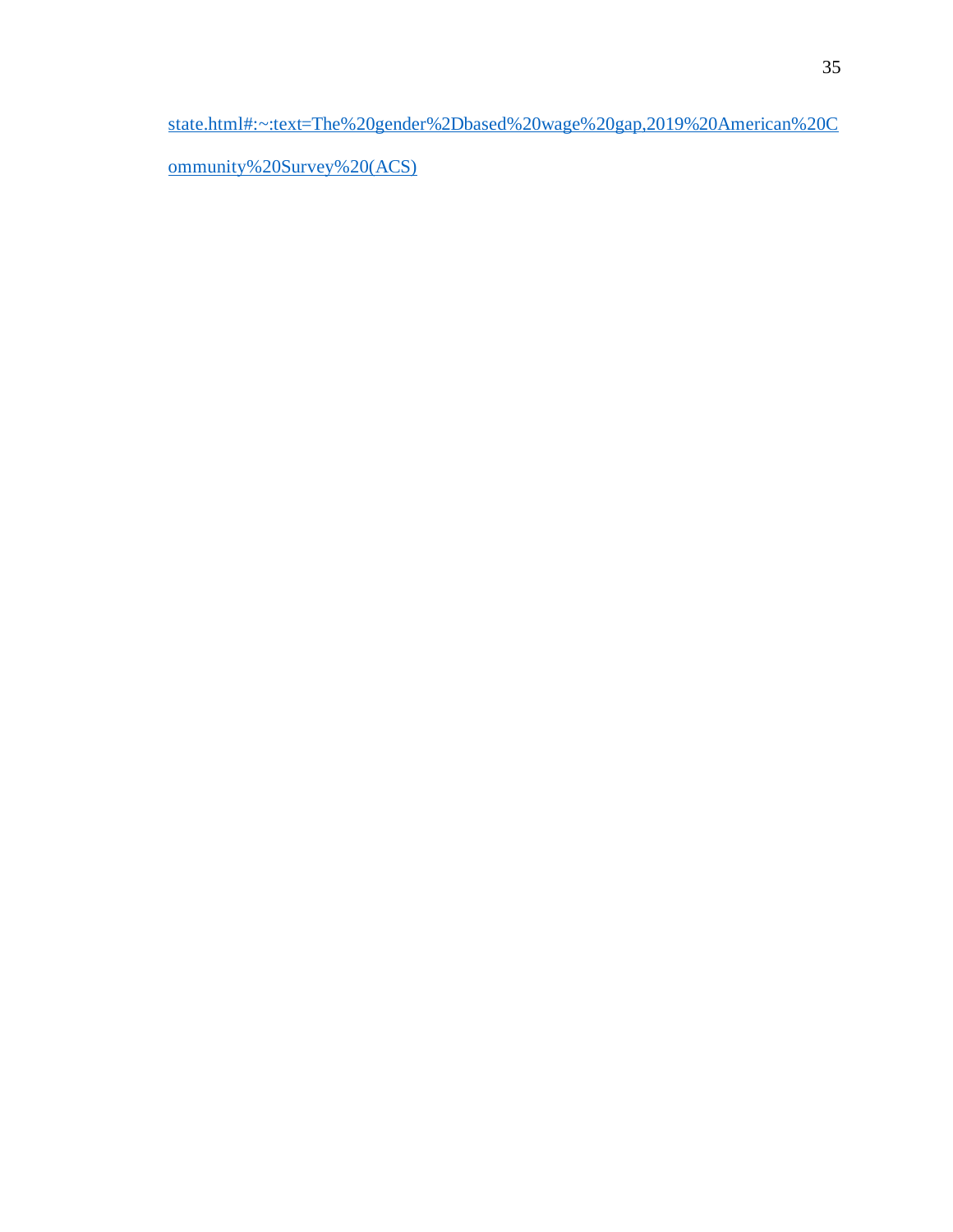[state.html#:~:text=The%20gender%2Dbased%20wage%20gap,2019%20American%20Community%20Survey%20(ACS)](state.html#:~:text=The%20gender%2Dbased%20wage%20gap,2019%20American%20Community%20Survey%20(ACS))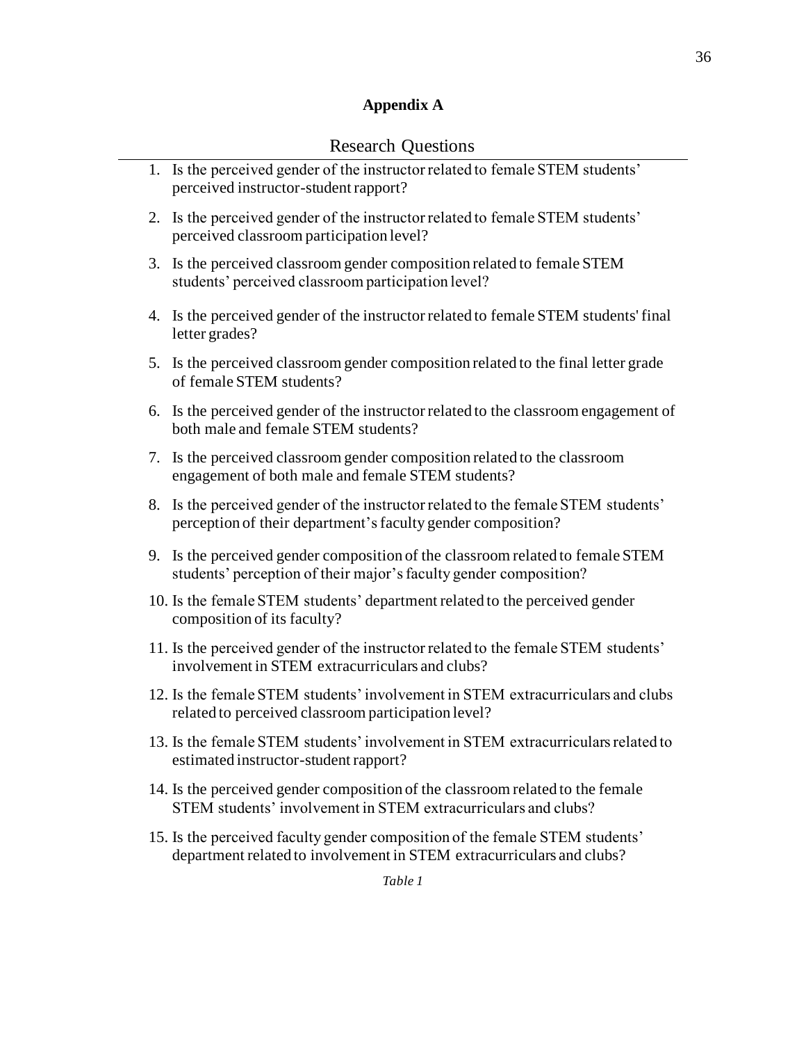# Appendix A

## Research Questions

1. Is the perceived gender of the instructor related to female STEM students' perceived instructor-student rapport?
2. Is the perceived gender of the instructor related to female STEM students' perceived classroom participation level?
3. Is the perceived classroom gender composition related to female STEM students' perceived classroom participation level?
4. Is the perceived gender of the instructor related to female STEM students' final letter grades?
5. Is the perceived classroom gender composition related to the final letter grade of female STEM students?
6. Is the perceived gender of the instructor related to the classroom engagement of both male and female STEM students?
7. Is the perceived classroom gender composition related to the classroom engagement of both male and female STEM students?
8. Is the perceived gender of the instructor related to the female STEM students' perception of their department's faculty gender composition?
9. Is the perceived gender composition of the classroom related to female STEM students' perception of their major's faculty gender composition?
10. Is the female STEM students' department related to the perceived gender composition of its faculty?
11. Is the perceived gender of the instructor related to the female STEM students' involvement in STEM extracurriculars and clubs?
12. Is the female STEM students' involvement in STEM extracurriculars and clubs related to perceived classroom participation level?
13. Is the female STEM students' involvement in STEM extracurriculars related to estimated instructor-student rapport?
14. Is the perceived gender composition of the classroom related to the female STEM students' involvement in STEM extracurriculars and clubs?
15. Is the perceived faculty gender composition of the female STEM students' department related to involvement in STEM extracurriculars and clubs?

*Table 1*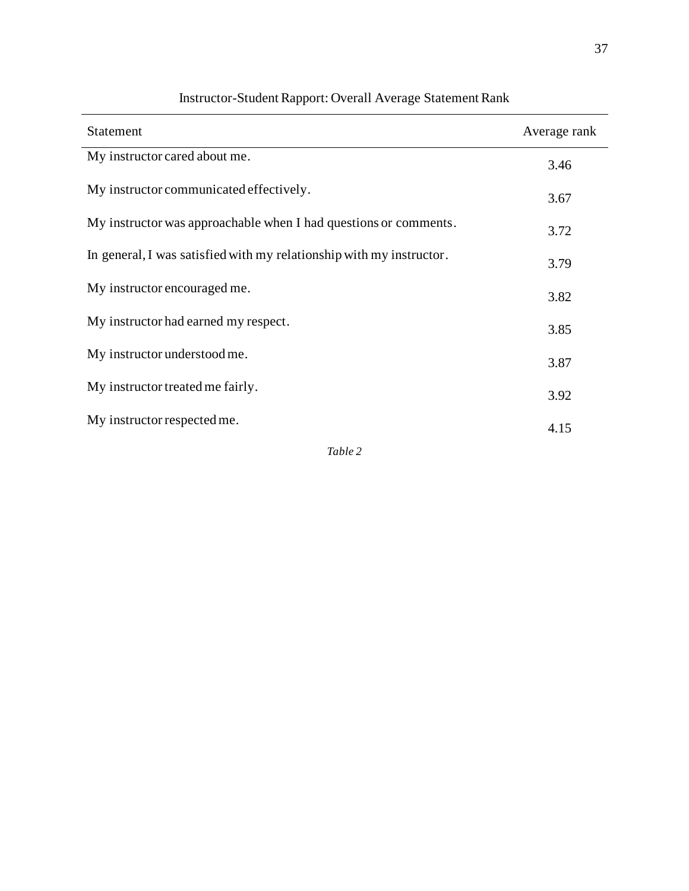Instructor-Student Rapport: Overall Average Statement Rank

| Statement | Average rank |
| --- | --- |
| My instructor cared about me. | 3.46 |
| My instructor communicated effectively. | 3.67 |
| My instructor was approachable when I had questions or comments. | 3.72 |
| In general, I was satisfied with my relationship with my instructor. | 3.79 |
| My instructor encouraged me. | 3.82 |
| My instructor had earned my respect. | 3.85 |
| My instructor understood me. | 3.87 |
| My instructor treated me fairly. | 3.92 |
| My instructor respected me. | 4.15 |

*Table 2*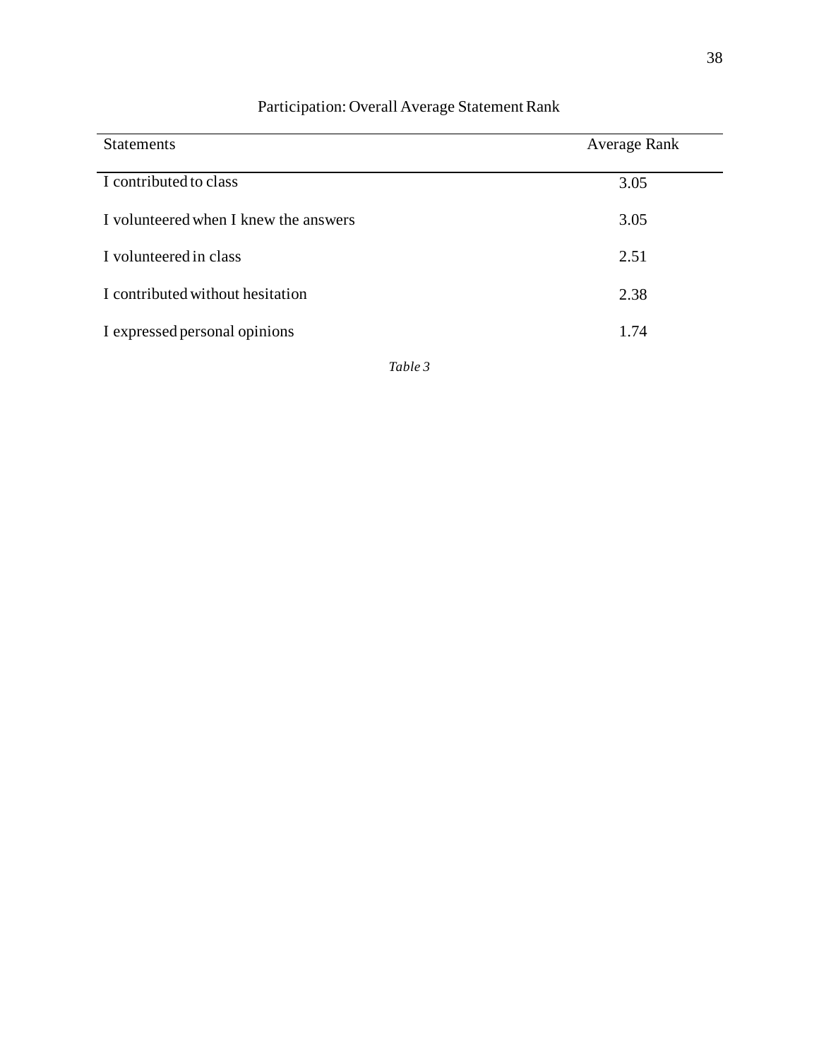Participation: Overall Average Statement Rank

| Statements | Average Rank |
| --- | --- |
| I contributed to class | 3.05 |
| I volunteered when I knew the answers | 3.05 |
| I volunteered in class | 2.51 |
| I contributed without hesitation | 2.38 |
| I expressed personal opinions | 1.74 |

*Table 3*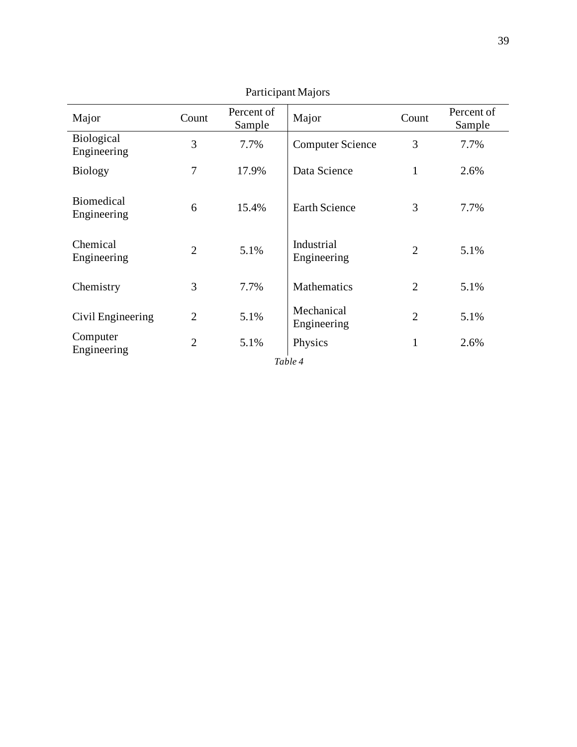Participant Majors

| Major | Count | Percent of Sample | Major | Count | Percent of Sample |
|---|---|---|---|---|---|
| Biological Engineering | 3 | 7.7% | Computer Science | 3 | 7.7% |
| Biology | 7 | 17.9% | Data Science | 1 | 2.6% |
| Biomedical Engineering | 6 | 15.4% | Earth Science | 3 | 7.7% |
| Chemical Engineering | 2 | 5.1% | Industrial Engineering | 2 | 5.1% |
| Chemistry | 3 | 7.7% | Mathematics | 2 | 5.1% |
| Civil Engineering | 2 | 5.1% | Mechanical Engineering | 2 | 5.1% |
| Computer Engineering | 2 | 5.1% | Physics | 1 | 2.6% |

*Table 4*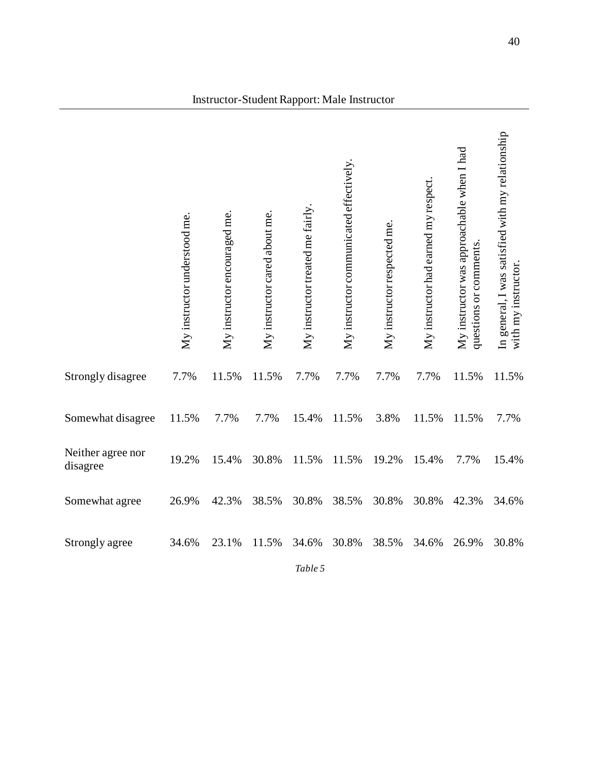Instructor-Student Rapport: Male Instructor

| | My instructor understood me. | My instructor encouraged me. | My instructor cared about me. | My instructor treated me fairly. | My instructor communicated effectively. | My instructor respected me. | My instructor had earned my respect. | My instructor was approachable when I had questions or comments. | In general, I was satisfied with my relationship with my instructor. |
|---|---|---|---|---|---|---|---|---|---|
| Strongly disagree | 7.7% | 11.5% | 11.5% | 7.7% | 7.7% | 7.7% | 7.7% | 11.5% | 11.5% |
| Somewhat disagree | 11.5% | 7.7% | 7.7% | 15.4% | 11.5% | 3.8% | 11.5% | 11.5% | 7.7% |
| Neither agree nor disagree | 19.2% | 15.4% | 30.8% | 11.5% | 11.5% | 19.2% | 15.4% | 7.7% | 15.4% |
| Somewhat agree | 26.9% | 42.3% | 38.5% | 30.8% | 38.5% | 30.8% | 30.8% | 42.3% | 34.6% |
| Strongly agree | 34.6% | 23.1% | 11.5% | 34.6% | 30.8% | 38.5% | 34.6% | 26.9% | 30.8% |

*Table 5*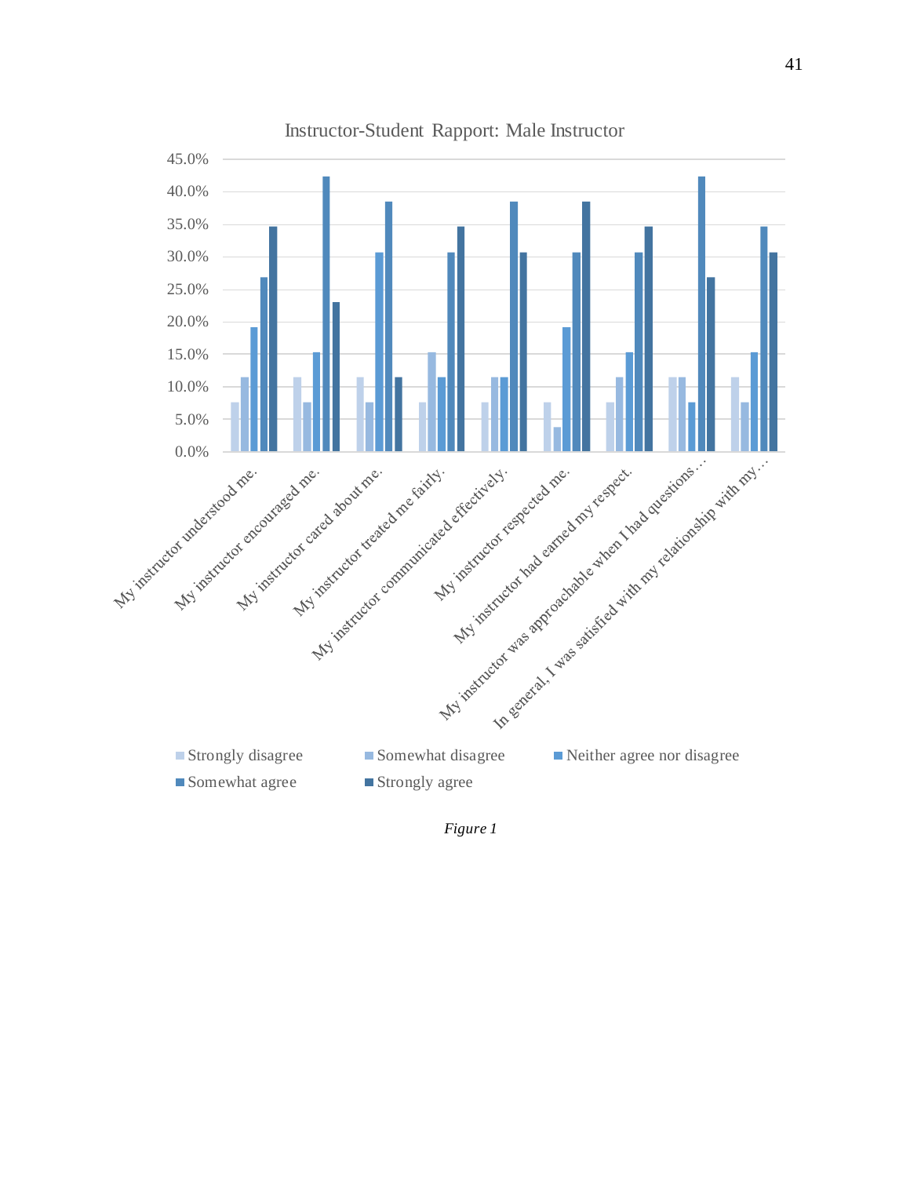Instructor-Student Rapport: Male Instructor

*Figure 1*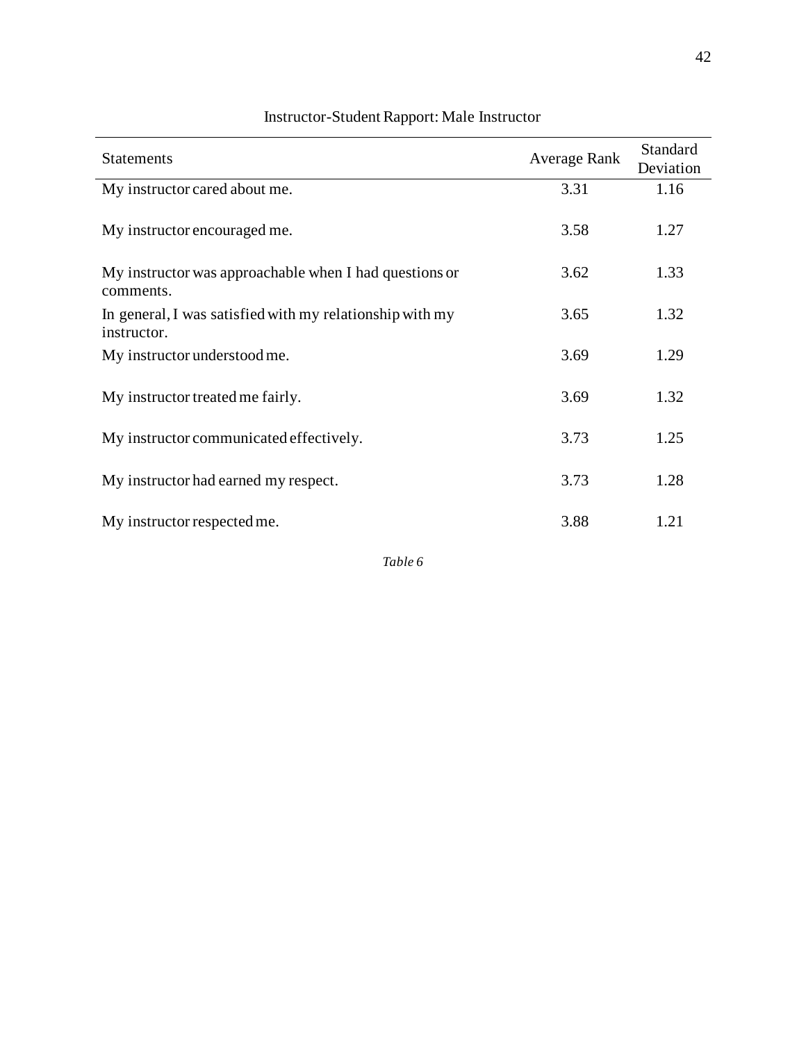Instructor-Student Rapport: Male Instructor

| Statements | Average Rank | Standard Deviation |
|---|---|---|
| My instructor cared about me. | 3.31 | 1.16 |
| My instructor encouraged me. | 3.58 | 1.27 |
| My instructor was approachable when I had questions or comments. | 3.62 | 1.33 |
| In general, I was satisfied with my relationship with my instructor. | 3.65 | 1.32 |
| My instructor understood me. | 3.69 | 1.29 |
| My instructor treated me fairly. | 3.69 | 1.32 |
| My instructor communicated effectively. | 3.73 | 1.25 |
| My instructor had earned my respect. | 3.73 | 1.28 |
| My instructor respected me. | 3.88 | 1.21 |

*Table 6*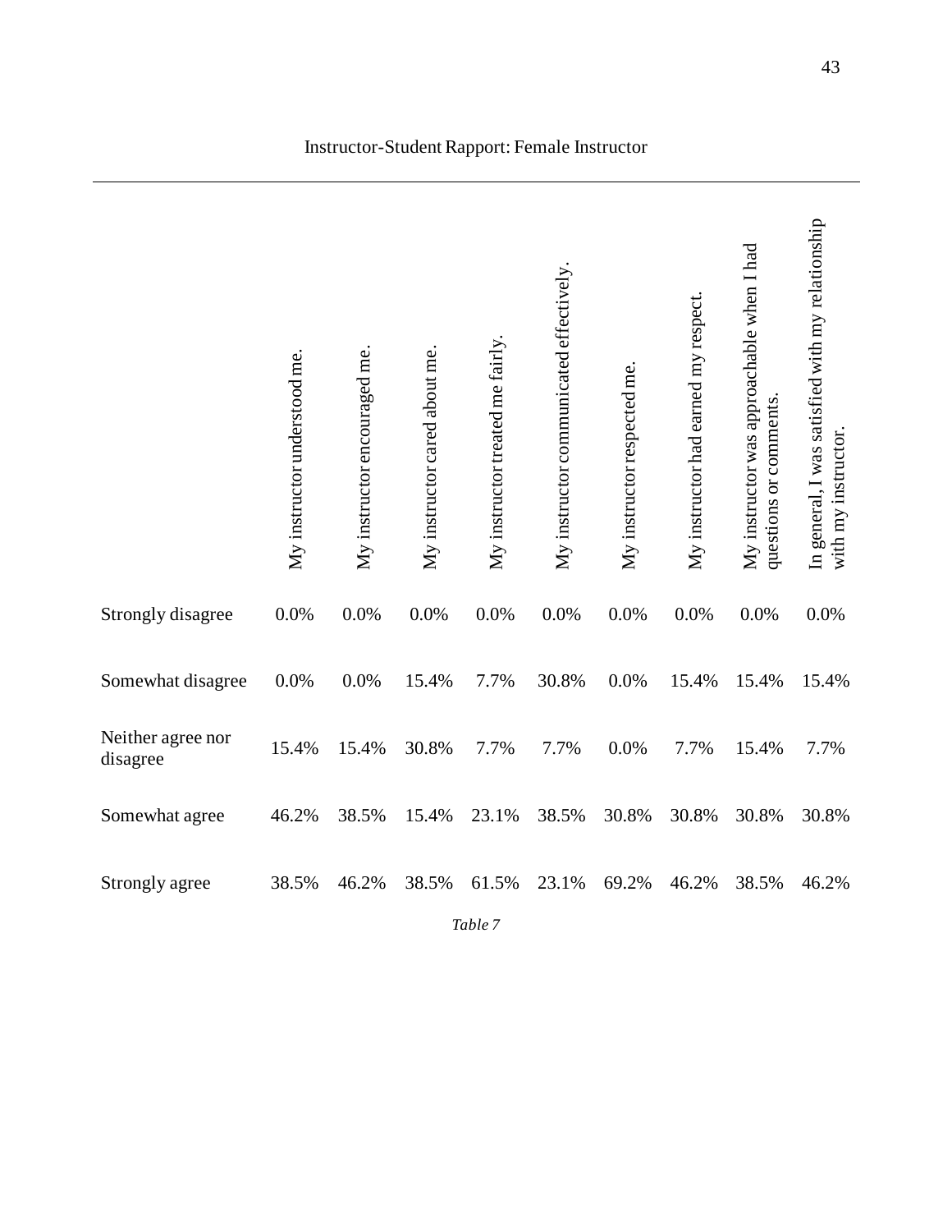Instructor-Student Rapport: Female Instructor

| | My instructor understood me. | My instructor encouraged me. | My instructor cared about me. | My instructor treated me fairly. | My instructor communicated effectively. | My instructor respected me. | My instructor had earned my respect. | My instructor was approachable when I had questions or comments. | In general, I was satisfied with my relationship with my instructor. |
|---|---|---|---|---|---|---|---|---|---|
| Strongly disagree | 0.0% | 0.0% | 0.0% | 0.0% | 0.0% | 0.0% | 0.0% | 0.0% | 0.0% |
| Somewhat disagree | 0.0% | 0.0% | 15.4% | 7.7% | 30.8% | 0.0% | 15.4% | 15.4% | 15.4% |
| Neither agree nor disagree | 15.4% | 15.4% | 30.8% | 7.7% | 7.7% | 0.0% | 7.7% | 15.4% | 7.7% |
| Somewhat agree | 46.2% | 38.5% | 15.4% | 23.1% | 38.5% | 30.8% | 30.8% | 30.8% | 30.8% |
| Strongly agree | 38.5% | 46.2% | 38.5% | 61.5% | 23.1% | 69.2% | 46.2% | 38.5% | 46.2% |

*Table 7*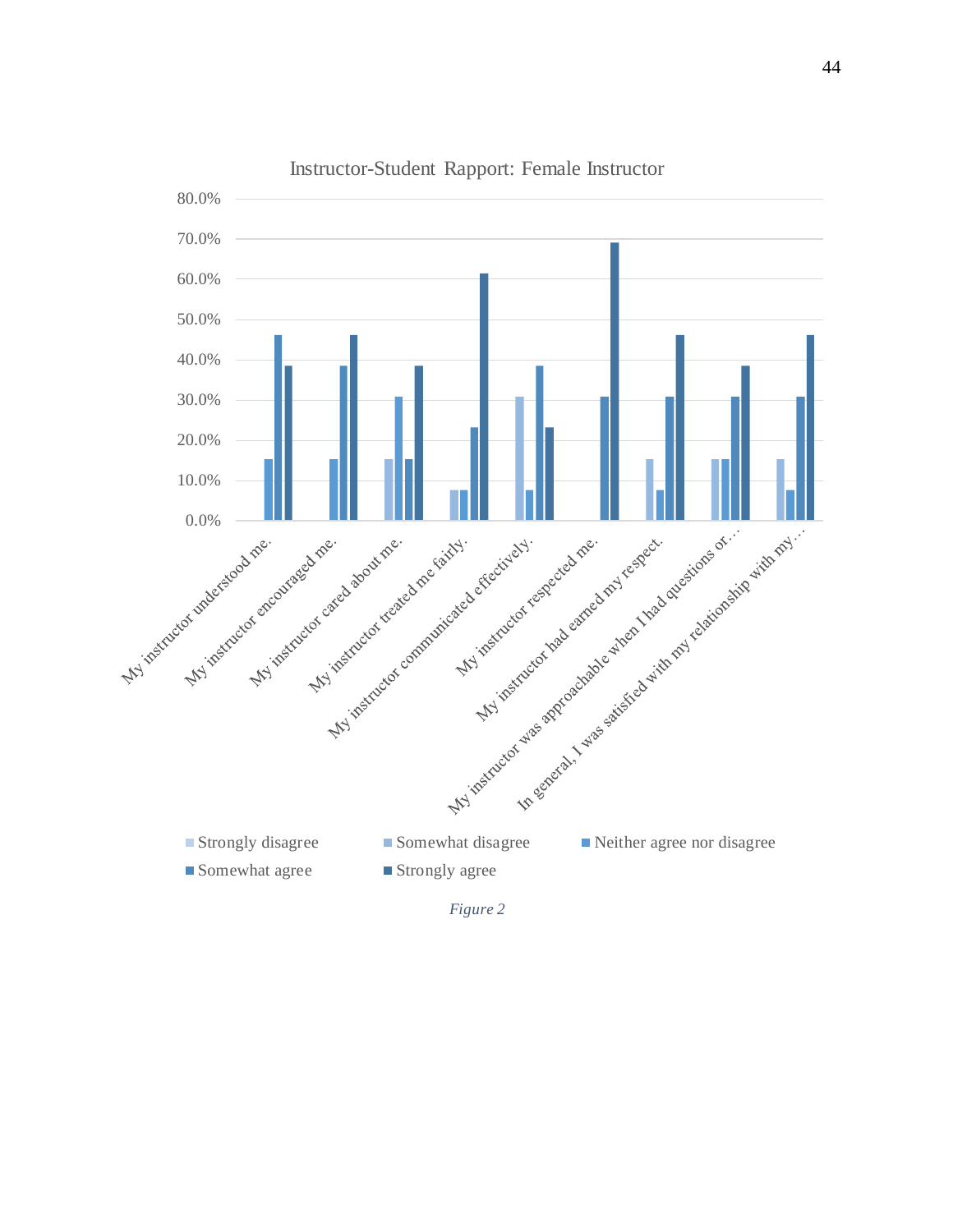Instructor-Student Rapport: Female Instructor

80.0%
70.0%
60.0%
50.0%
40.0%
30.0%
20.0%
10.0%
0.0%

My instructor understood me.

My instructor encouraged me.

My instructor cared about me.

My instructor treated me fairly.

My instructor communicated effectively.

My instructor respected me.

My instructor had earned my respect.

My instructor was approachable when I had questions or…

In general, I was satisfied with my relationship with my…

- Strongly disagree
- Somewhat disagree
- Neither agree nor disagree
- Somewhat agree
- Strongly agree

*Figure 2*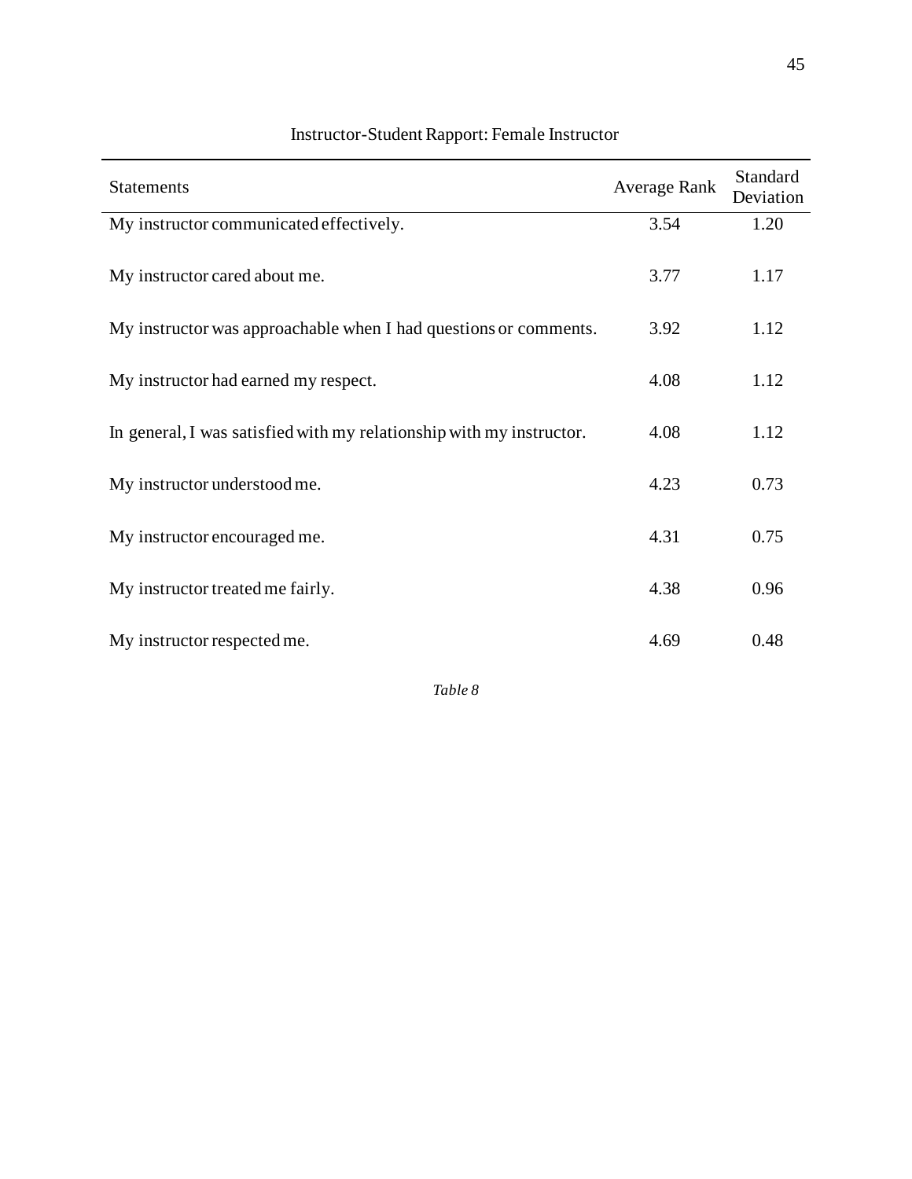Instructor-Student Rapport: Female Instructor

| Statements | Average Rank | Standard Deviation |
| --- | --- | --- |
| My instructor communicated effectively. | 3.54 | 1.20 |
| My instructor cared about me. | 3.77 | 1.17 |
| My instructor was approachable when I had questions or comments. | 3.92 | 1.12 |
| My instructor had earned my respect. | 4.08 | 1.12 |
| In general, I was satisfied with my relationship with my instructor. | 4.08 | 1.12 |
| My instructor understood me. | 4.23 | 0.73 |
| My instructor encouraged me. | 4.31 | 0.75 |
| My instructor treated me fairly. | 4.38 | 0.96 |
| My instructor respected me. | 4.69 | 0.48 |

*Table 8*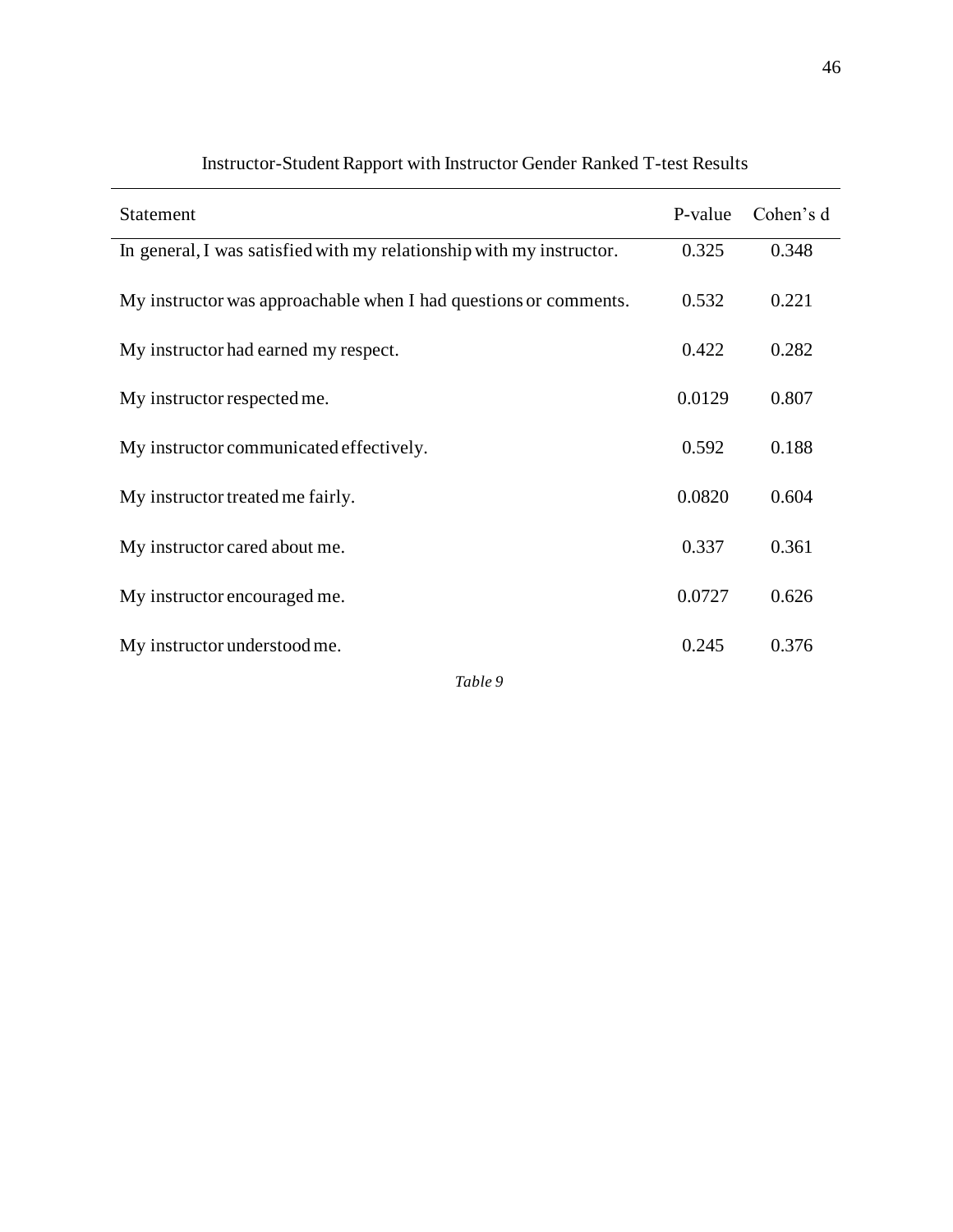Instructor-Student Rapport with Instructor Gender Ranked T-test Results

| Statement | P-value | Cohen's d |
|---|---|---|
| In general, I was satisfied with my relationship with my instructor. | 0.325 | 0.348 |
| My instructor was approachable when I had questions or comments. | 0.532 | 0.221 |
| My instructor had earned my respect. | 0.422 | 0.282 |
| My instructor respected me. | 0.0129 | 0.807 |
| My instructor communicated effectively. | 0.592 | 0.188 |
| My instructor treated me fairly. | 0.0820 | 0.604 |
| My instructor cared about me. | 0.337 | 0.361 |
| My instructor encouraged me. | 0.0727 | 0.626 |
| My instructor understood me. | 0.245 | 0.376 |

*Table 9*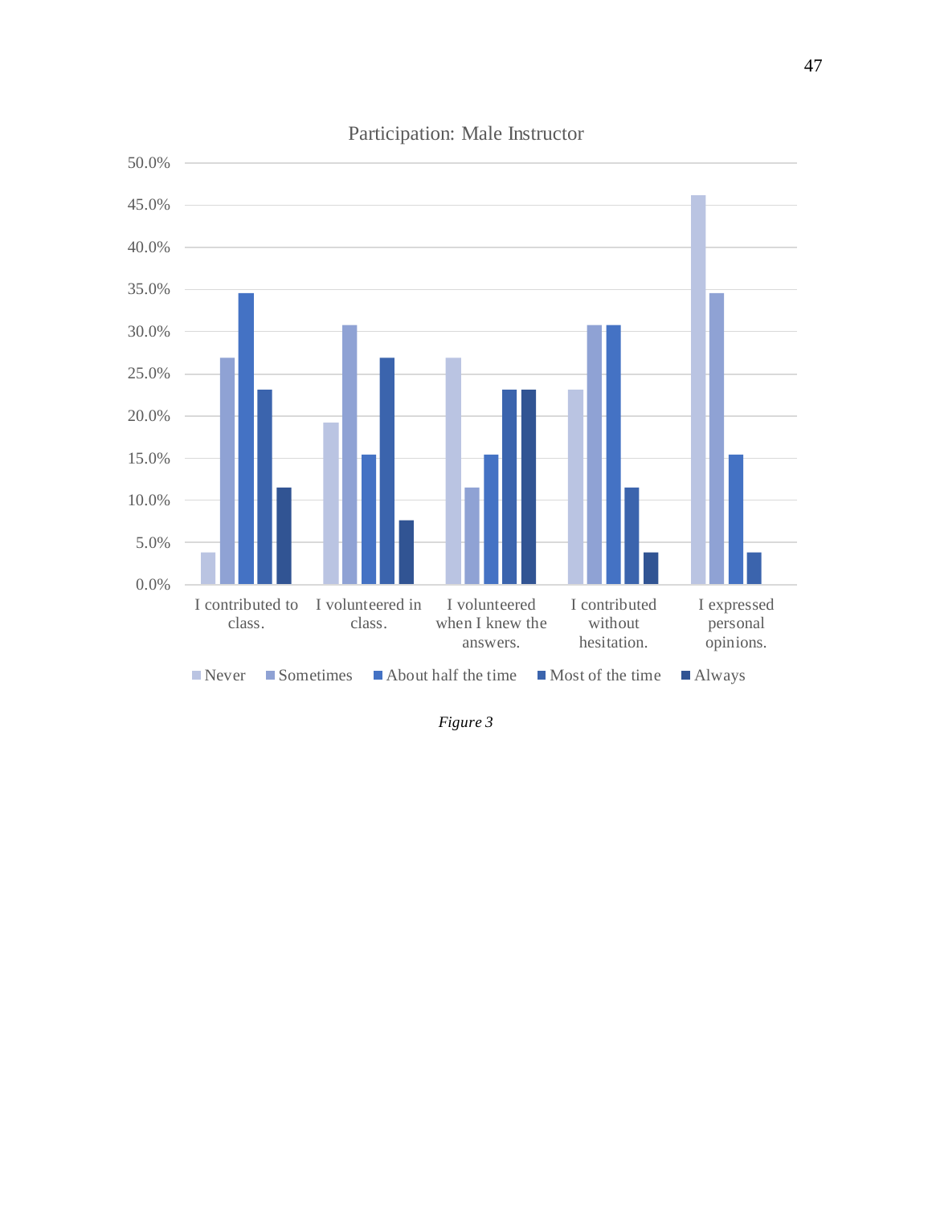Participation: Male Instructor

| | Never | Sometimes | About half the time | Most of the time | Always |
|---|---|---|---|---|---|
| I contributed to class. | 3.8% | 26.9% | 34.6% | 23.1% | 11.5% |
| I volunteered in class. | 19.2% | 30.8% | 15.4% | 26.9% | 7.7% |
| I volunteered when I knew the answers. | 26.9% | 11.5% | 15.4% | 23.1% | 23.1% |
| I contributed without hesitation. | 23.1% | 30.8% | 30.8% | 11.5% | 3.8% |
| I expressed personal opinions. | 46.2% | 34.6% | 15.4% | 3.8% | |

*Figure 3*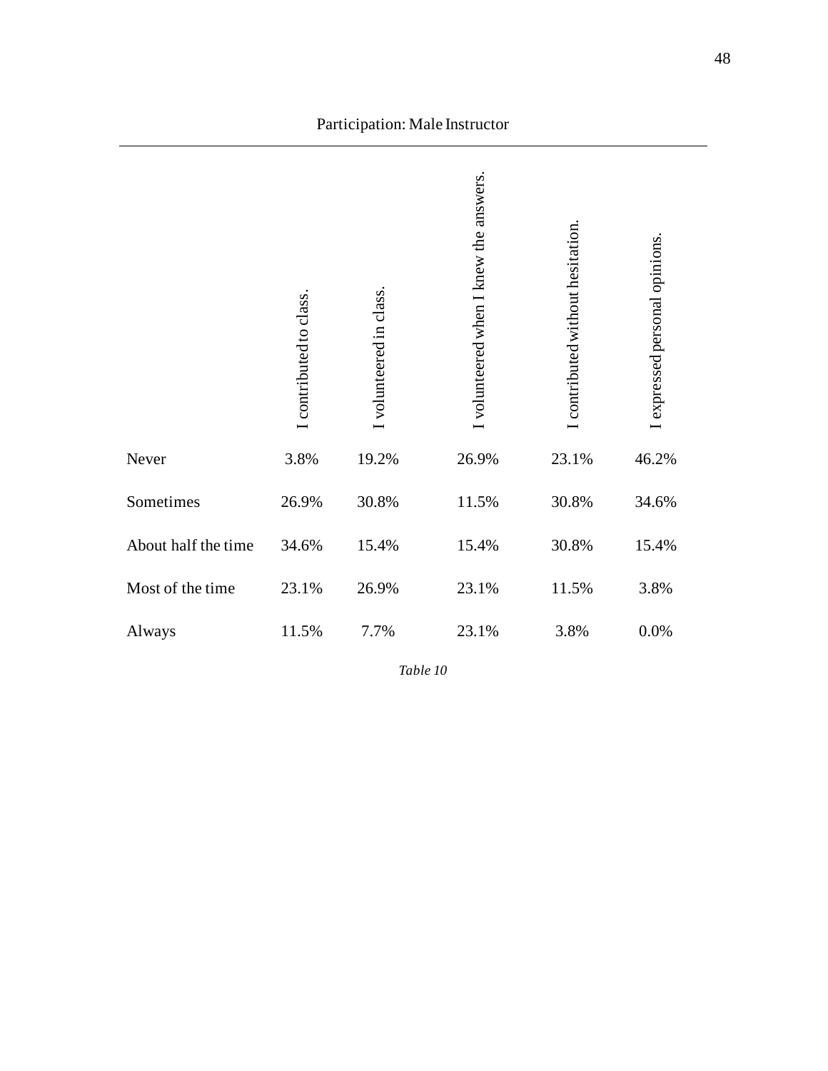Participation: Male Instructor

| | I contributed to class. | I volunteered in class. | I volunteered when I knew the answers. | I contributed without hesitation. | I expressed personal opinions. |
|---|---|---|---|---|---|
| Never | 3.8% | 19.2% | 26.9% | 23.1% | 46.2% |
| Sometimes | 26.9% | 30.8% | 11.5% | 30.8% | 34.6% |
| About half the time | 34.6% | 15.4% | 15.4% | 30.8% | 15.4% |
| Most of the time | 23.1% | 26.9% | 23.1% | 11.5% | 3.8% |
| Always | 11.5% | 7.7% | 23.1% | 3.8% | 0.0% |

*Table 10*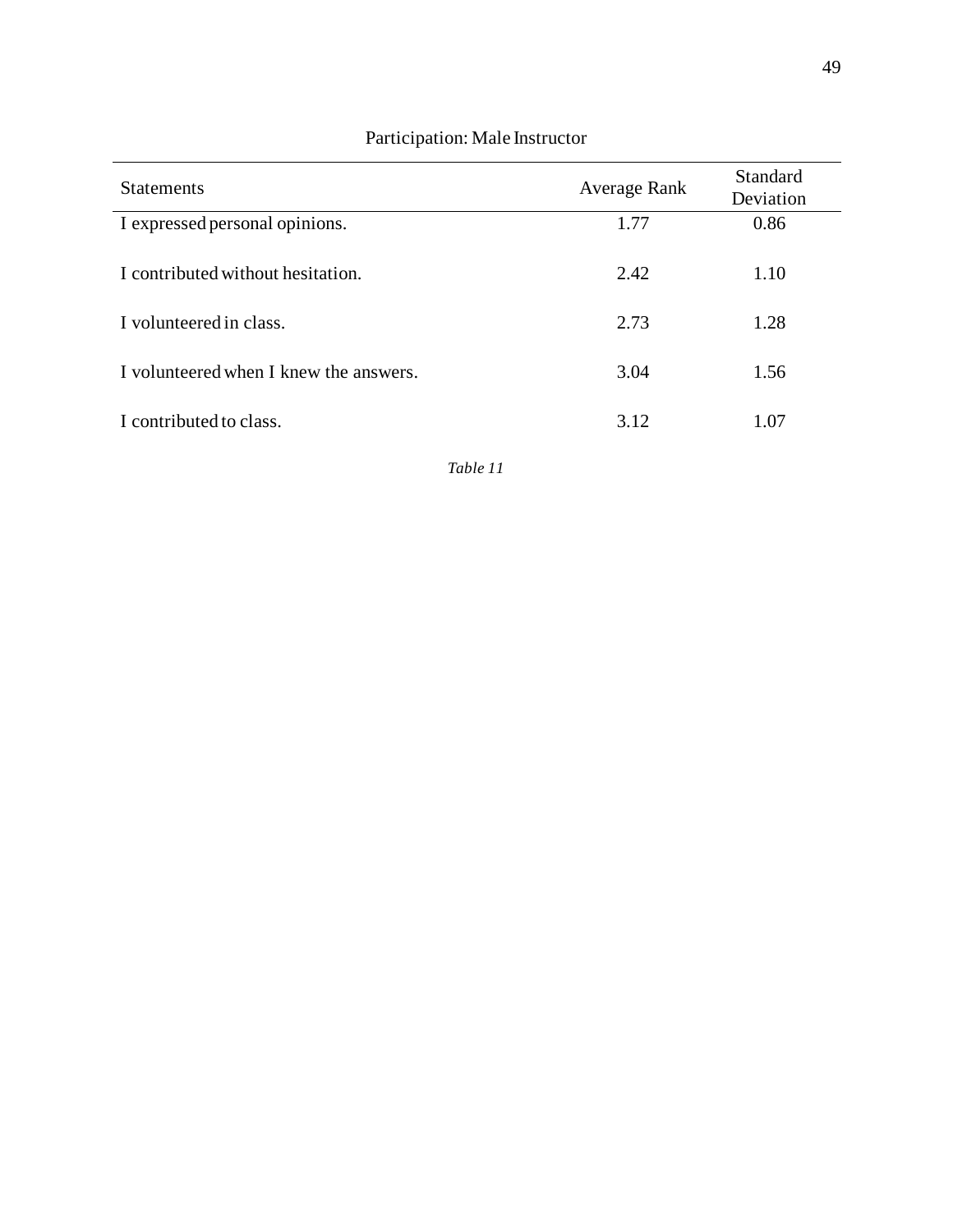Participation: Male Instructor

| Statements | Average Rank | Standard Deviation |
|---|---|---|
| I expressed personal opinions. | 1.77 | 0.86 |
| I contributed without hesitation. | 2.42 | 1.10 |
| I volunteered in class. | 2.73 | 1.28 |
| I volunteered when I knew the answers. | 3.04 | 1.56 |
| I contributed to class. | 3.12 | 1.07 |

*Table 11*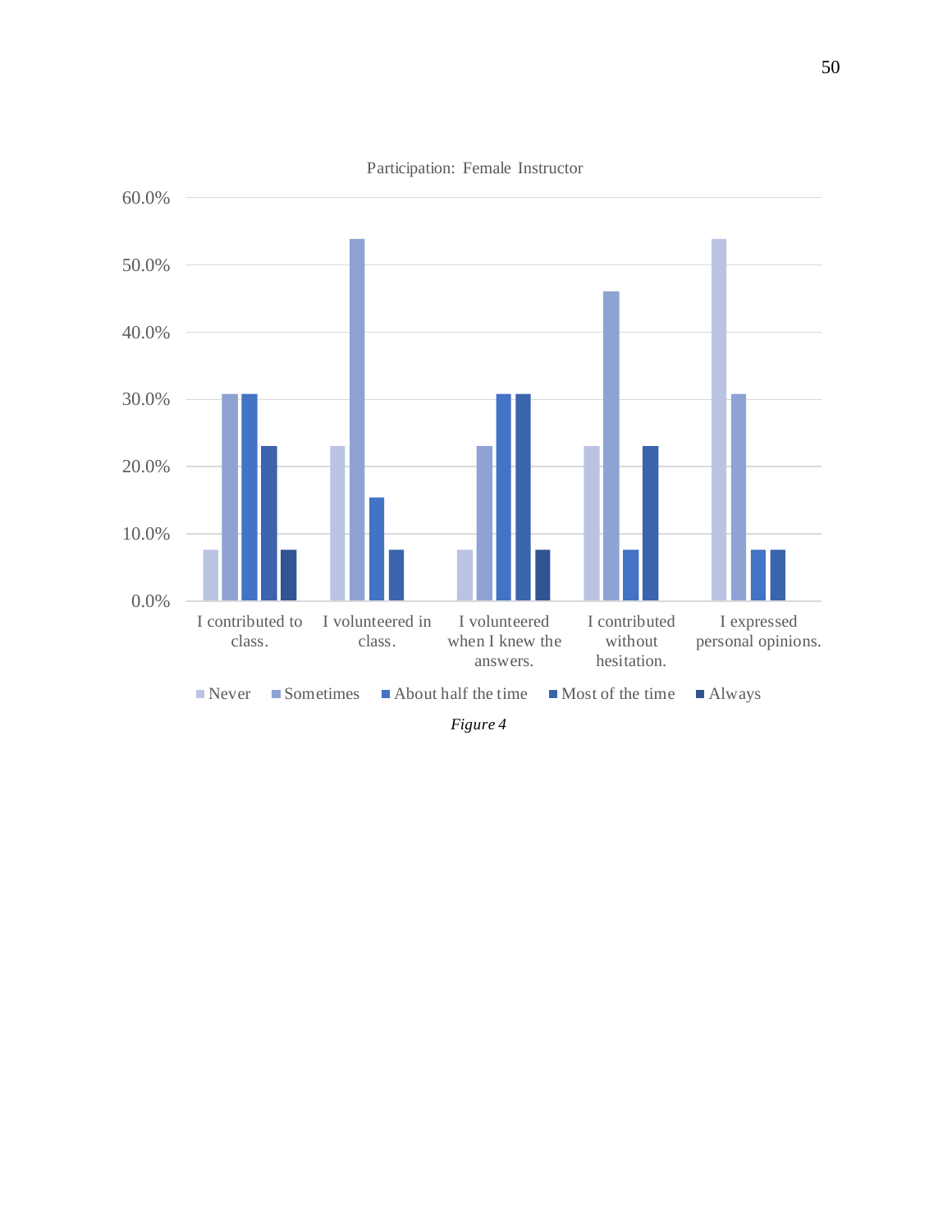Participation: Female Instructor

| | Never | Sometimes | About half the time | Most of the time | Always |
|---|---|---|---|---|---|
| I contributed to class. | 7.7% | 30.8% | 30.8% | 23.1% | 7.7% |
| I volunteered in class. | 23.1% | 53.8% | 15.4% | 7.7% | |
| I volunteered when I knew the answers. | 7.7% | 23.1% | 30.8% | 30.8% | 7.7% |
| I contributed without hesitation. | 23.1% | 46.2% | 7.7% | 23.1% | |
| I expressed personal opinions. | 53.8% | 30.8% | 7.7% | 7.7% | |

*Figure 4*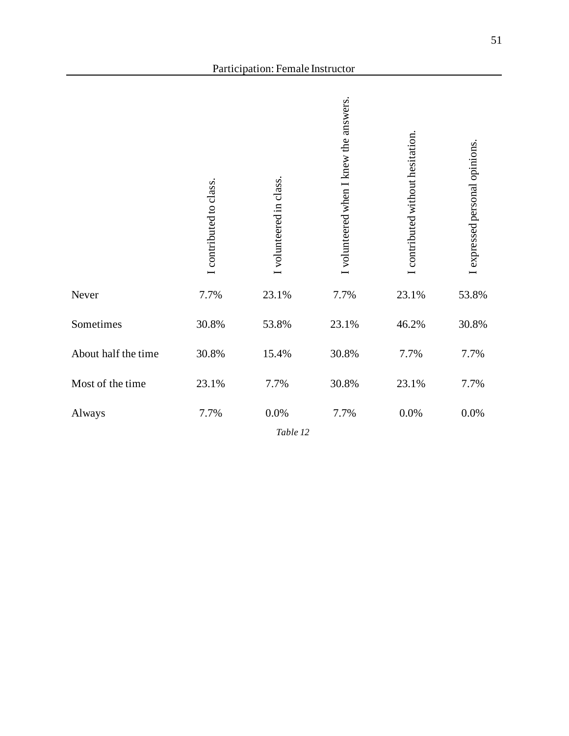Participation: Female Instructor

| | I contributed to class. | I volunteered in class. | I volunteered when I knew the answers. | I contributed without hesitation. | I expressed personal opinions. |
|---|---|---|---|---|---|
| Never | 7.7% | 23.1% | 7.7% | 23.1% | 53.8% |
| Sometimes | 30.8% | 53.8% | 23.1% | 46.2% | 30.8% |
| About half the time | 30.8% | 15.4% | 30.8% | 7.7% | 7.7% |
| Most of the time | 23.1% | 7.7% | 30.8% | 23.1% | 7.7% |
| Always | 7.7% | 0.0% | 7.7% | 0.0% | 0.0% |

*Table 12*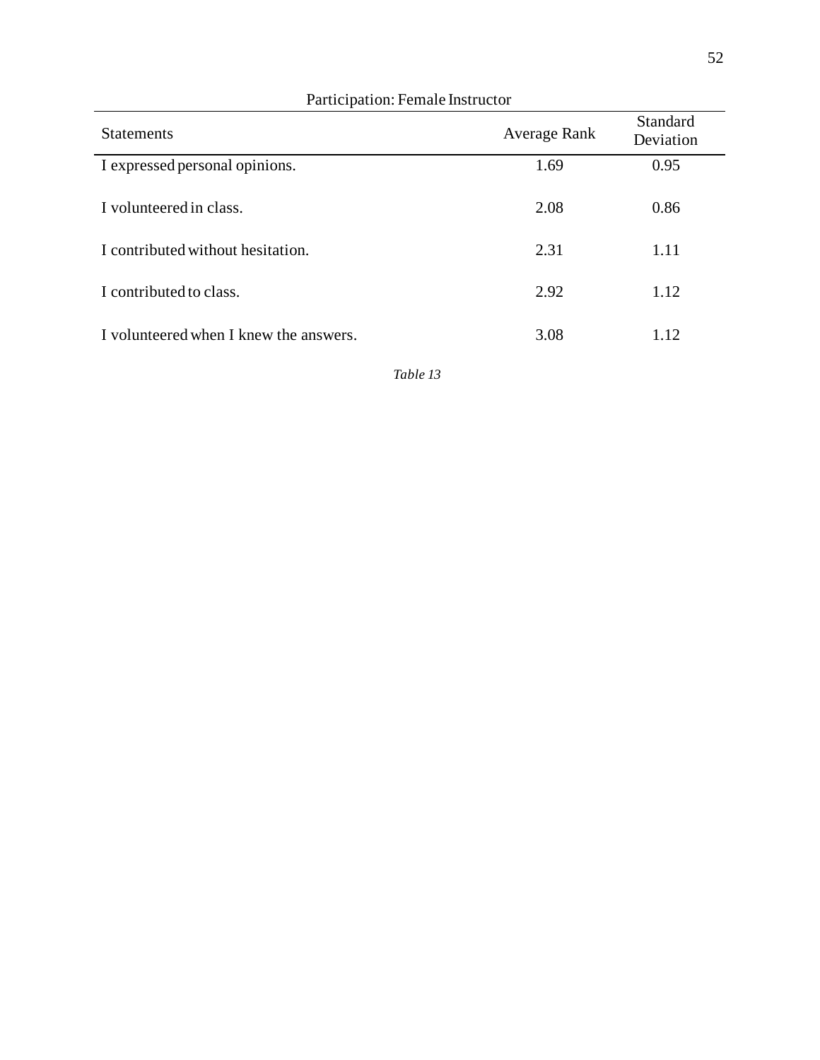Participation: Female Instructor

| Statements | Average Rank | Standard Deviation |
|---|---|---|
| I expressed personal opinions. | 1.69 | 0.95 |
| I volunteered in class. | 2.08 | 0.86 |
| I contributed without hesitation. | 2.31 | 1.11 |
| I contributed to class. | 2.92 | 1.12 |
| I volunteered when I knew the answers. | 3.08 | 1.12 |

*Table 13*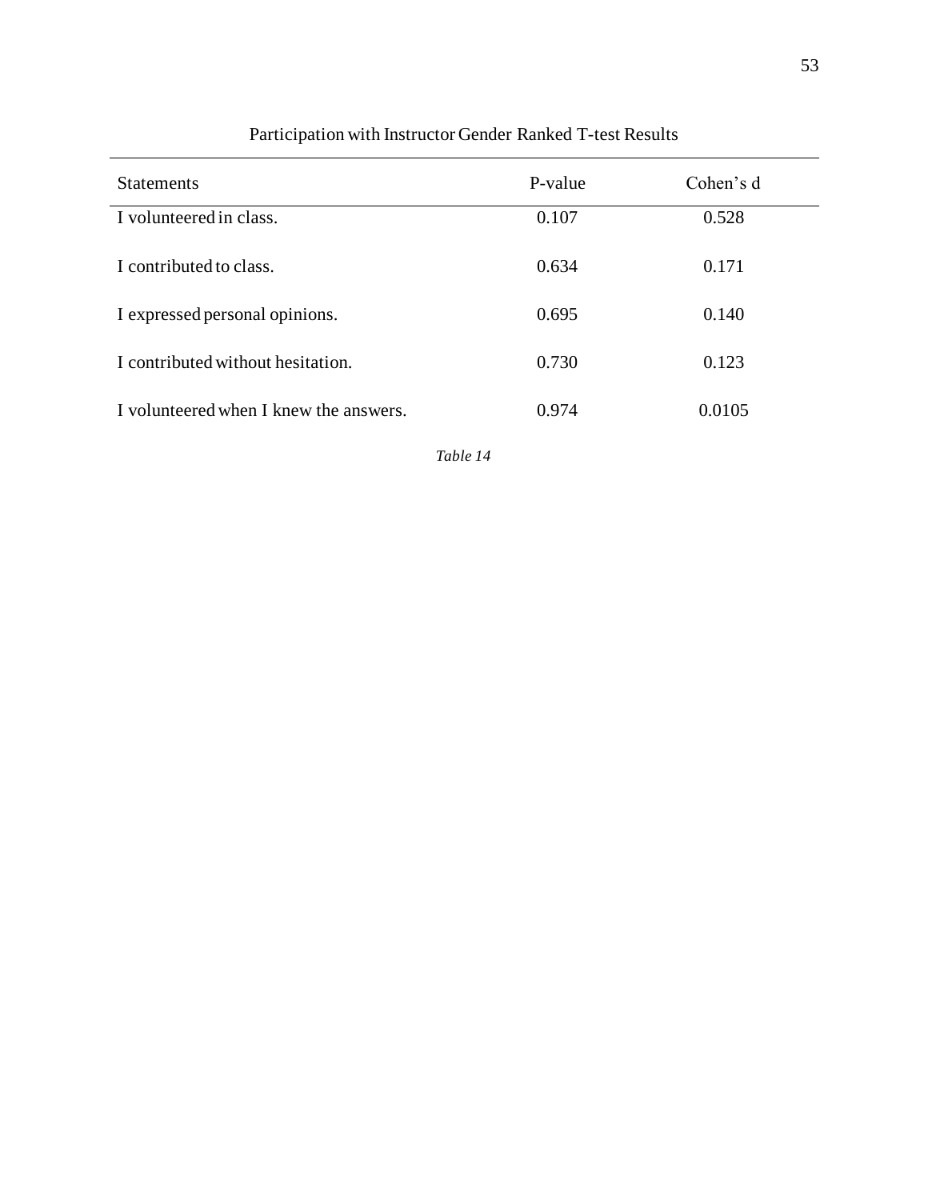Participation with Instructor Gender Ranked T-test Results

| Statements | P-value | Cohen's d |
| --- | --- | --- |
| I volunteered in class. | 0.107 | 0.528 |
| I contributed to class. | 0.634 | 0.171 |
| I expressed personal opinions. | 0.695 | 0.140 |
| I contributed without hesitation. | 0.730 | 0.123 |
| I volunteered when I knew the answers. | 0.974 | 0.0105 |

*Table 14*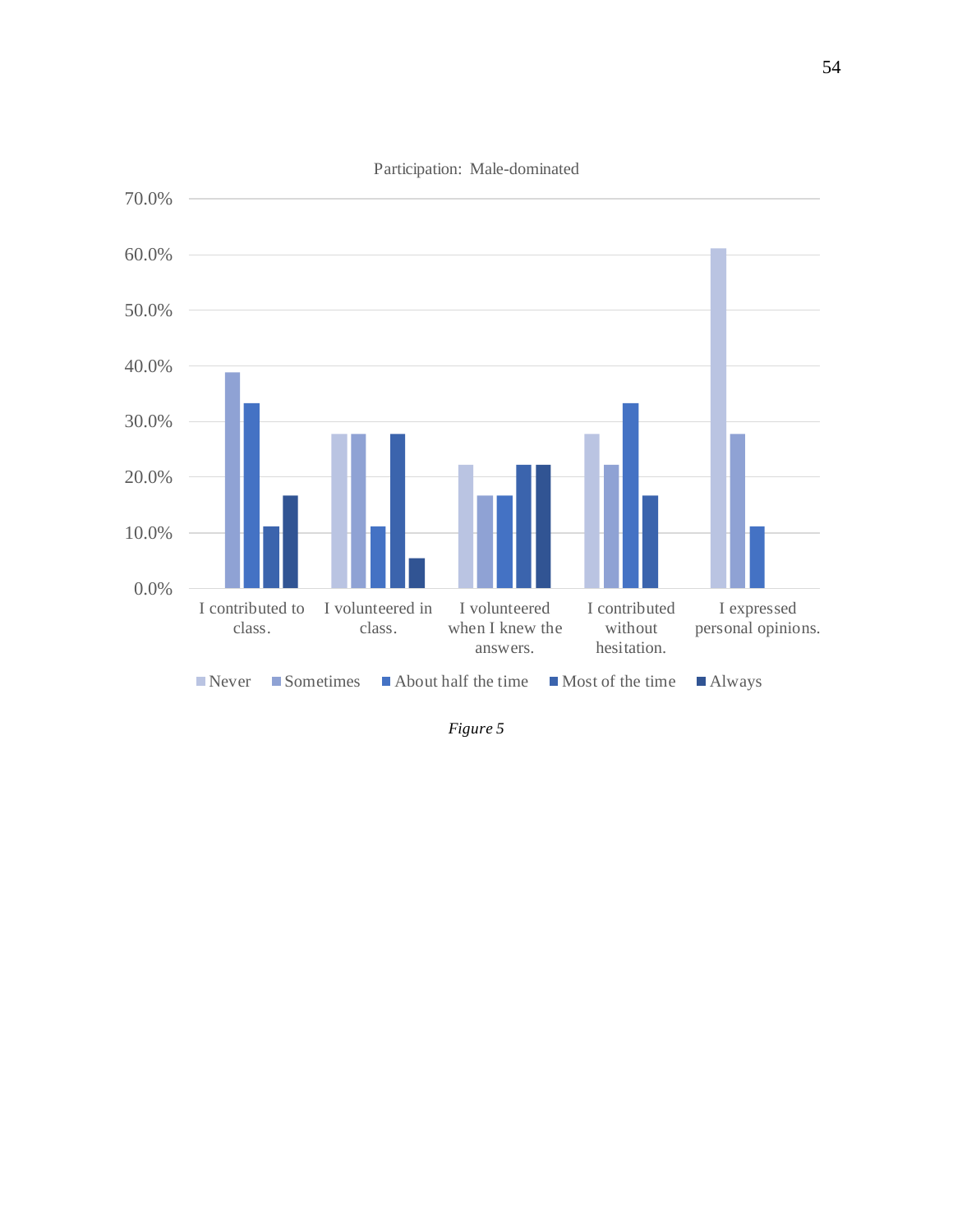Participation: Male-dominated

| | Never | Sometimes | About half the time | Most of the time | Always |
|---|---|---|---|---|---|
| I contributed to class. | | 38.9% | 33.3% | 11.1% | 16.7% |
| I volunteered in class. | 27.8% | 27.8% | 11.1% | 27.8% | 5.6% |
| I volunteered when I knew the answers. | 22.2% | 16.7% | 16.7% | 22.2% | 22.2% |
| I contributed without hesitation. | 27.8% | 22.2% | 33.3% | 16.7% | |
| I expressed personal opinions. | 61.1% | 27.8% | 11.1% | | |

*Figure 5*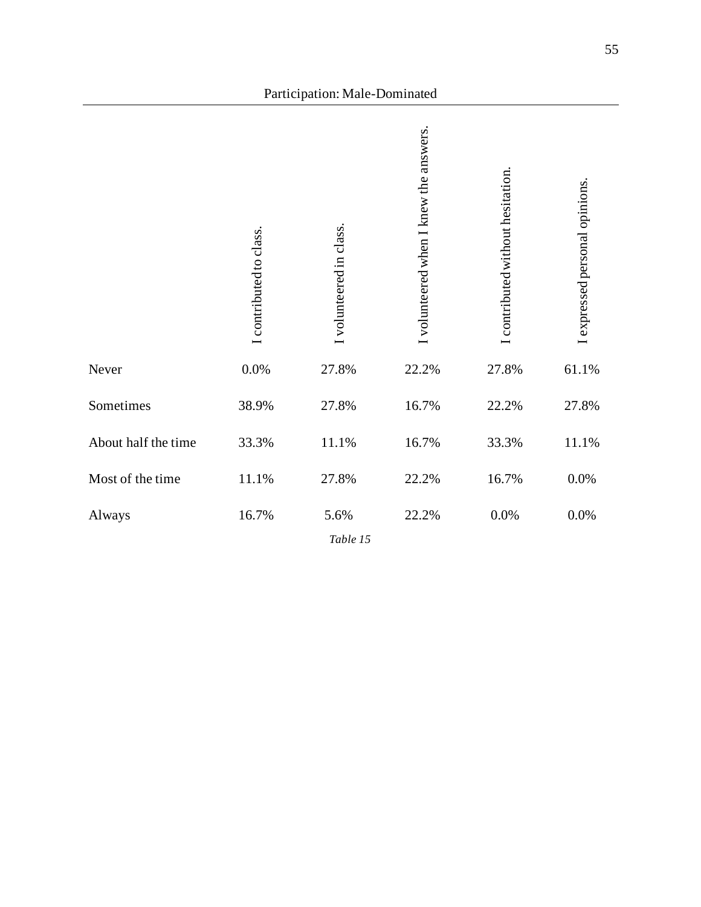Participation: Male-Dominated

| | I contributed to class. | I volunteered in class. | I volunteered when I knew the answers. | I contributed without hesitation. | I expressed personal opinions. |
|---|---|---|---|---|---|
| Never | 0.0% | 27.8% | 22.2% | 27.8% | 61.1% |
| Sometimes | 38.9% | 27.8% | 16.7% | 22.2% | 27.8% |
| About half the time | 33.3% | 11.1% | 16.7% | 33.3% | 11.1% |
| Most of the time | 11.1% | 27.8% | 22.2% | 16.7% | 0.0% |
| Always | 16.7% | 5.6% | 22.2% | 0.0% | 0.0% |

*Table 15*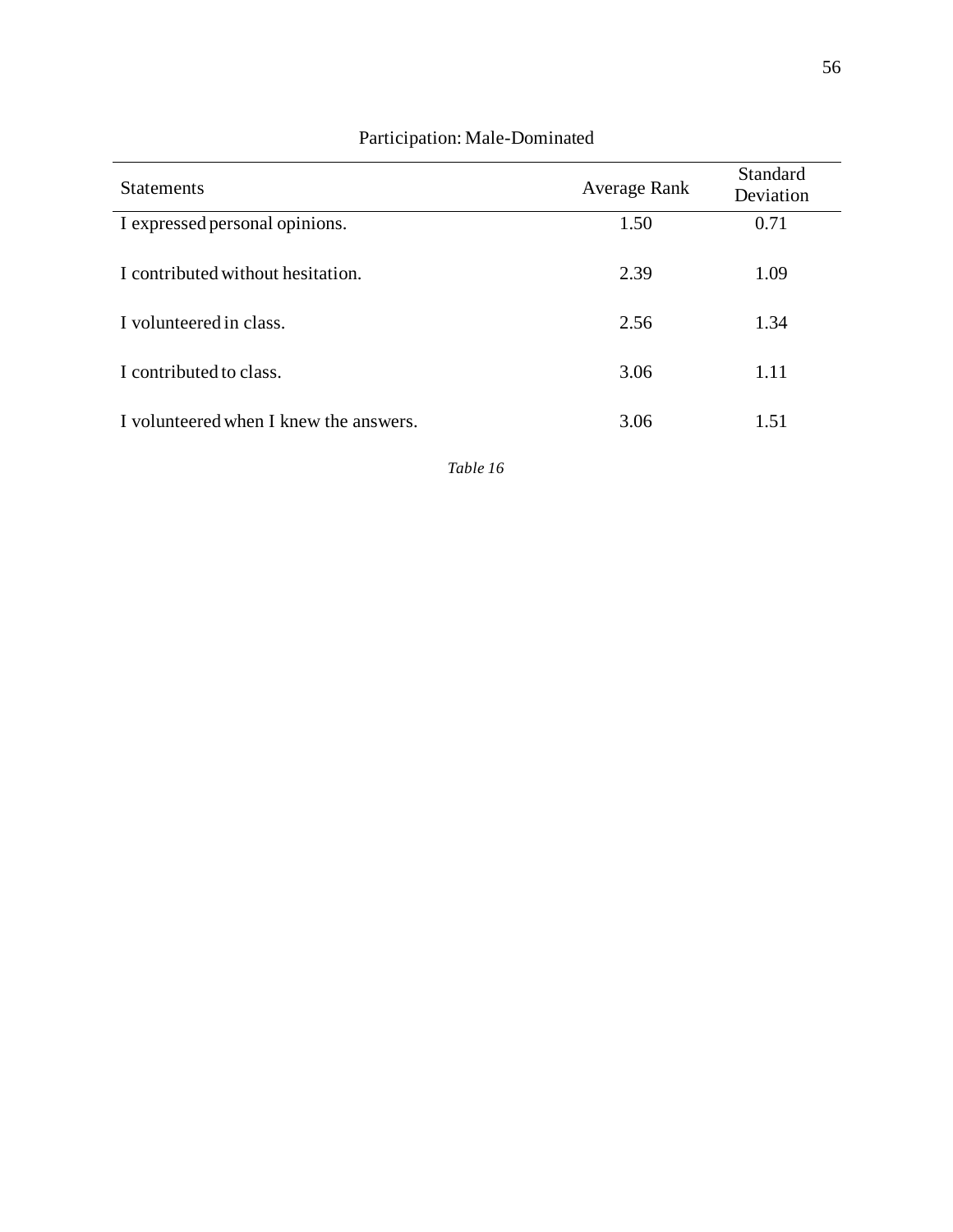Participation: Male-Dominated

| Statements | Average Rank | Standard Deviation |
|---|---|---|
| I expressed personal opinions. | 1.50 | 0.71 |
| I contributed without hesitation. | 2.39 | 1.09 |
| I volunteered in class. | 2.56 | 1.34 |
| I contributed to class. | 3.06 | 1.11 |
| I volunteered when I knew the answers. | 3.06 | 1.51 |

*Table 16*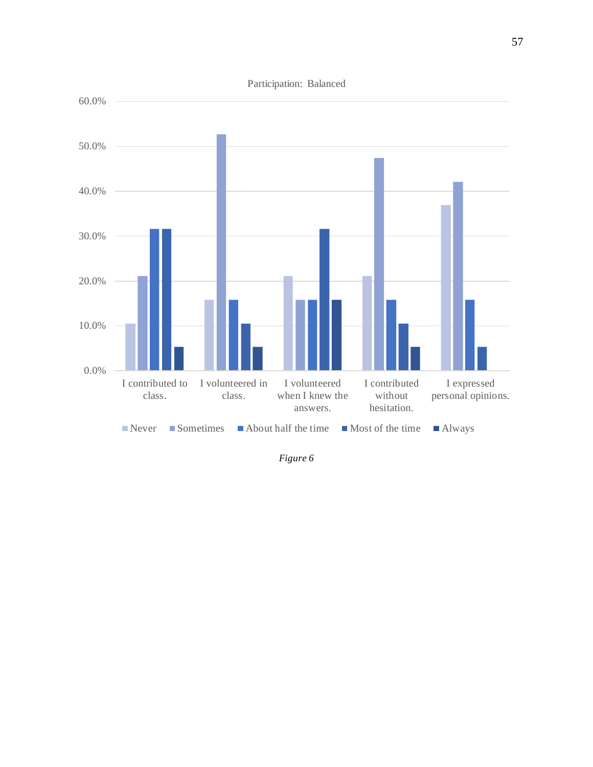Participation: Balanced

60.0%
50.0%
40.0%
30.0%
20.0%
10.0%
0.0%

I contributed to class. | I volunteered in class. | I volunteered when I knew the answers. | I contributed without hesitation. | I expressed personal opinions.

Never | Sometimes | About half the time | Most of the time | Always

*Figure 6*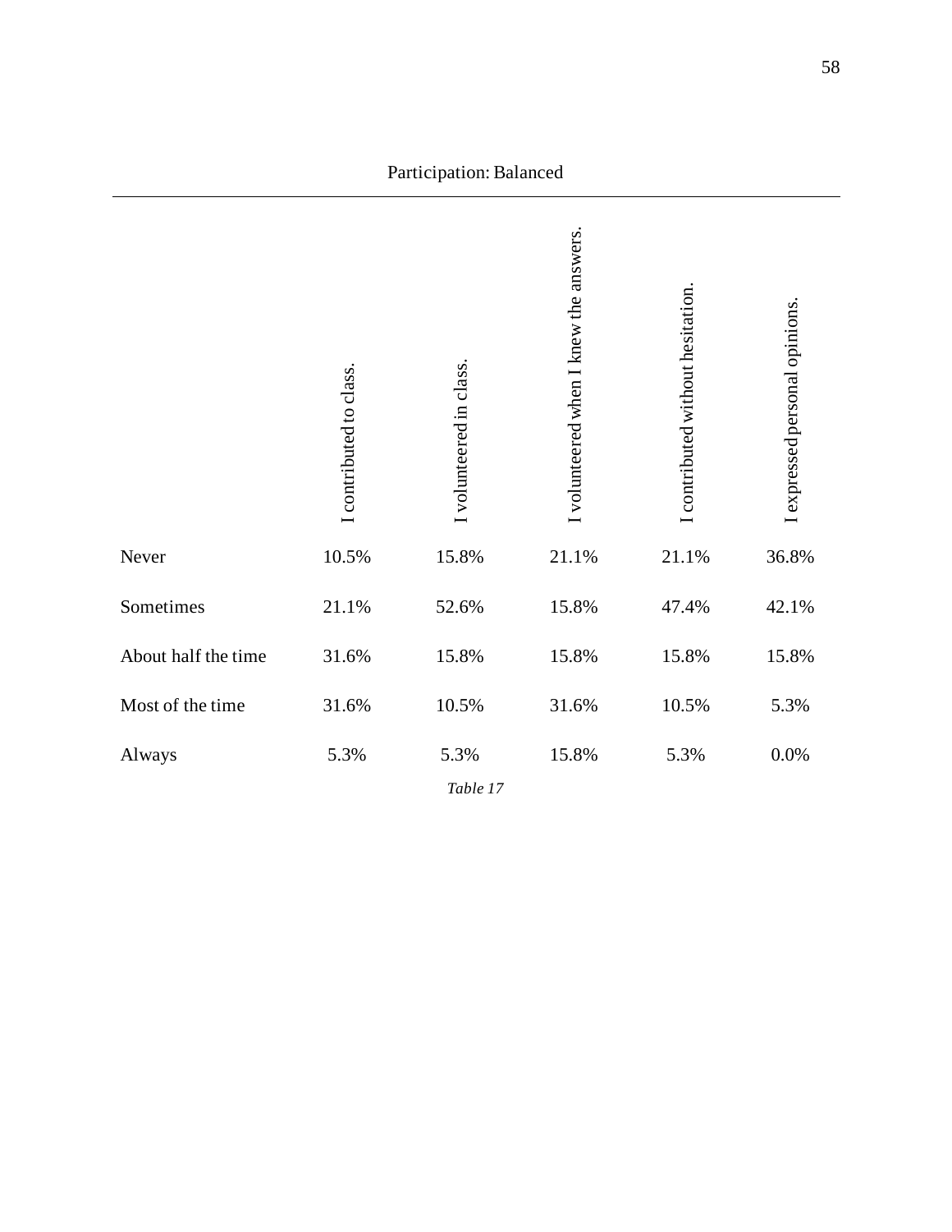Participation: Balanced

| | I contributed to class. | I volunteered in class. | I volunteered when I knew the answers. | I contributed without hesitation. | I expressed personal opinions. |
|---|---|---|---|---|---|
| Never | 10.5% | 15.8% | 21.1% | 21.1% | 36.8% |
| Sometimes | 21.1% | 52.6% | 15.8% | 47.4% | 42.1% |
| About half the time | 31.6% | 15.8% | 15.8% | 15.8% | 15.8% |
| Most of the time | 31.6% | 10.5% | 31.6% | 10.5% | 5.3% |
| Always | 5.3% | 5.3% | 15.8% | 5.3% | 0.0% |

*Table 17*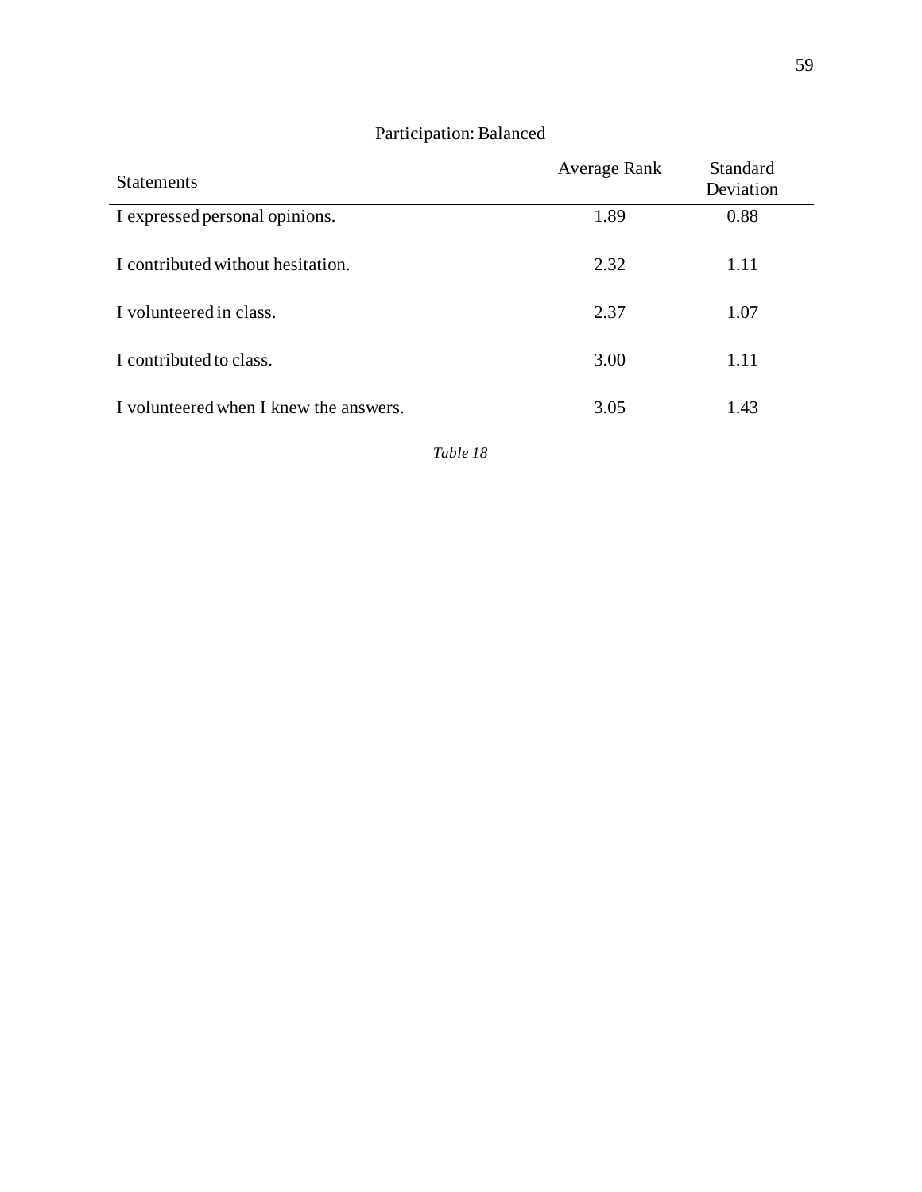Participation: Balanced

| Statements | Average Rank | Standard Deviation |
| --- | --- | --- |
| I expressed personal opinions. | 1.89 | 0.88 |
| I contributed without hesitation. | 2.32 | 1.11 |
| I volunteered in class. | 2.37 | 1.07 |
| I contributed to class. | 3.00 | 1.11 |
| I volunteered when I knew the answers. | 3.05 | 1.43 |

*Table 18*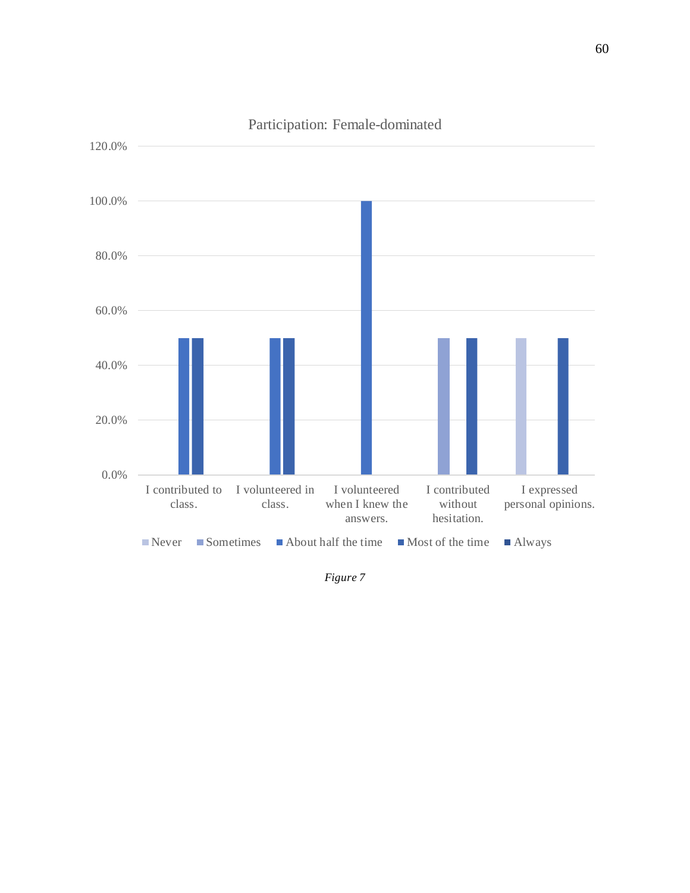Participation: Female-dominated

| | Never | Sometimes | About half the time | Most of the time | Always |
|---|---|---|---|---|---|
| I contributed to class. | | | 50.0% | 50.0% | |
| I volunteered in class. | | | 50.0% | 50.0% | |
| I volunteered when I knew the answers. | | | 100.0% | | |
| I contributed without hesitation. | | 50.0% | | 50.0% | |
| I expressed personal opinions. | 50.0% | | | 50.0% | |

*Figure 7*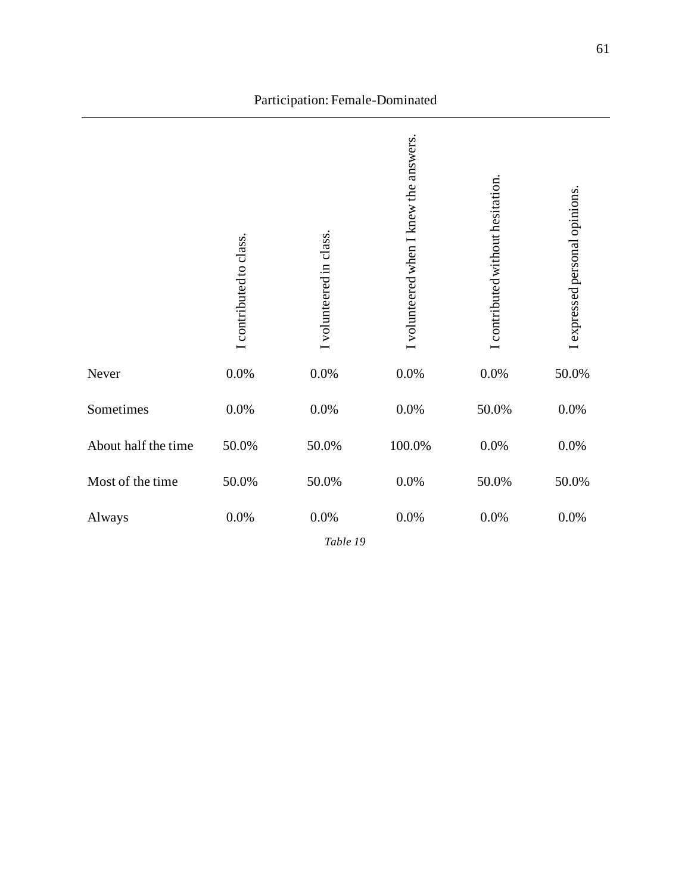Participation: Female-Dominated

| | I contributed to class. | I volunteered in class. | I volunteered when I knew the answers. | I contributed without hesitation. | I expressed personal opinions. |
|---|---|---|---|---|---|
| Never | 0.0% | 0.0% | 0.0% | 0.0% | 50.0% |
| Sometimes | 0.0% | 0.0% | 0.0% | 50.0% | 0.0% |
| About half the time | 50.0% | 50.0% | 100.0% | 0.0% | 0.0% |
| Most of the time | 50.0% | 50.0% | 0.0% | 50.0% | 50.0% |
| Always | 0.0% | 0.0% | 0.0% | 0.0% | 0.0% |

*Table 19*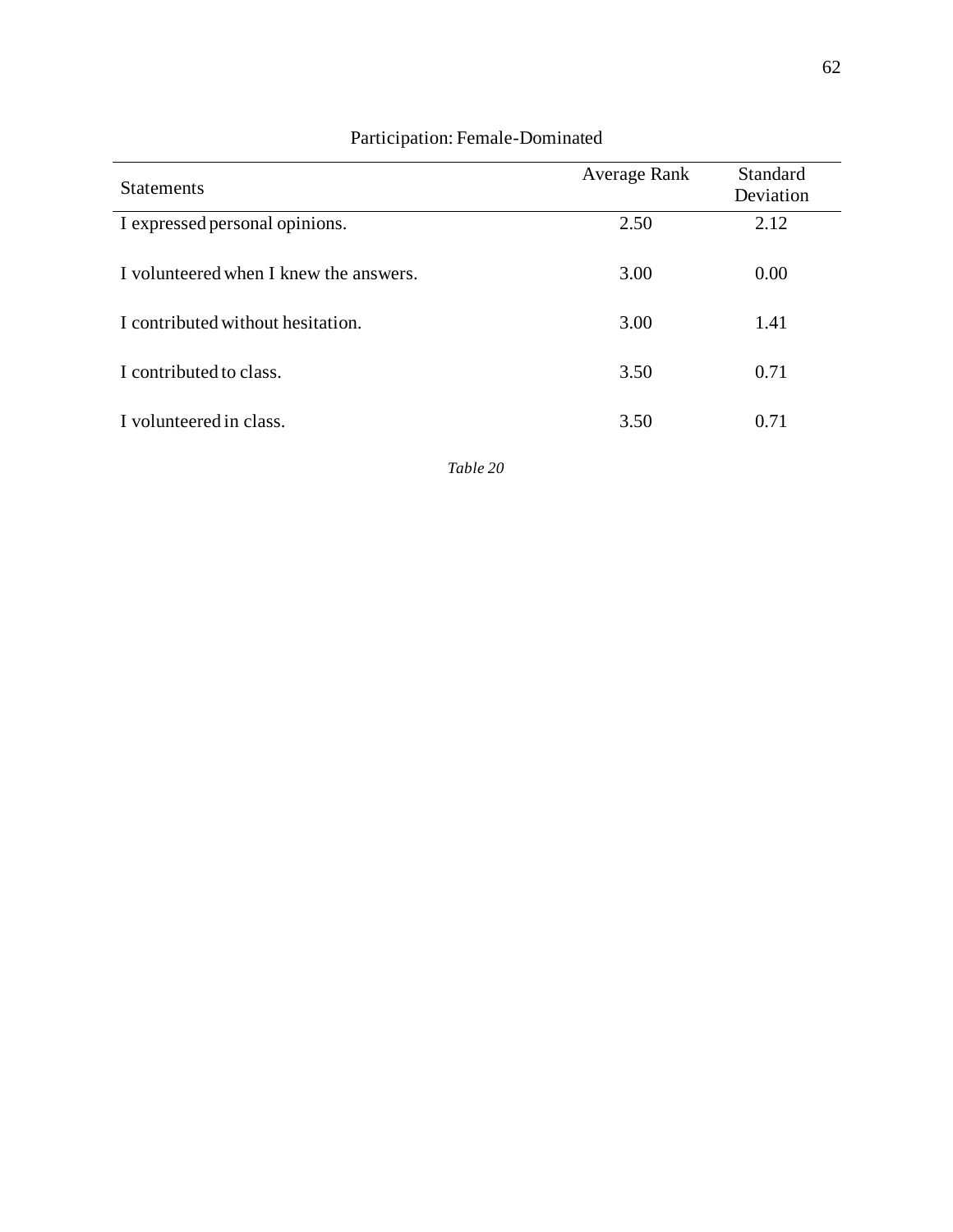Participation: Female-Dominated

| Statements | Average Rank | Standard Deviation |
| --- | --- | --- |
| I expressed personal opinions. | 2.50 | 2.12 |
| I volunteered when I knew the answers. | 3.00 | 0.00 |
| I contributed without hesitation. | 3.00 | 1.41 |
| I contributed to class. | 3.50 | 0.71 |
| I volunteered in class. | 3.50 | 0.71 |

*Table 20*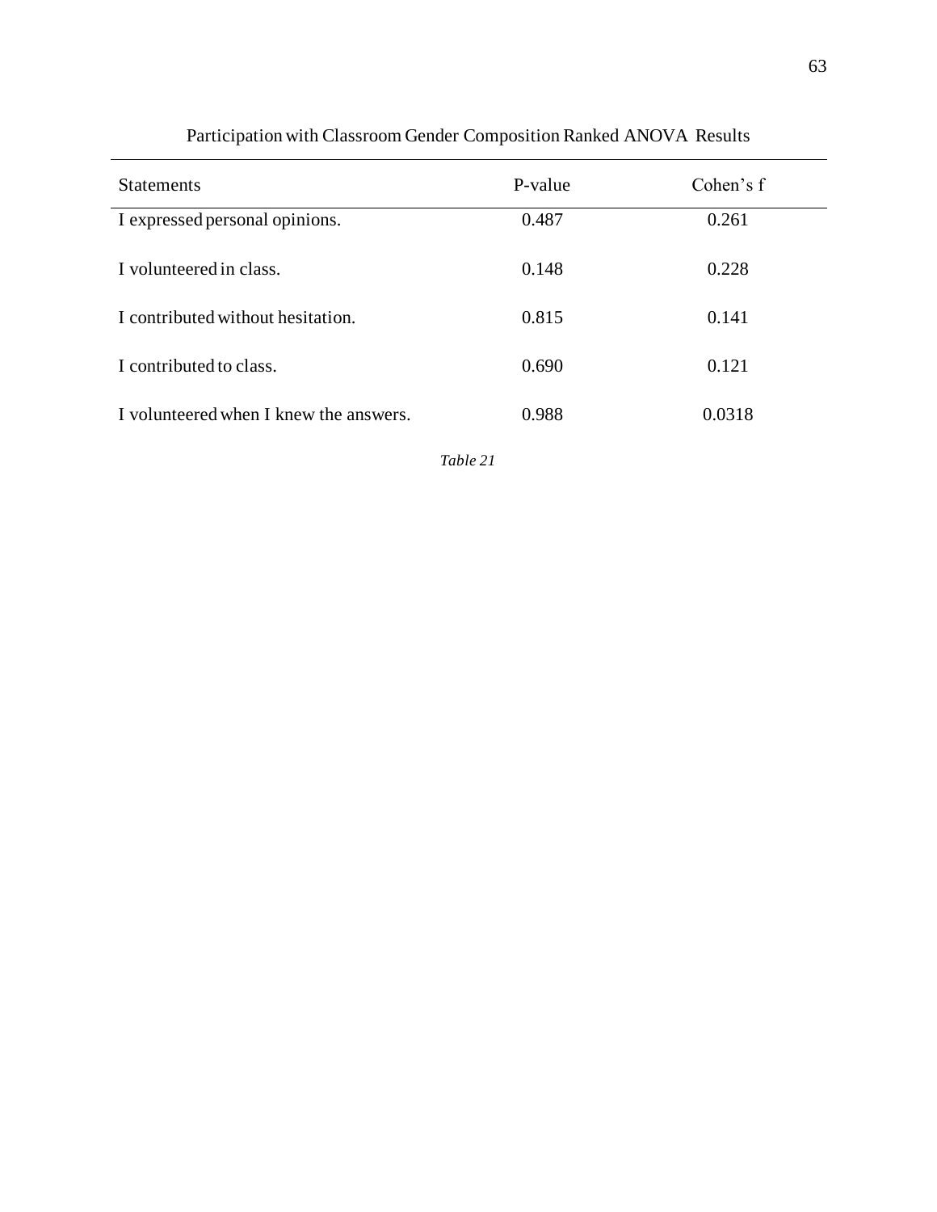Participation with Classroom Gender Composition Ranked ANOVA Results

| Statements | P-value | Cohen’s f |
|---|---|---|
| I expressed personal opinions. | 0.487 | 0.261 |
| I volunteered in class. | 0.148 | 0.228 |
| I contributed without hesitation. | 0.815 | 0.141 |
| I contributed to class. | 0.690 | 0.121 |
| I volunteered when I knew the answers. | 0.988 | 0.0318 |

*Table 21*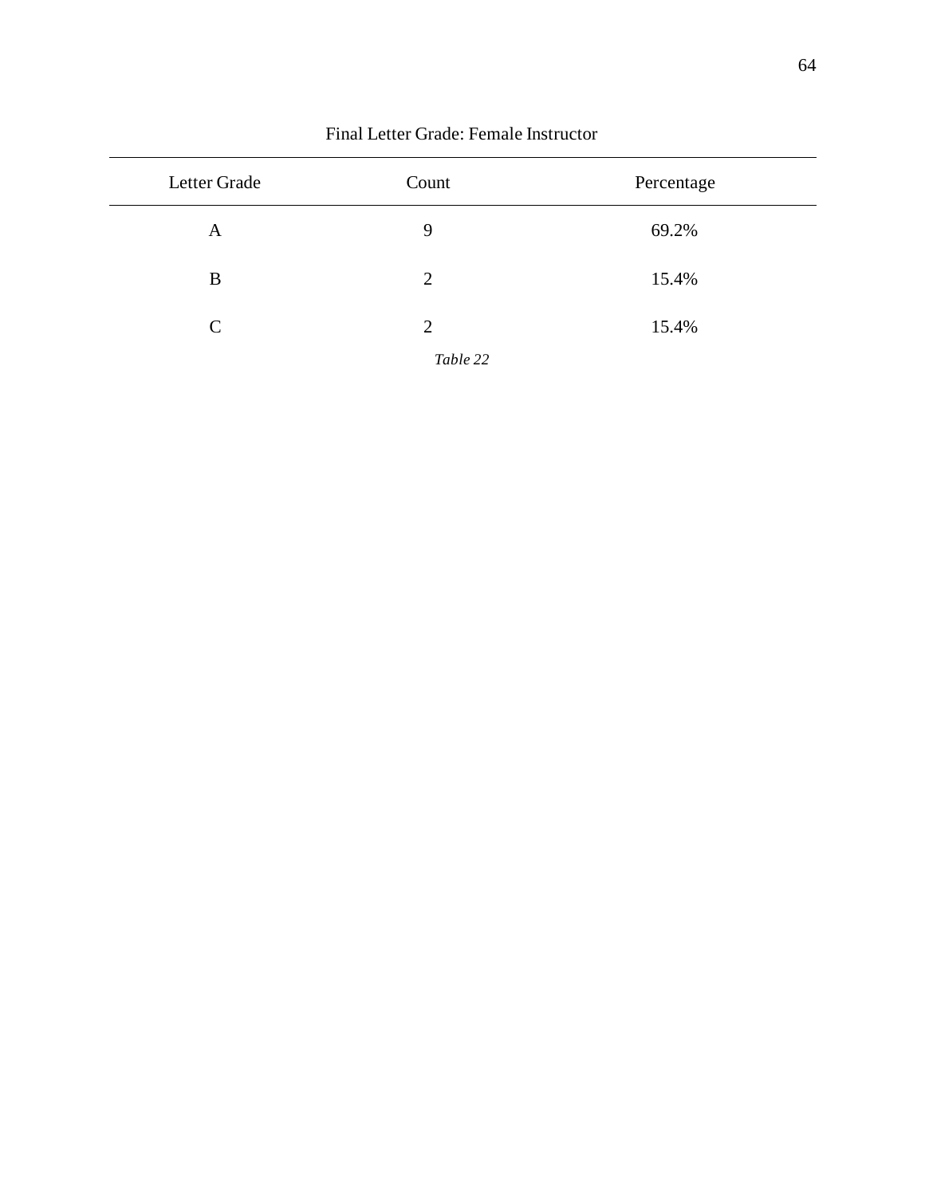Final Letter Grade: Female Instructor

| Letter Grade | Count | Percentage |
|---|---|---|
| A | 9 | 69.2% |
| B | 2 | 15.4% |
| C | 2 | 15.4% |

*Table 22*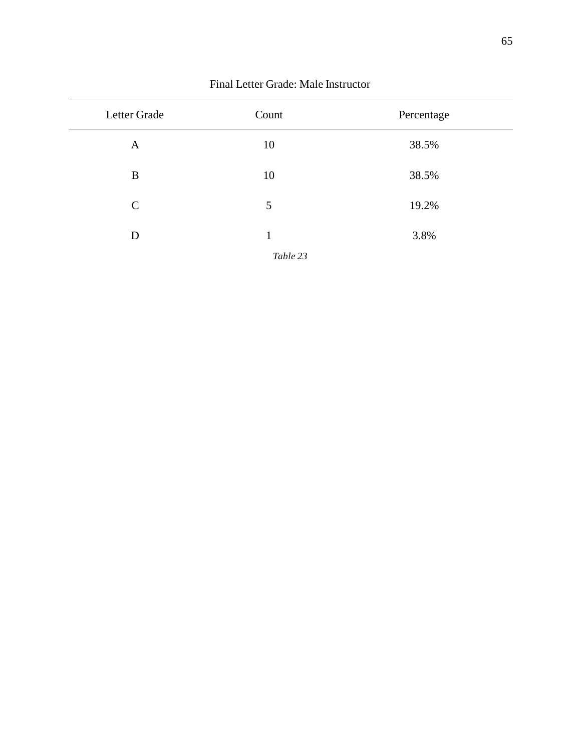Final Letter Grade: Male Instructor

| Letter Grade | Count | Percentage |
| --- | --- | --- |
| A | 10 | 38.5% |
| B | 10 | 38.5% |
| C | 5 | 19.2% |
| D | 1 | 3.8% |

*Table 23*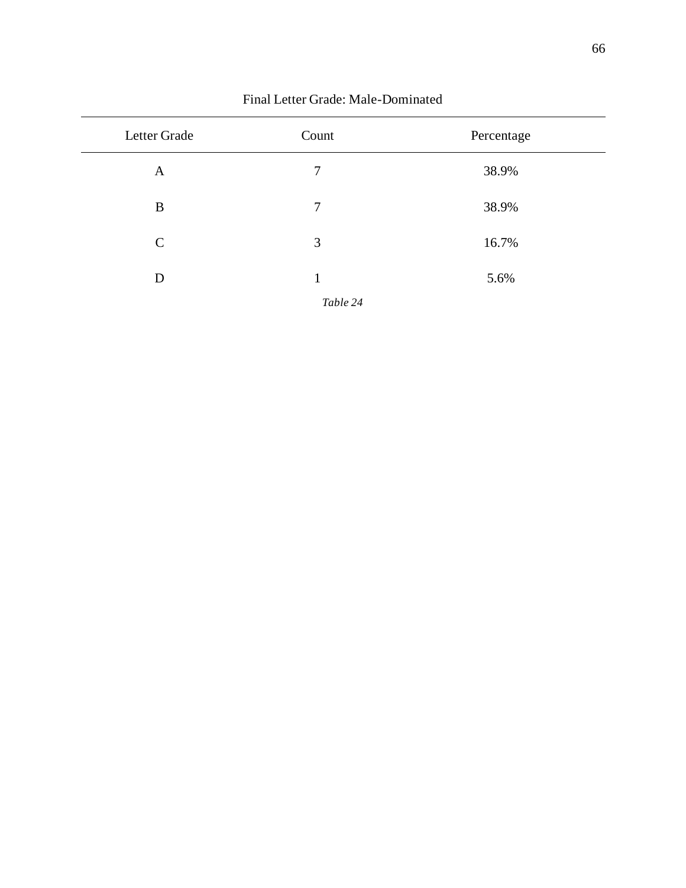Final Letter Grade: Male-Dominated

| Letter Grade | Count | Percentage |
| --- | --- | --- |
| A | 7 | 38.9% |
| B | 7 | 38.9% |
| C | 3 | 16.7% |
| D | 1 | 5.6% |

*Table 24*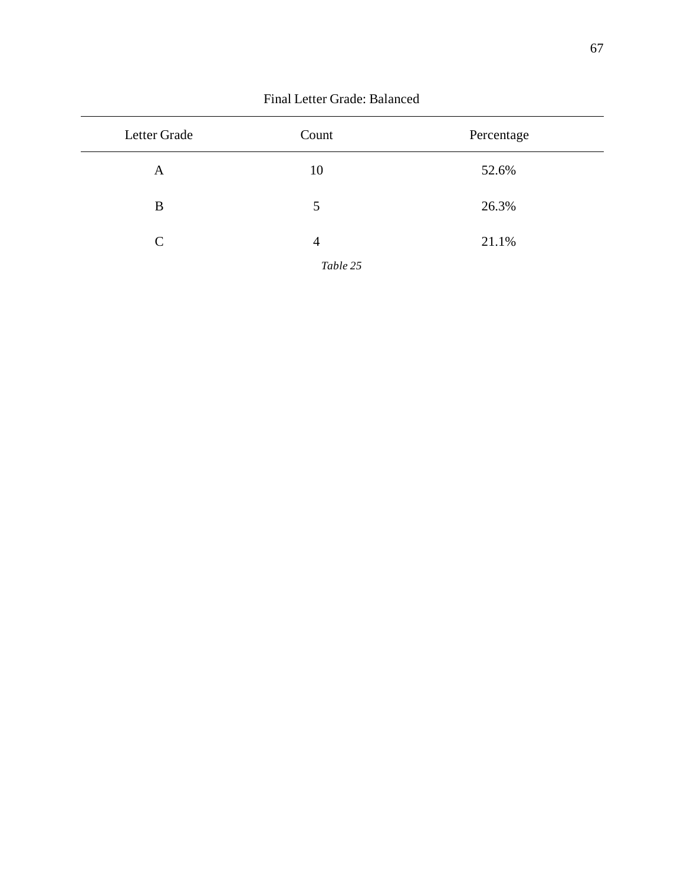Final Letter Grade: Balanced

| Letter Grade | Count | Percentage |
| --- | --- | --- |
| A | 10 | 52.6% |
| B | 5 | 26.3% |
| C | 4 | 21.1% |

*Table 25*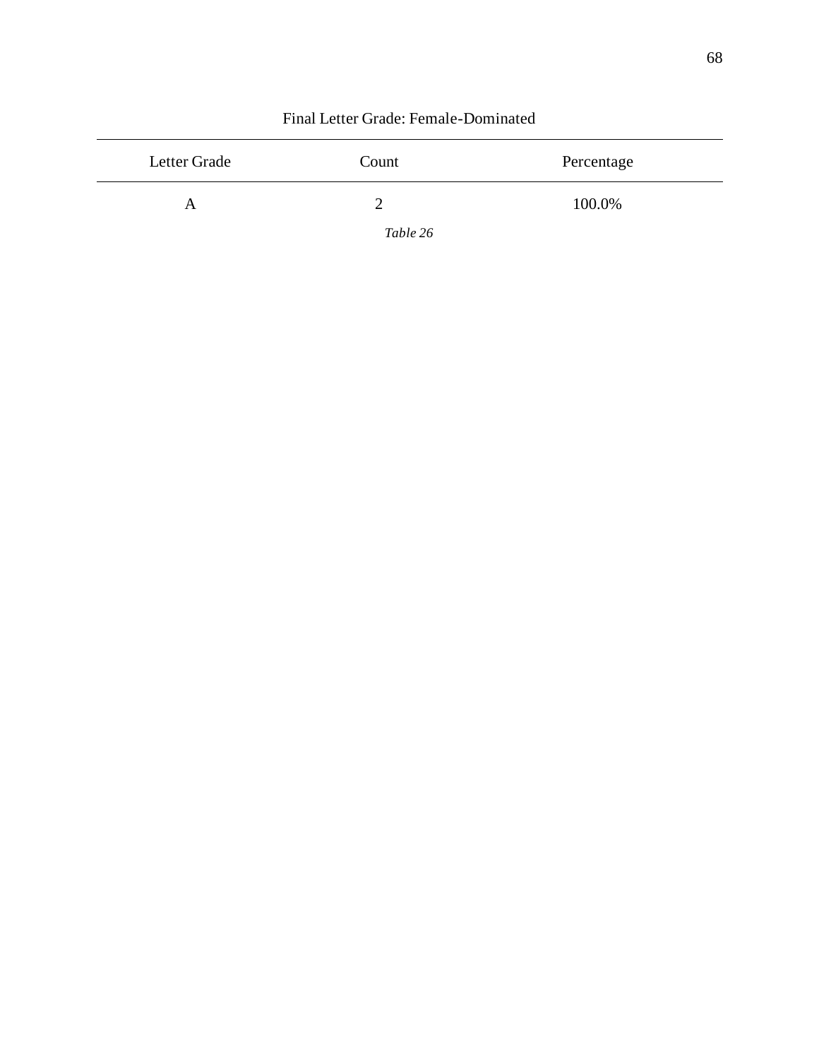Final Letter Grade: Female-Dominated

| Letter Grade | Count | Percentage |
| --- | --- | --- |
| A | 2 | 100.0% |

*Table 26*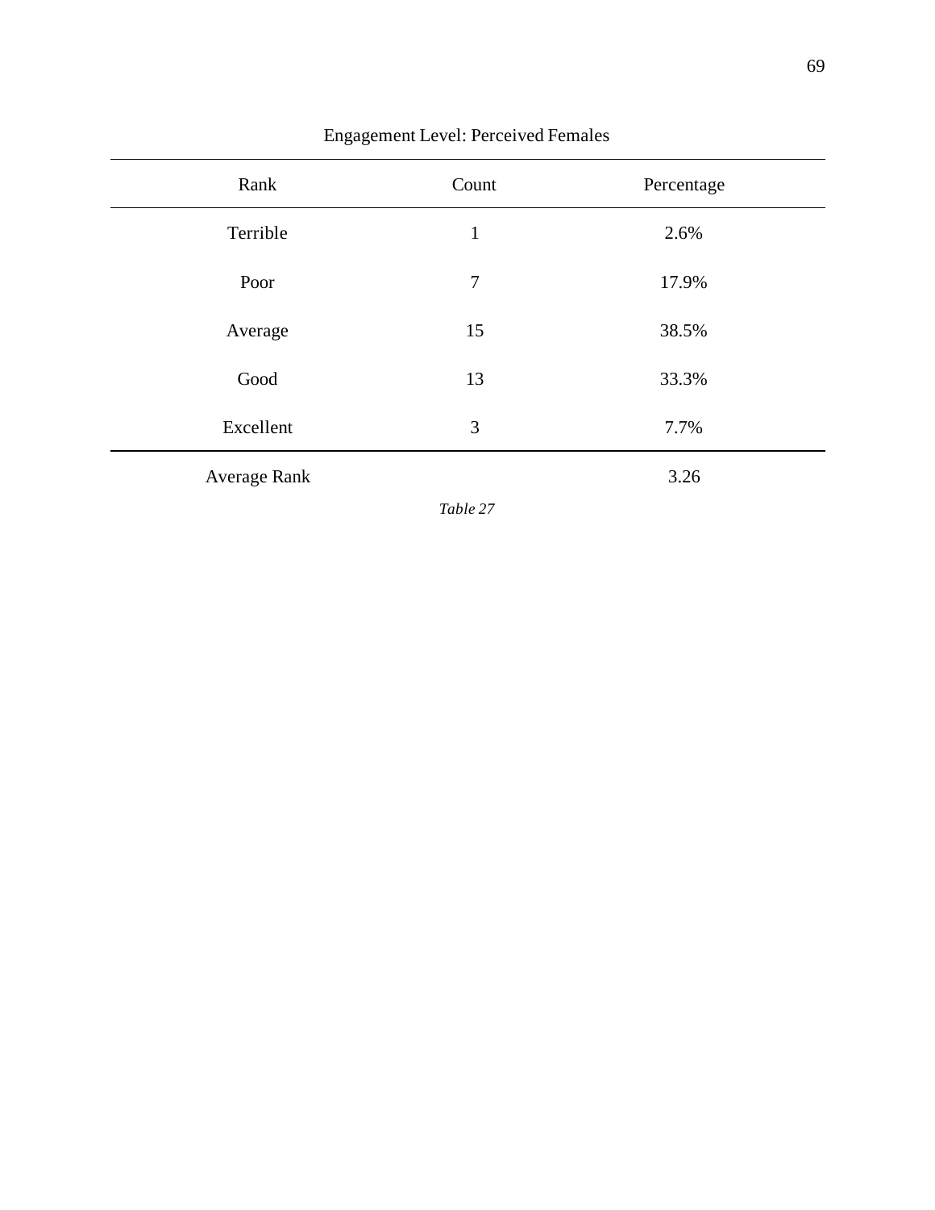Engagement Level: Perceived Females

| Rank | Count | Percentage |
|---|---|---|
| Terrible | 1 | 2.6% |
| Poor | 7 | 17.9% |
| Average | 15 | 38.5% |
| Good | 13 | 33.3% |
| Excellent | 3 | 7.7% |
| Average Rank | | 3.26 |

*Table 27*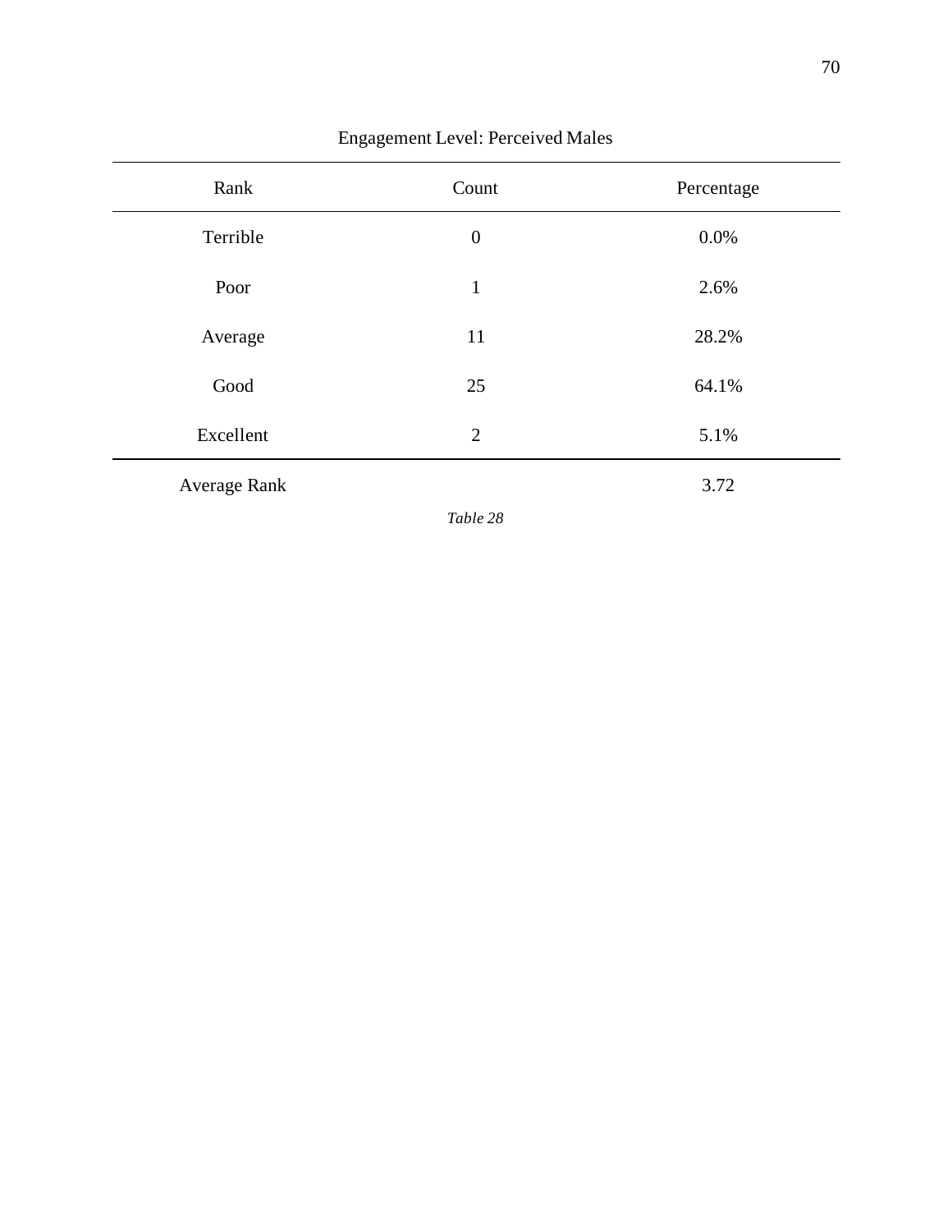Engagement Level: Perceived Males

| Rank | Count | Percentage |
| --- | --- | --- |
| Terrible | 0 | 0.0% |
| Poor | 1 | 2.6% |
| Average | 11 | 28.2% |
| Good | 25 | 64.1% |
| Excellent | 2 | 5.1% |
| Average Rank | | 3.72 |

*Table 28*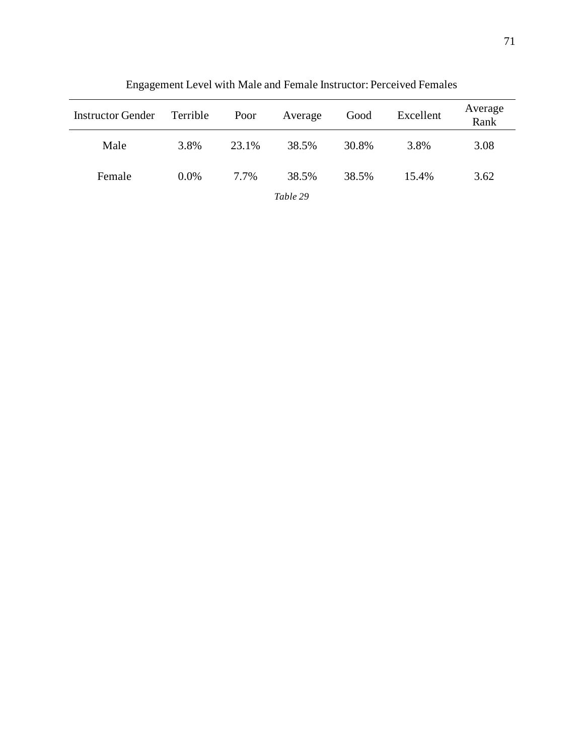Engagement Level with Male and Female Instructor: Perceived Females

| Instructor Gender | Terrible | Poor | Average | Good | Excellent | Average Rank |
|---|---|---|---|---|---|---|
| Male | 3.8% | 23.1% | 38.5% | 30.8% | 3.8% | 3.08 |
| Female | 0.0% | 7.7% | 38.5% | 38.5% | 15.4% | 3.62 |

*Table 29*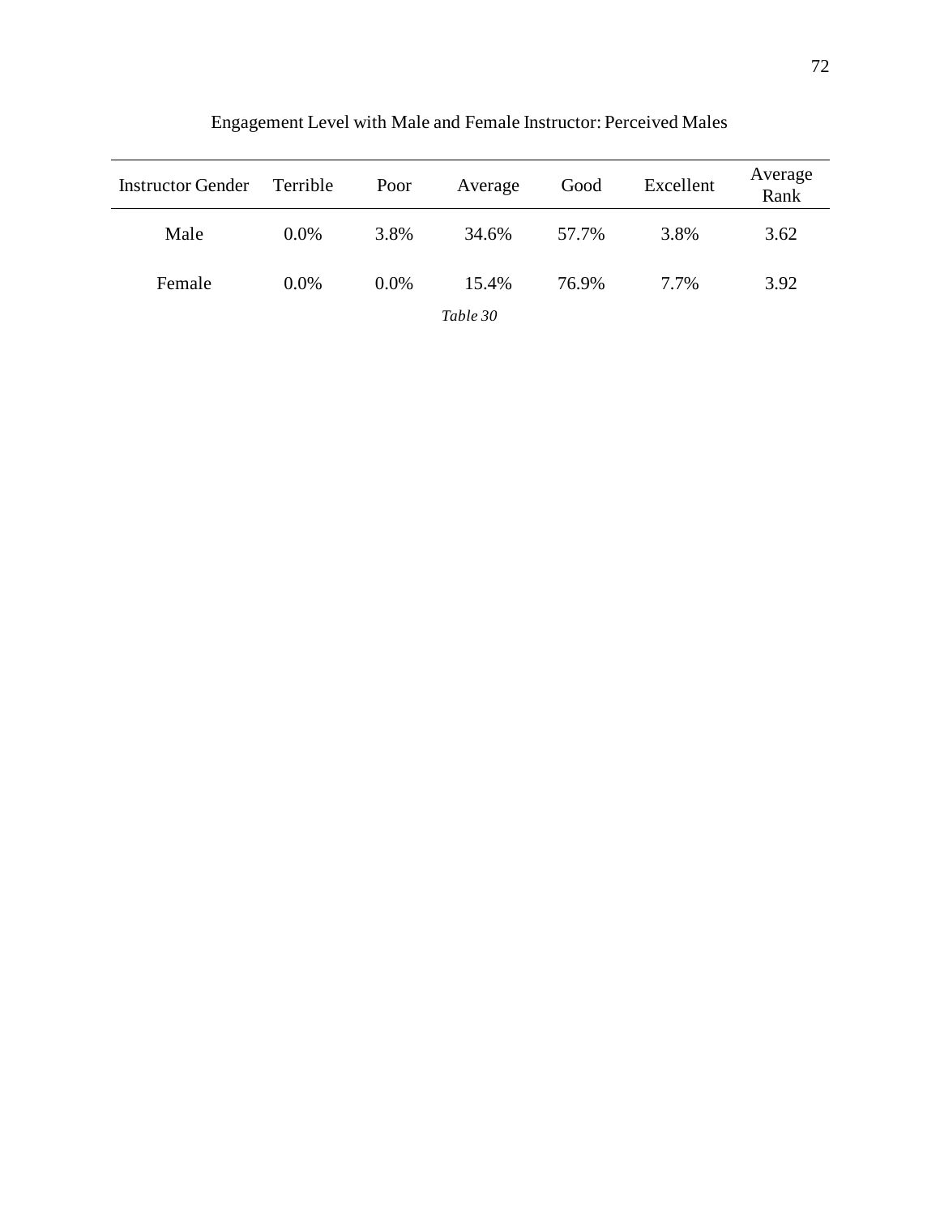Engagement Level with Male and Female Instructor: Perceived Males

| Instructor Gender | Terrible | Poor | Average | Good | Excellent | Average Rank |
|---|---|---|---|---|---|---|
| Male | 0.0% | 3.8% | 34.6% | 57.7% | 3.8% | 3.62 |
| Female | 0.0% | 0.0% | 15.4% | 76.9% | 7.7% | 3.92 |

*Table 30*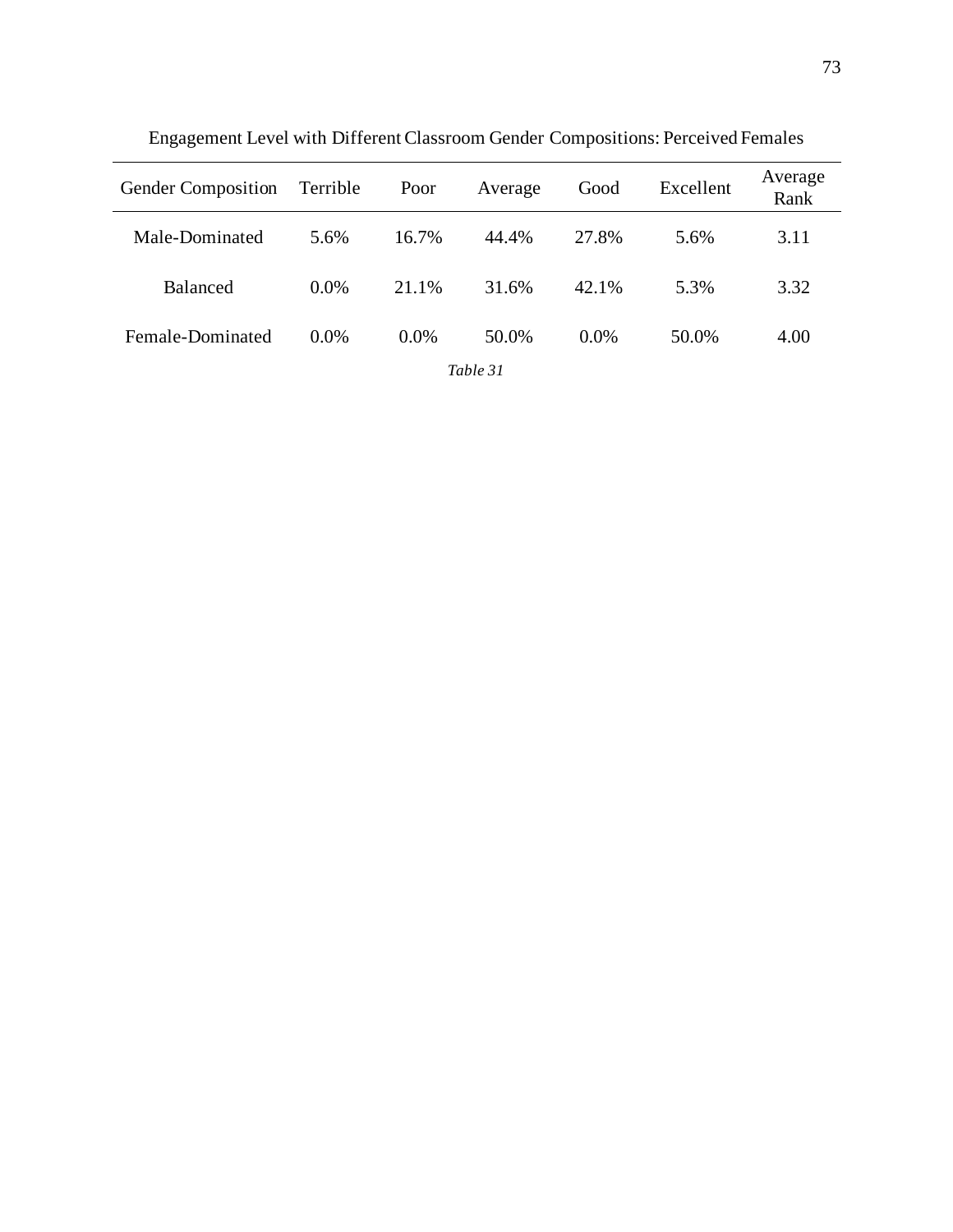Engagement Level with Different Classroom Gender Compositions: Perceived Females

| Gender Composition | Terrible | Poor | Average | Good | Excellent | Average Rank |
|---|---|---|---|---|---|---|
| Male-Dominated | 5.6% | 16.7% | 44.4% | 27.8% | 5.6% | 3.11 |
| Balanced | 0.0% | 21.1% | 31.6% | 42.1% | 5.3% | 3.32 |
| Female-Dominated | 0.0% | 0.0% | 50.0% | 0.0% | 50.0% | 4.00 |

*Table 31*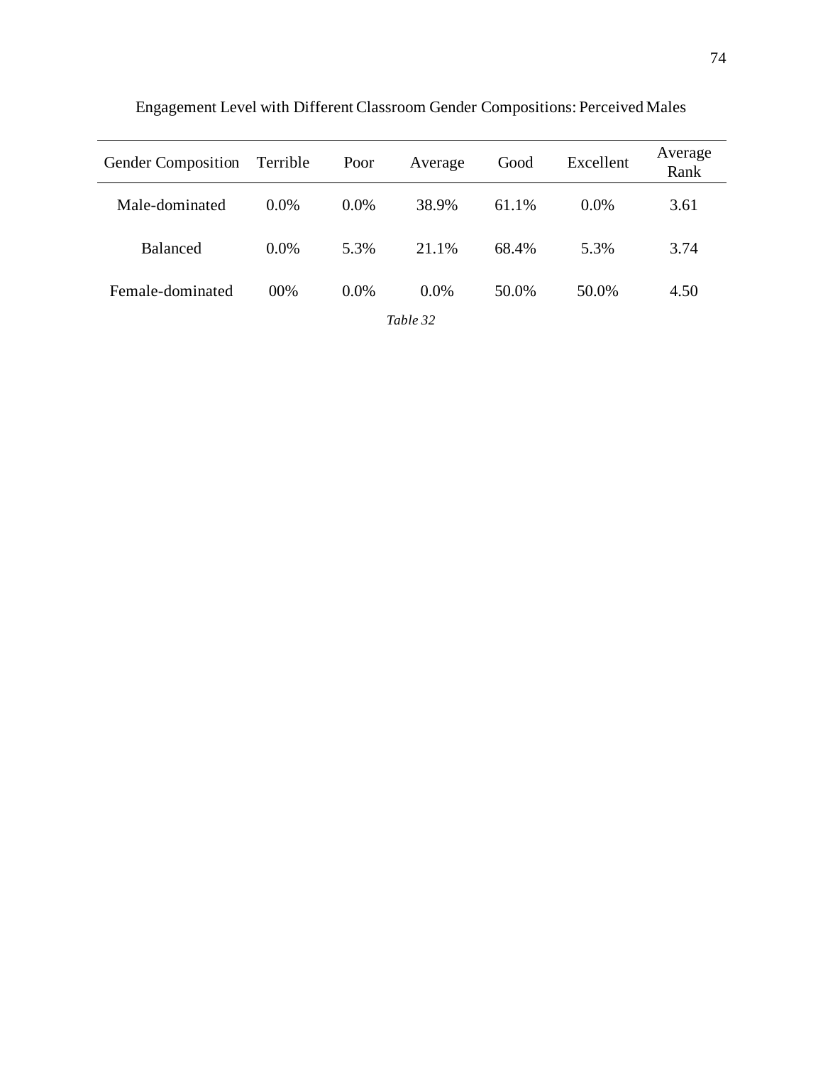Engagement Level with Different Classroom Gender Compositions: Perceived Males

| Gender Composition | Terrible | Poor | Average | Good | Excellent | Average Rank |
|---|---|---|---|---|---|---|
| Male-dominated | 0.0% | 0.0% | 38.9% | 61.1% | 0.0% | 3.61 |
| Balanced | 0.0% | 5.3% | 21.1% | 68.4% | 5.3% | 3.74 |
| Female-dominated | 00% | 0.0% | 0.0% | 50.0% | 50.0% | 4.50 |

*Table 32*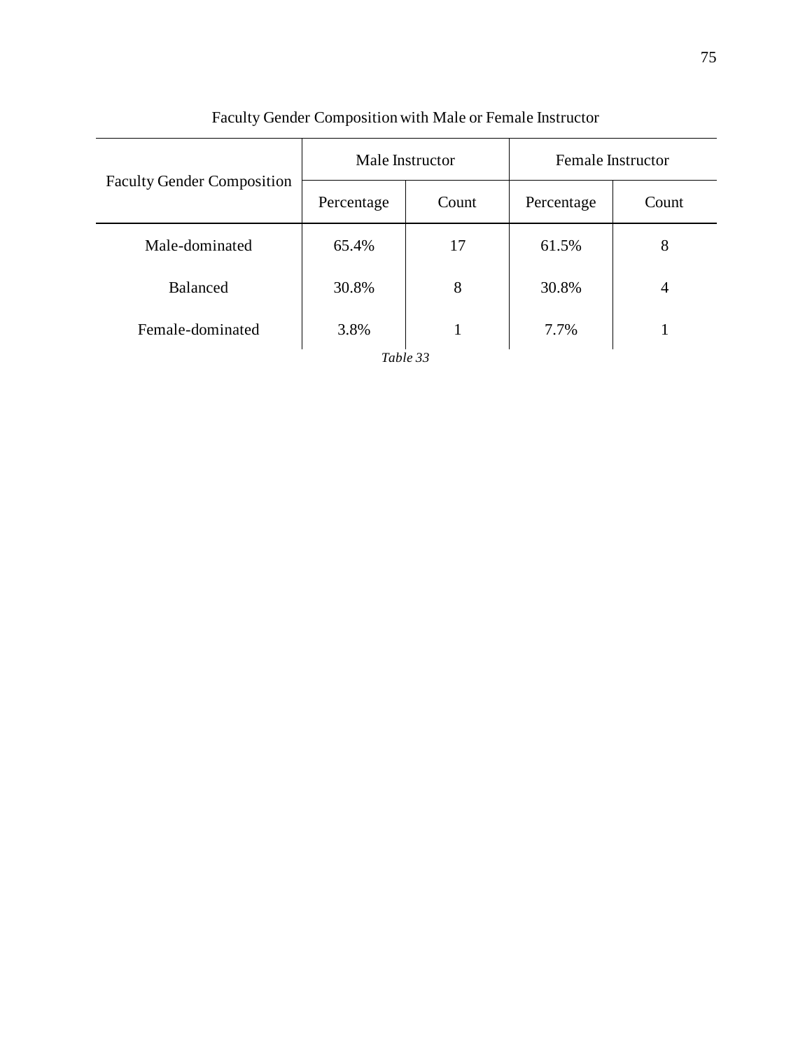Faculty Gender Composition with Male or Female Instructor

| Faculty Gender Composition | Male Instructor | | Female Instructor | |
|---|---|---|---|---|
| | Percentage | Count | Percentage | Count |
| Male-dominated | 65.4% | 17 | 61.5% | 8 |
| Balanced | 30.8% | 8 | 30.8% | 4 |
| Female-dominated | 3.8% | 1 | 7.7% | 1 |

*Table 33*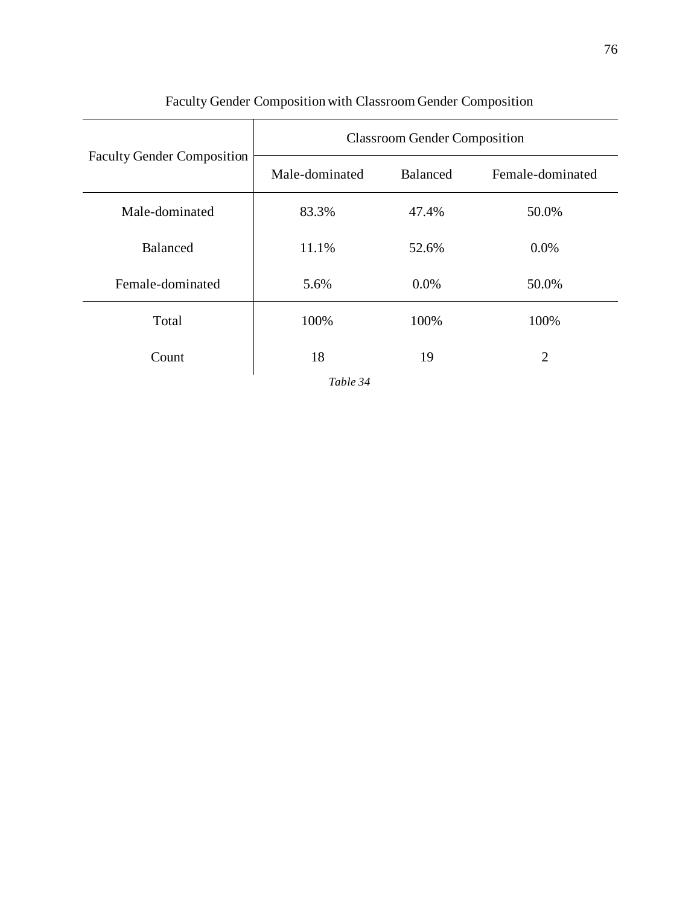Faculty Gender Composition with Classroom Gender Composition

| Faculty Gender Composition | Classroom Gender Composition | | |
|---|---|---|---|
| | Male-dominated | Balanced | Female-dominated |
| Male-dominated | 83.3% | 47.4% | 50.0% |
| Balanced | 11.1% | 52.6% | 0.0% |
| Female-dominated | 5.6% | 0.0% | 50.0% |
| Total | 100% | 100% | 100% |
| Count | 18 | 19 | 2 |

*Table 34*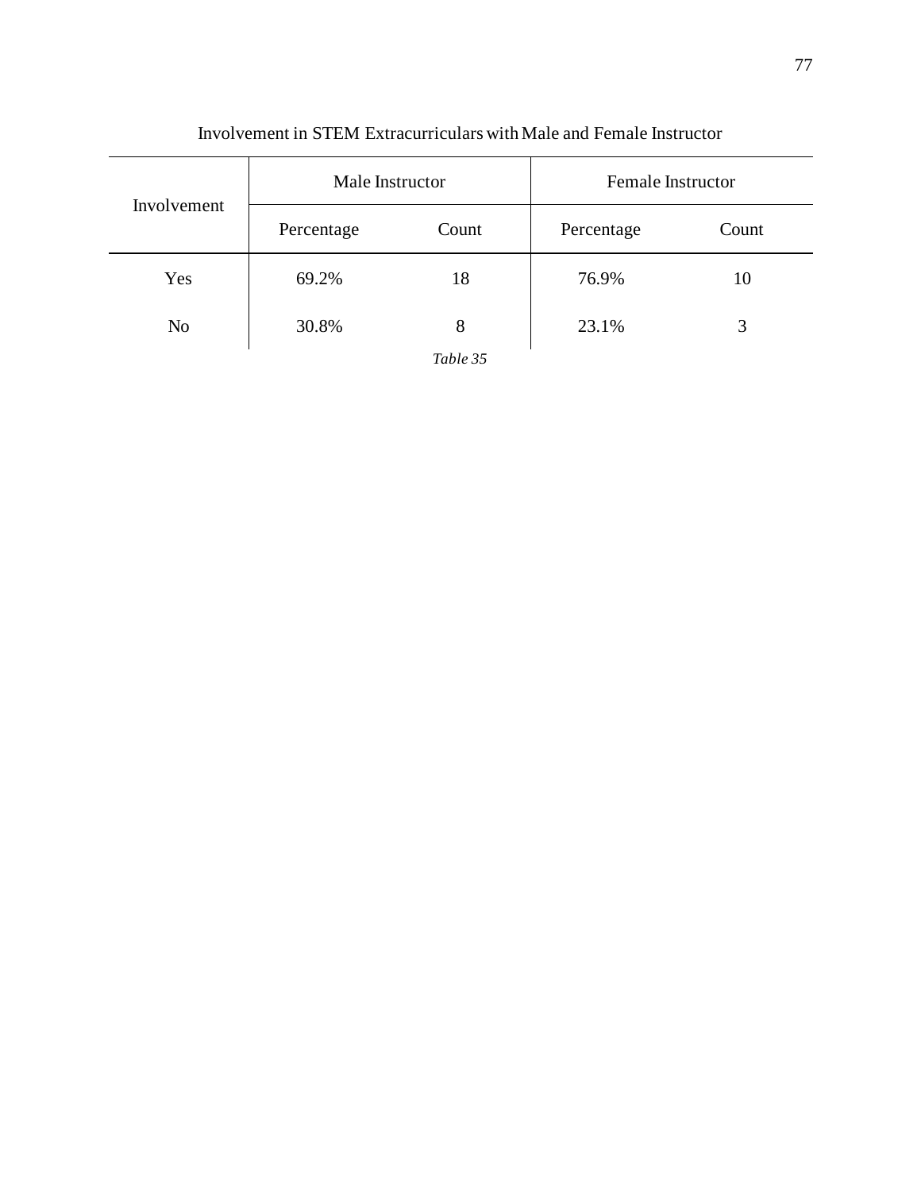Involvement in STEM Extracurriculars with Male and Female Instructor

| Involvement | Male Instructor | | Female Instructor | |
|---|---|---|---|---|
| | Percentage | Count | Percentage | Count |
| Yes | 69.2% | 18 | 76.9% | 10 |
| No | 30.8% | 8 | 23.1% | 3 |

*Table 35*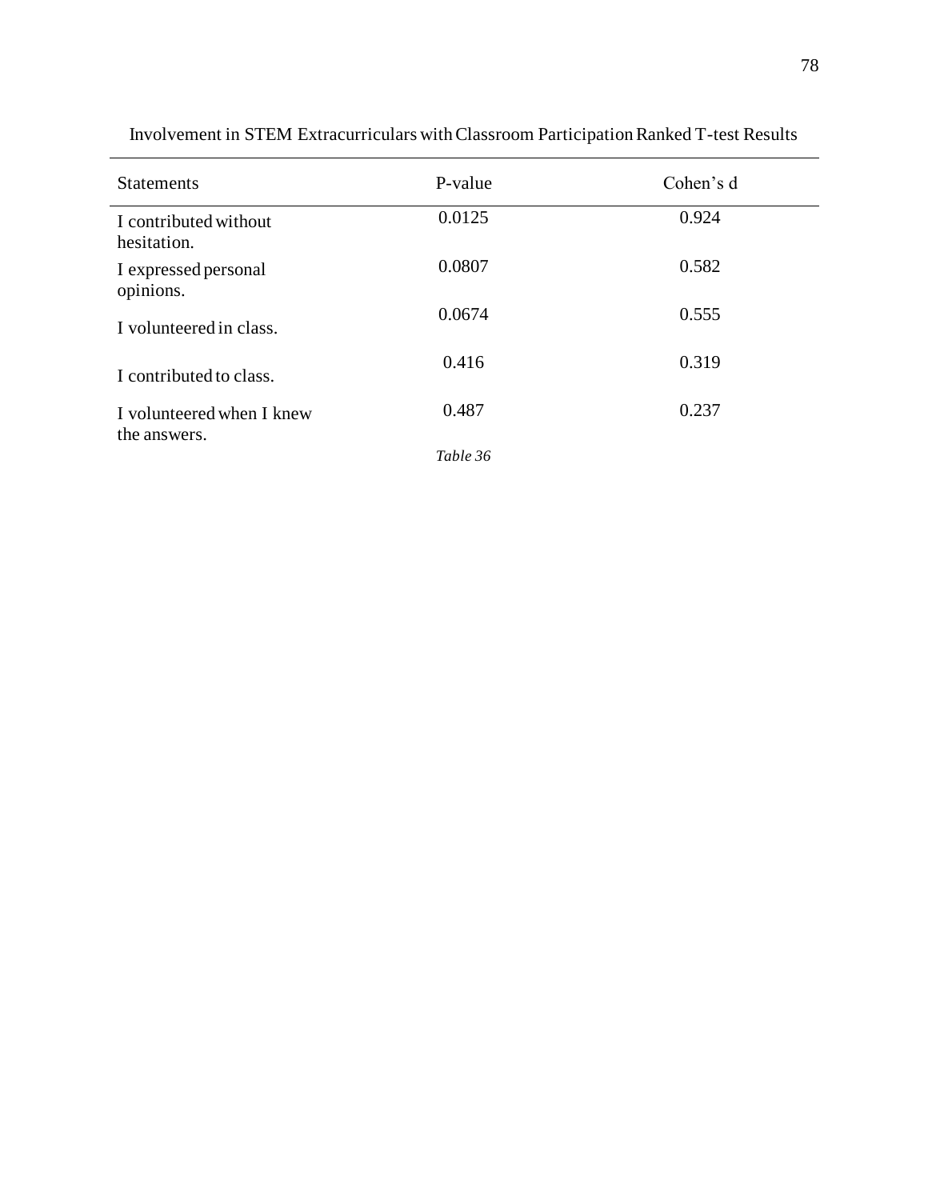Involvement in STEM Extracurriculars with Classroom Participation Ranked T-test Results

| Statements | P-value | Cohen's d |
|---|---|---|
| I contributed without hesitation. | 0.0125 | 0.924 |
| I expressed personal opinions. | 0.0807 | 0.582 |
| I volunteered in class. | 0.0674 | 0.555 |
| I contributed to class. | 0.416 | 0.319 |
| I volunteered when I knew the answers. | 0.487 | 0.237 |

*Table 36*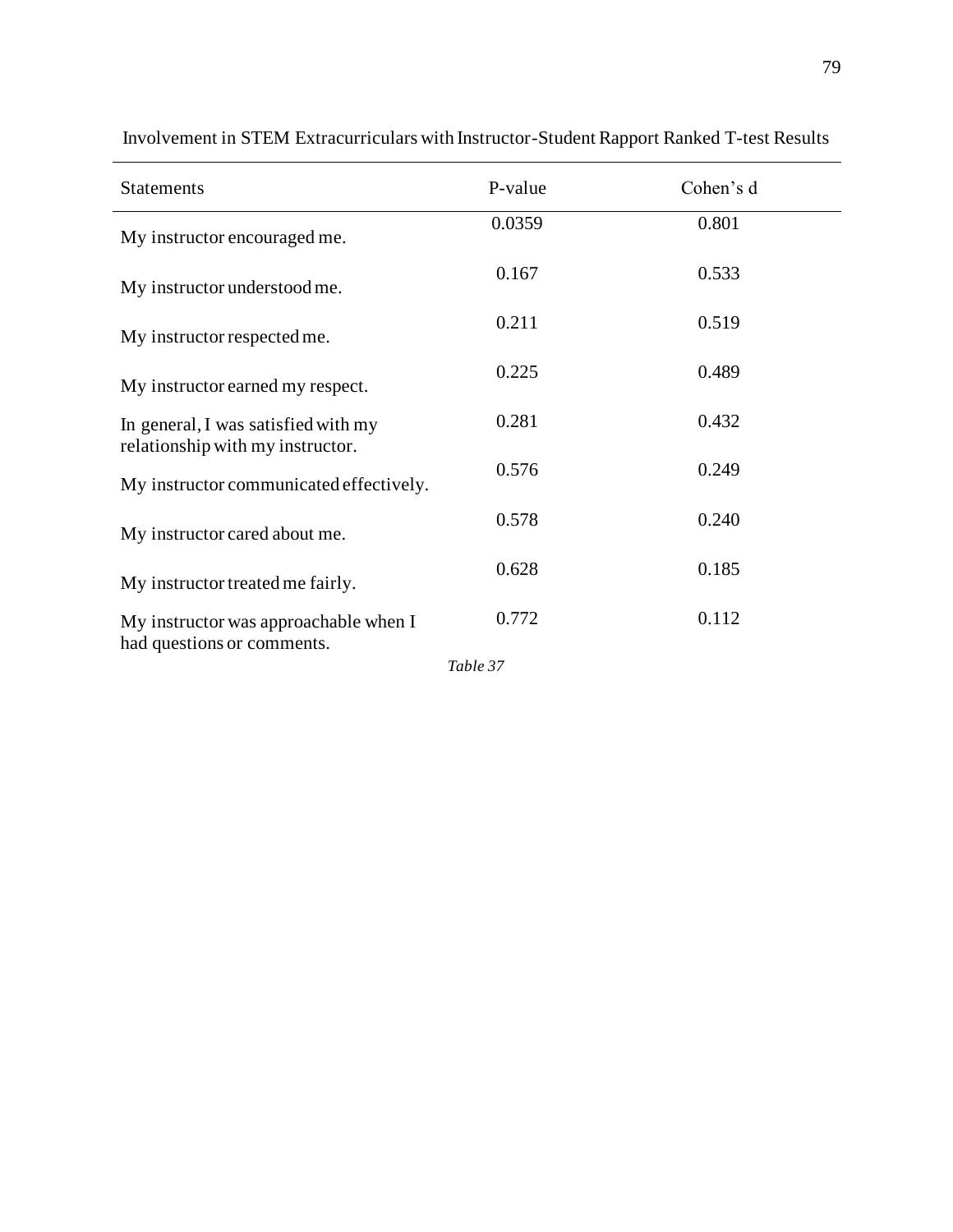Involvement in STEM Extracurriculars with Instructor-Student Rapport Ranked T-test Results

| Statements | P-value | Cohen's d |
|---|---|---|
| My instructor encouraged me. | 0.0359 | 0.801 |
| My instructor understood me. | 0.167 | 0.533 |
| My instructor respected me. | 0.211 | 0.519 |
| My instructor earned my respect. | 0.225 | 0.489 |
| In general, I was satisfied with my relationship with my instructor. | 0.281 | 0.432 |
| My instructor communicated effectively. | 0.576 | 0.249 |
| My instructor cared about me. | 0.578 | 0.240 |
| My instructor treated me fairly. | 0.628 | 0.185 |
| My instructor was approachable when I had questions or comments. | 0.772 | 0.112 |

*Table 37*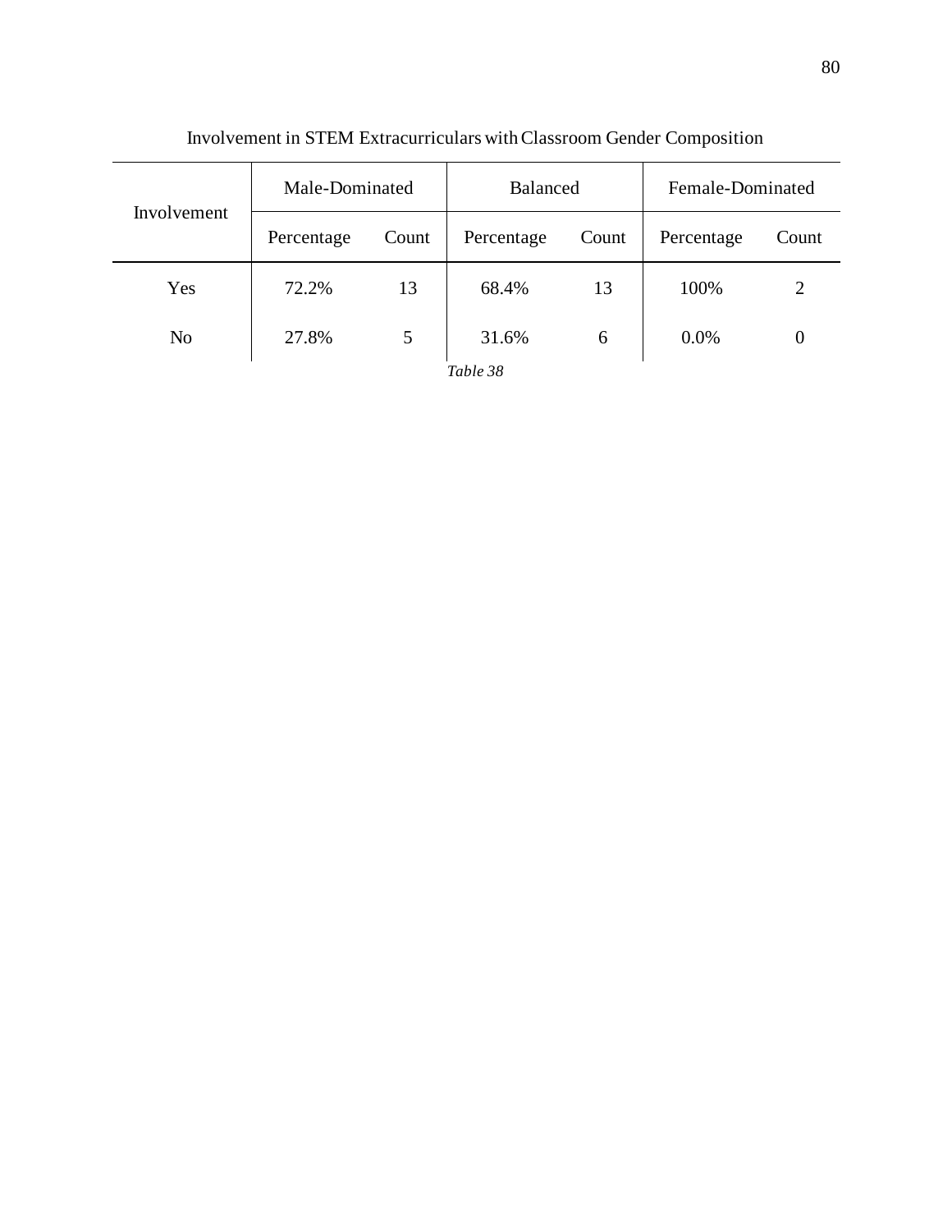Involvement in STEM Extracurriculars with Classroom Gender Composition

| Involvement | Male-Dominated | | Balanced | | Female-Dominated | |
|---|---|---|---|---|---|---|
| | Percentage | Count | Percentage | Count | Percentage | Count |
| Yes | 72.2% | 13 | 68.4% | 13 | 100% | 2 |
| No | 27.8% | 5 | 31.6% | 6 | 0.0% | 0 |

*Table 38*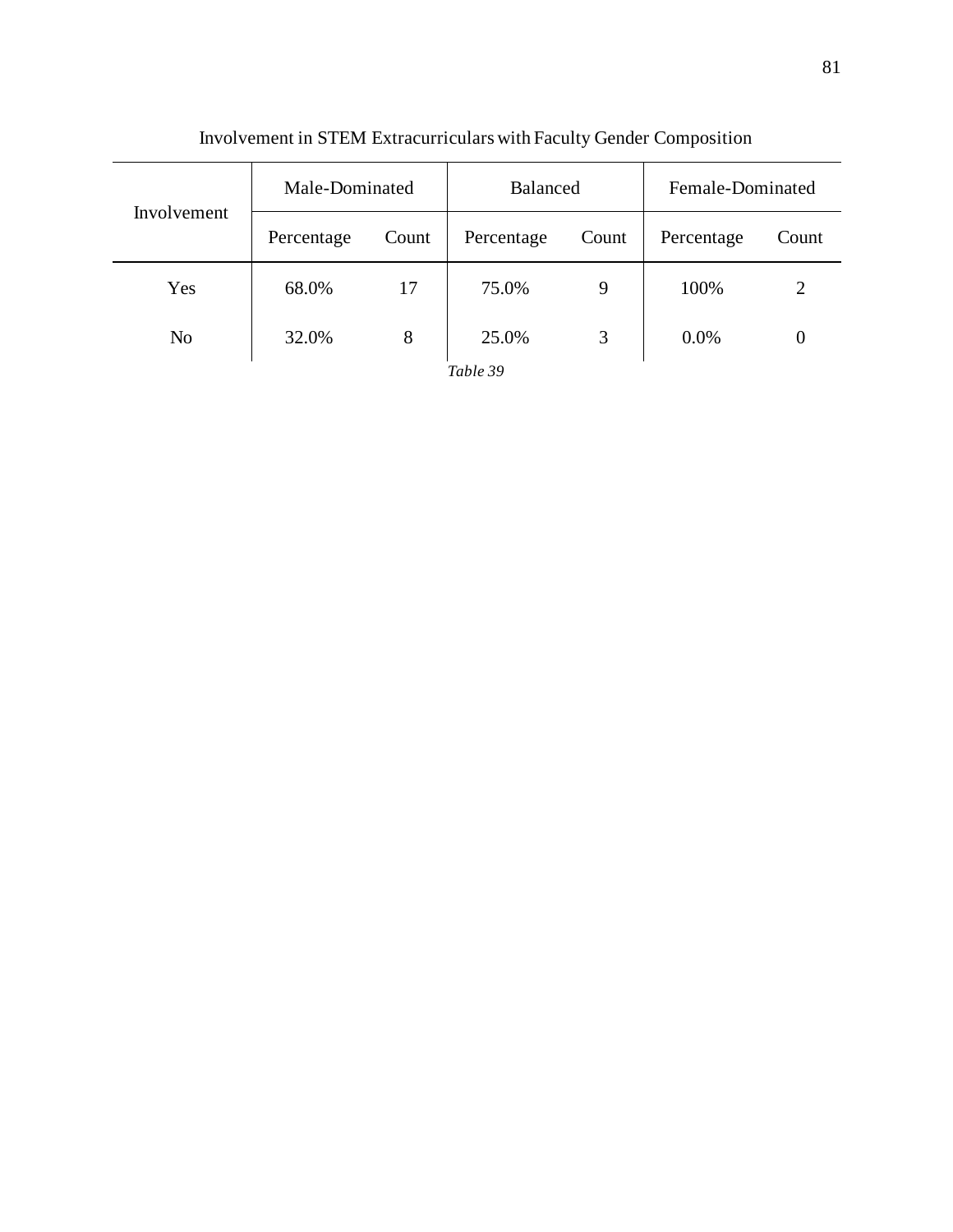Involvement in STEM Extracurriculars with Faculty Gender Composition

| Involvement | Male-Dominated | | Balanced | | Female-Dominated | |
|---|---|---|---|---|---|---|
| | Percentage | Count | Percentage | Count | Percentage | Count |
| Yes | 68.0% | 17 | 75.0% | 9 | 100% | 2 |
| No | 32.0% | 8 | 25.0% | 3 | 0.0% | 0 |

*Table 39*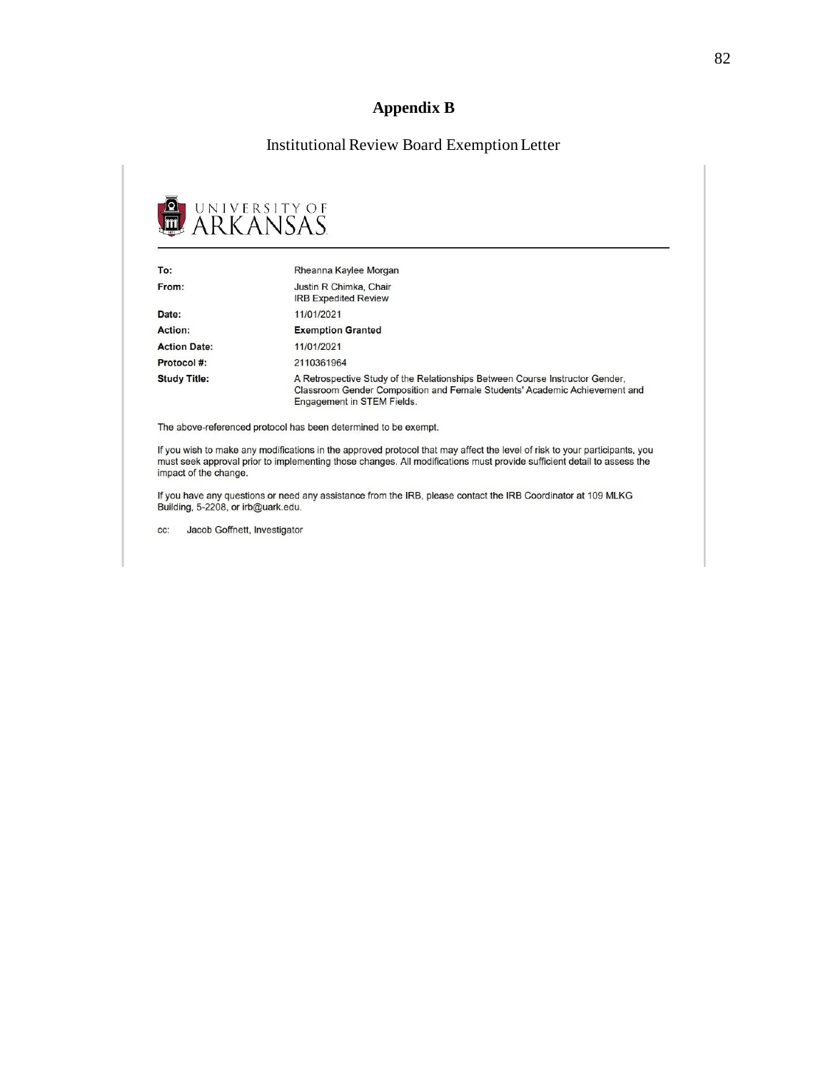# Appendix B

Institutional Review Board Exemption Letter

UNIVERSITY OF ARKANSAS

| | |
|---|---|
| **To:** | Rheanna Kaylee Morgan |
| **From:** | Justin R Chimka, Chair<br>IRB Expedited Review |
| **Date:** | 11/01/2021 |
| **Action:** | **Exemption Granted** |
| **Action Date:** | 11/01/2021 |
| **Protocol #:** | 2110361964 |
| **Study Title:** | A Retrospective Study of the Relationships Between Course Instructor Gender, Classroom Gender Composition and Female Students' Academic Achievement and Engagement in STEM Fields. |

The above-referenced protocol has been determined to be exempt.

If you wish to make any modifications in the approved protocol that may affect the level of risk to your participants, you must seek approval prior to implementing those changes. All modifications must provide sufficient detail to assess the impact of the change.

If you have any questions or need any assistance from the IRB, please contact the IRB Coordinator at 109 MLKG Building, 5-2208, or irb@uark.edu.

cc: Jacob Goffnett, Investigator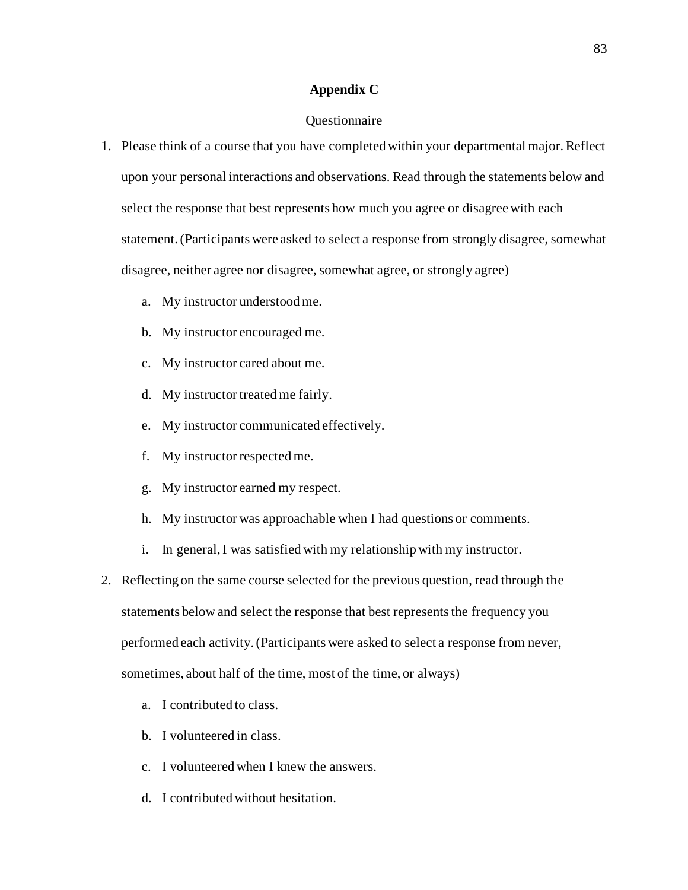# Appendix C

Questionnaire

1. Please think of a course that you have completed within your departmental major. Reflect upon your personal interactions and observations. Read through the statements below and select the response that best represents how much you agree or disagree with each statement. (Participants were asked to select a response from strongly disagree, somewhat disagree, neither agree nor disagree, somewhat agree, or strongly agree)
   a. My instructor understood me.
   b. My instructor encouraged me.
   c. My instructor cared about me.
   d. My instructor treated me fairly.
   e. My instructor communicated effectively.
   f. My instructor respected me.
   g. My instructor earned my respect.
   h. My instructor was approachable when I had questions or comments.
   i. In general, I was satisfied with my relationship with my instructor.
2. Reflecting on the same course selected for the previous question, read through the statements below and select the response that best represents the frequency you performed each activity. (Participants were asked to select a response from never, sometimes, about half of the time, most of the time, or always)
   a. I contributed to class.
   b. I volunteered in class.
   c. I volunteered when I knew the answers.
   d. I contributed without hesitation.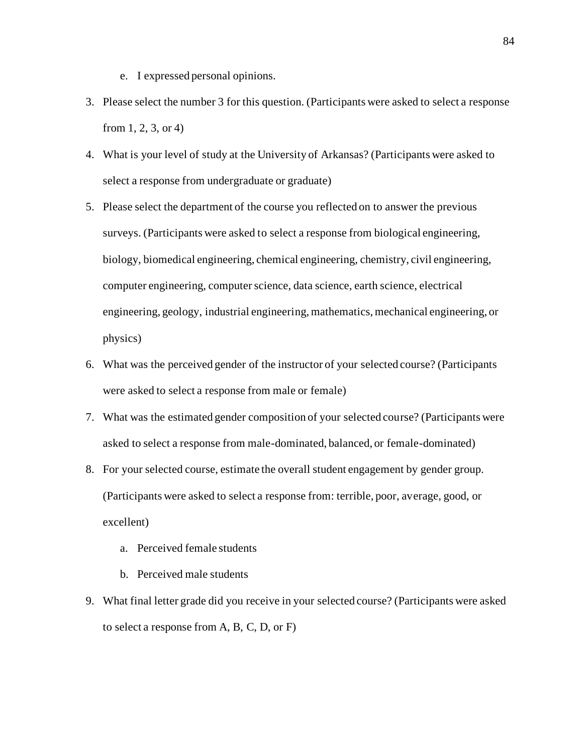e. I expressed personal opinions.

3. Please select the number 3 for this question. (Participants were asked to select a response from 1, 2, 3, or 4)
4. What is your level of study at the University of Arkansas? (Participants were asked to select a response from undergraduate or graduate)
5. Please select the department of the course you reflected on to answer the previous surveys. (Participants were asked to select a response from biological engineering, biology, biomedical engineering, chemical engineering, chemistry, civil engineering, computer engineering, computer science, data science, earth science, electrical engineering, geology, industrial engineering, mathematics, mechanical engineering, or physics)
6. What was the perceived gender of the instructor of your selected course? (Participants were asked to select a response from male or female)
7. What was the estimated gender composition of your selected course? (Participants were asked to select a response from male-dominated, balanced, or female-dominated)
8. For your selected course, estimate the overall student engagement by gender group. (Participants were asked to select a response from: terrible, poor, average, good, or excellent)
   a. Perceived female students
   b. Perceived male students
9. What final letter grade did you receive in your selected course? (Participants were asked to select a response from A, B, C, D, or F)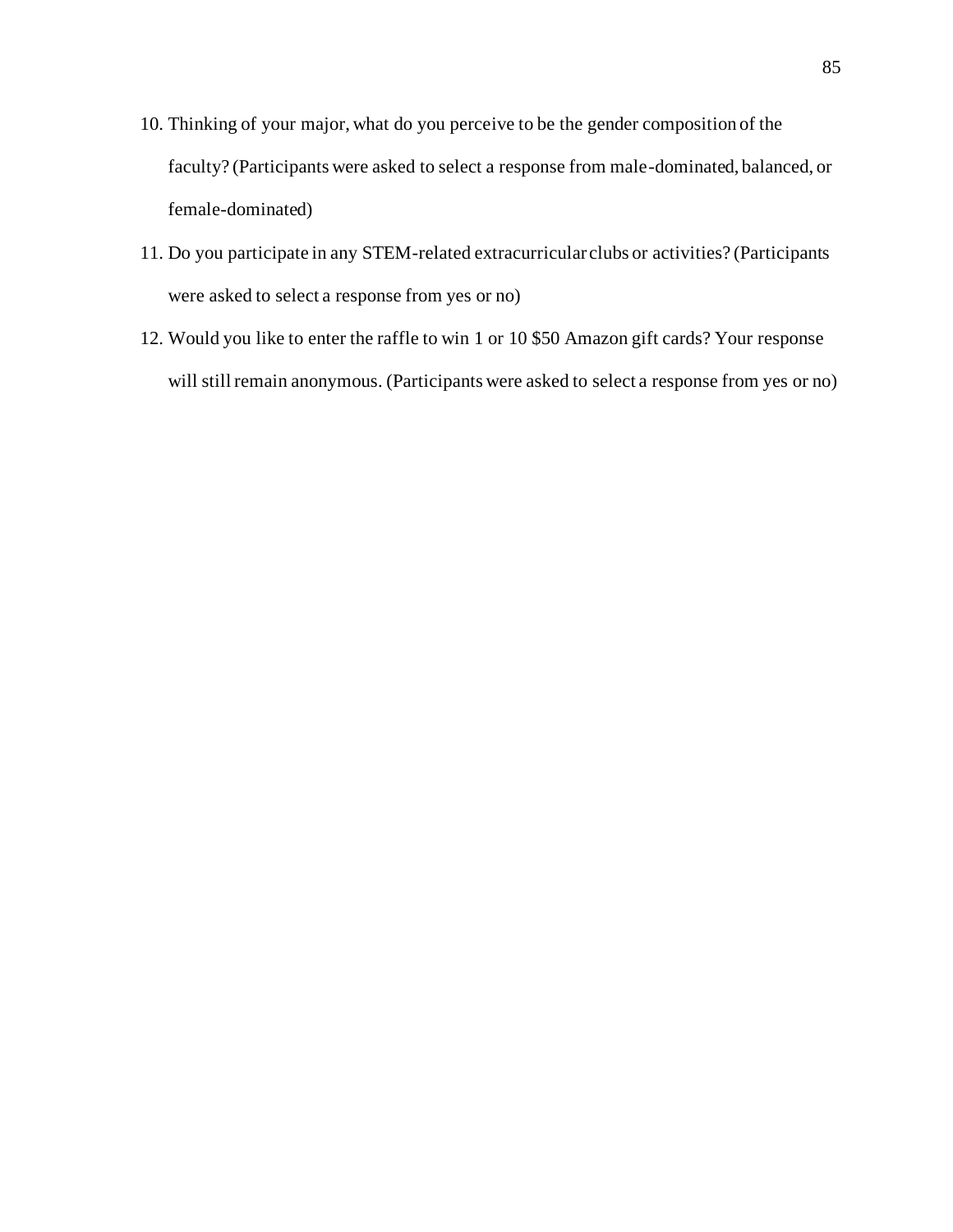10. Thinking of your major, what do you perceive to be the gender composition of the faculty? (Participants were asked to select a response from male-dominated, balanced, or female-dominated)
11. Do you participate in any STEM-related extracurricular clubs or activities? (Participants were asked to select a response from yes or no)
12. Would you like to enter the raffle to win 1 or 10 $50 Amazon gift cards? Your response will still remain anonymous. (Participants were asked to select a response from yes or no)